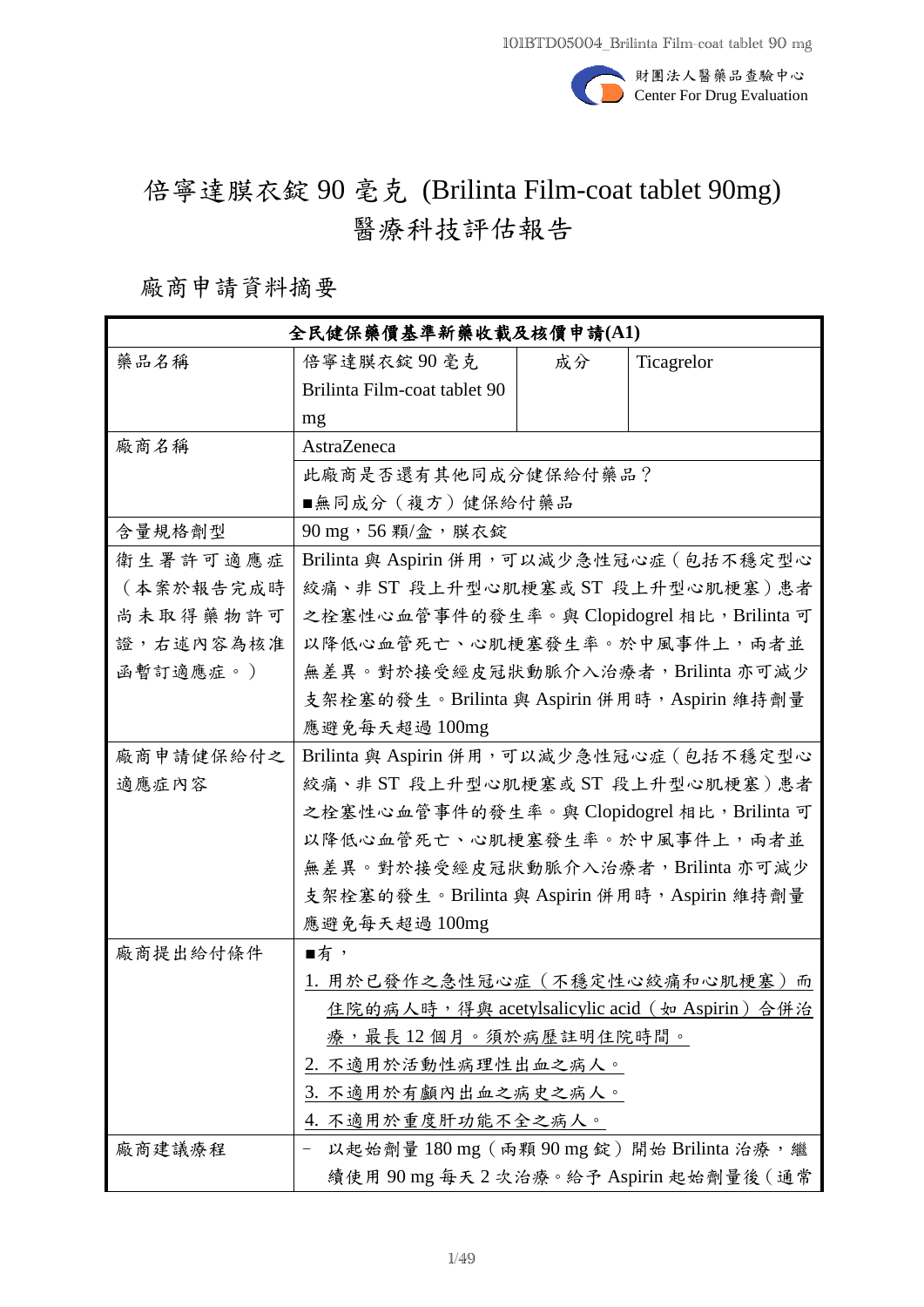# 倍寧達膜衣錠 90 毫克 (Brilinta Film-coat tablet 90mg) 醫療科技評估報告

## 廠商申請資料摘要

| 全民健保藥價基準新藥收載及核價申請(A1) | | | |
|---|---|---|---|
| 藥品名稱 | 倍寧達膜衣錠 90 毫克 Brilinta Film-coat tablet 90 mg | 成分 | Ticagrelor |
| 廠商名稱 | AstraZeneca | | |
| | 此廠商是否還有其他同成分健保給付藥品？<br>■無同成分（複方）健保給付藥品 | | |
| 含量規格劑型 | 90 mg，56 顆/盒，膜衣錠 | | |
| 衛生署許可適應症（本案於報告完成時尚未取得藥物許可證，右述內容為核准函暫訂適應症。） | Brilinta 與 Aspirin 併用，可以減少急性冠心症（包括不穩定型心絞痛、非 ST 段上升型心肌梗塞或 ST 段上升型心肌梗塞）患者之栓塞性心血管事件的發生率。與 Clopidogrel 相比，Brilinta 可以降低心血管死亡、心肌梗塞發生率。於中風事件上，兩者並無差異。對於接受經皮冠狀動脈介入治療者，Brilinta 亦可減少支架栓塞的發生。Brilinta 與 Aspirin 併用時，Aspirin 維持劑量應避免每天超過 100mg | | |
| 廠商申請健保給付之適應症內容 | Brilinta 與 Aspirin 併用，可以減少急性冠心症（包括不穩定型心絞痛、非 ST 段上升型心肌梗塞或 ST 段上升型心肌梗塞）患者之栓塞性心血管事件的發生率。與 Clopidogrel 相比，Brilinta 可以降低心血管死亡、心肌梗塞發生率。於中風事件上，兩者並無差異。對於接受經皮冠狀動脈介入治療者，Brilinta 亦可減少支架栓塞的發生。Brilinta 與 Aspirin 併用時，Aspirin 維持劑量應避免每天超過 100mg | | |
| 廠商提出給付條件 | ■有，<br>1. 用於已發作之急性冠心症（不穩定性心絞痛和心肌梗塞）而住院的病人時，得與 acetylsalicylic acid（如 Aspirin）合併治療，最長 12 個月。須於病歷註明住院時間。<br>2. 不適用於活動性病理性出血之病人。<br>3. 不適用於有顱內出血之病史之病人。<br>4. 不適用於重度肝功能不全之病人。 | | |
| 廠商建議療程 | - 以起始劑量 180 mg（兩顆 90 mg 錠）開始 Brilinta 治療，繼續使用 90 mg 每天 2 次治療。給予 Aspirin 起始劑量後（通常 | | |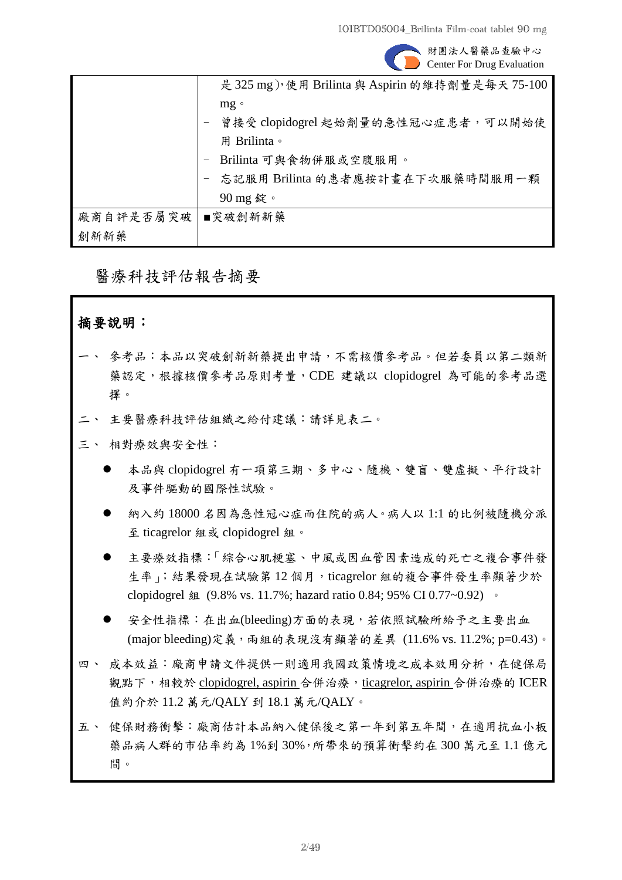| | |
|---|---|
| | 是 325 mg)，使用 Brilinta 與 Aspirin 的維持劑量是每天 75-100 mg。<br>- 曾接受 clopidogrel 起始劑量的急性冠心症患者，可以開始使用 Brilinta。<br>- Brilinta 可與食物併服或空腹服用。<br>- 忘記服用 Brilinta 的患者應按計畫在下次服藥時間服用一顆 90 mg 錠。 |
| 廠商自評是否屬突破創新新藥 | ■突破創新新藥 |

# 醫療科技評估報告摘要

## 摘要說明：

一、 參考品：本品以突破創新新藥提出申請，不需核價參考品。但若委員以第二類新藥認定，根據核價參考品原則考量，CDE 建議以 clopidogrel 為可能的參考品選擇。

二、 主要醫療科技評估組織之給付建議：請詳見表二。

三、 相對療效與安全性：

- 本品與 clopidogrel 有一項第三期、多中心、隨機、雙盲、雙虛擬、平行設計及事件驅動的國際性試驗。
- 納入約 18000 名因為急性冠心症而住院的病人。病人以 1:1 的比例被隨機分派至 ticagrelor 組或 clopidogrel 組。
- 主要療效指標：「綜合心肌梗塞、中風或因血管因素造成的死亡之複合事件發生率」；結果發現在試驗第 12 個月，ticagrelor 組的複合事件發生率顯著少於 clopidogrel 組 (9.8% vs. 11.7%; hazard ratio 0.84; 95% CI 0.77~0.92) 。
- 安全性指標：在出血(bleeding)方面的表現，若依照試驗所給予之主要出血(major bleeding)定義，兩組的表現沒有顯著的差異 (11.6% vs. 11.2%; p=0.43)。

四、 成本效益：廠商申請文件提供一則適用我國政策情境之成本效用分析，在健保局觀點下，相較於 clopidogrel, aspirin 合併治療，ticagrelor, aspirin 合併治療的 ICER 值約介於 11.2 萬元/QALY 到 18.1 萬元/QALY。

五、 健保財務衝擊：廠商估計本品納入健保後之第一年到第五年間，在適用抗血小板藥品病人群的市佔率約為 1%到 30%，所帶來的預算衝擊約在 300 萬元至 1.1 億元間。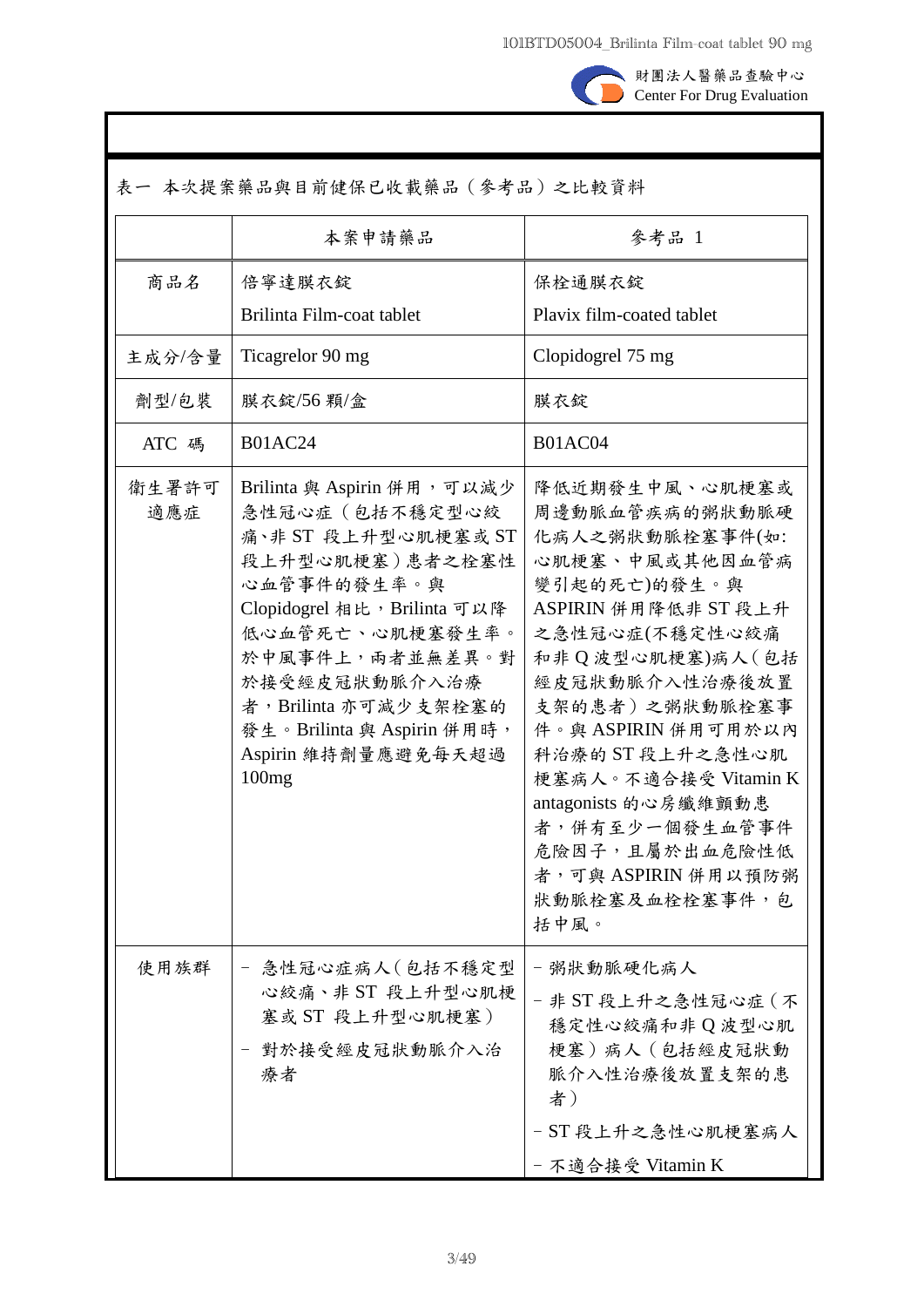表一 本次提案藥品與目前健保已收載藥品（參考品）之比較資料

| | 本案申請藥品 | 參考品 1 |
|---|---|---|
| 商品名 | 倍寧達膜衣錠 Brilinta Film-coat tablet | 保栓通膜衣錠 Plavix film-coated tablet |
| 主成分/含量 | Ticagrelor 90 mg | Clopidogrel 75 mg |
| 劑型/包裝 | 膜衣錠/56 顆/盒 | 膜衣錠 |
| ATC 碼 | B01AC24 | B01AC04 |
| 衛生署許可適應症 | Brilinta 與 Aspirin 併用，可以減少急性冠心症（包括不穩定型心絞痛、非 ST 段上升型心肌梗塞或 ST 段上升型心肌梗塞）患者之栓塞性心血管事件的發生率。與 Clopidogrel 相比，Brilinta 可以降低心血管死亡、心肌梗塞發生率。於中風事件上，兩者並無差異。對於接受經皮冠狀動脈介入治療者，Brilinta 亦可減少支架栓塞的發生。Brilinta 與 Aspirin 併用時，Aspirin 維持劑量應避免每天超過 100mg | 降低近期發生中風、心肌梗塞或周邊動脈血管疾病的粥狀動脈硬化病人之粥狀動脈栓塞事件(如:心肌梗塞、中風或其他因血管病變引起的死亡)的發生。與 ASPIRIN 併用降低非 ST 段上升之急性冠心症(不穩定性心絞痛和非 Q 波型心肌梗塞)病人（包括經皮冠狀動脈介入性治療後放置支架的患者）之粥狀動脈栓塞事件。與 ASPIRIN 併用可用於內科治療的 ST 段上升之急性心肌梗塞病人。不適合接受 Vitamin K antagonists 的心房纖維顫動患者，併有至少一個發生血管事件危險因子，且屬於出血危險性低者，可與 ASPIRIN 併用以預防粥狀動脈栓塞及血栓栓塞事件，包括中風。 |
| 使用族群 | - 急性冠心症病人（包括不穩定型心絞痛、非 ST 段上升型心肌梗塞或 ST 段上升型心肌梗塞）<br>- 對於接受經皮冠狀動脈介入治療者 | - 粥狀動脈硬化病人<br>- 非 ST 段上升之急性冠心症（不穩定性心絞痛和非 Q 波型心肌梗塞）病人（包括經皮冠狀動脈介入性治療後放置支架的患者）<br>- ST 段上升之急性心肌梗塞病人<br>- 不適合接受 Vitamin K |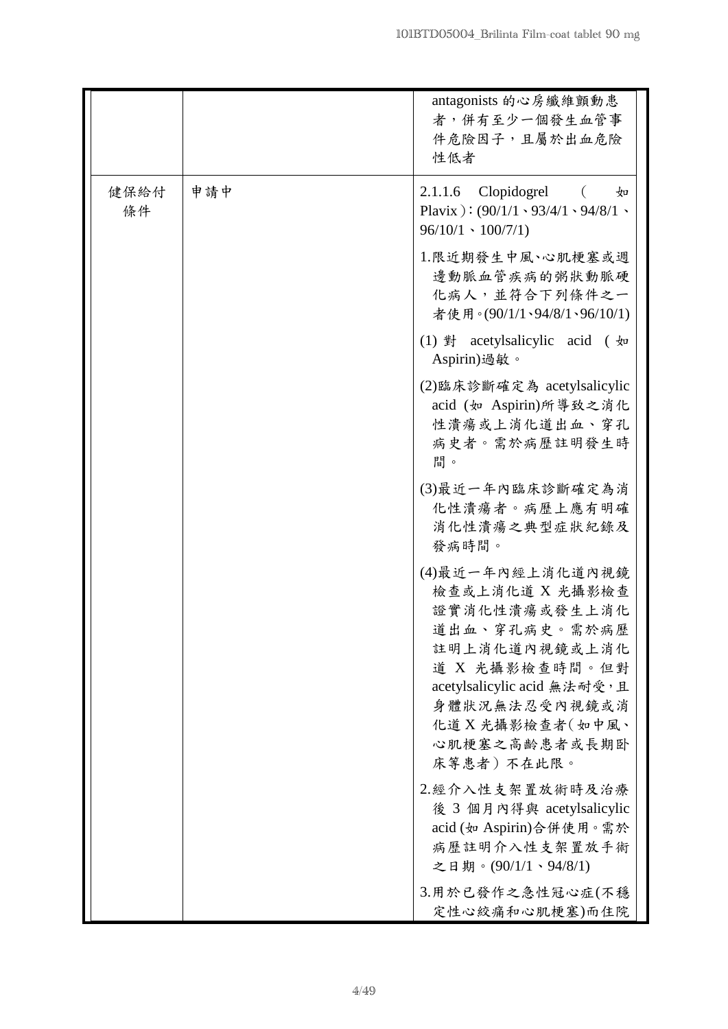| | | |
|---|---|---|
| | | antagonists 的心房纖維顫動患者，併有至少一個發生血管事件危險因子，且屬於出血危險性低者 |
| 健保給付條件 | 申請中 | 2.1.1.6 Clopidogrel （如 Plavix）：(90/1/1、93/4/1、94/8/1、96/10/1、100/7/1)<br><br>1.限近期發生中風、心肌梗塞或週邊動脈血管疾病的粥狀動脈硬化病人，並符合下列條件之一者使用。(90/1/1、94/8/1、96/10/1)<br><br>(1) 對 acetylsalicylic acid (如 Aspirin)過敏。<br><br>(2)臨床診斷確定為 acetylsalicylic acid (如 Aspirin)所導致之消化性潰瘍或上消化道出血、穿孔病史者。需於病歷註明發生時間。<br><br>(3)最近一年內臨床診斷確定為消化性潰瘍者。病歷上應有明確消化性潰瘍之典型症狀紀錄及發病時間。<br><br>(4)最近一年內經上消化道內視鏡檢查或上消化道 X 光攝影檢查證實消化性潰瘍或發生上消化道出血、穿孔病史。需於病歷註明上消化道內視鏡或上消化道 X 光攝影檢查時間。但對 acetylsalicylic acid 無法耐受，且身體狀況無法忍受內視鏡或消化道 X 光攝影檢查者（如中風、心肌梗塞之高齡患者或長期臥床等患者）不在此限。<br><br>2.經介入性支架置放術時及治療後 3 個月內得與 acetylsalicylic acid (如 Aspirin)合併使用。需於病歷註明介入性支架置放手術之日期。(90/1/1、94/8/1)<br><br>3.用於已發作之急性冠心症(不穩定性心絞痛和心肌梗塞)而住院 |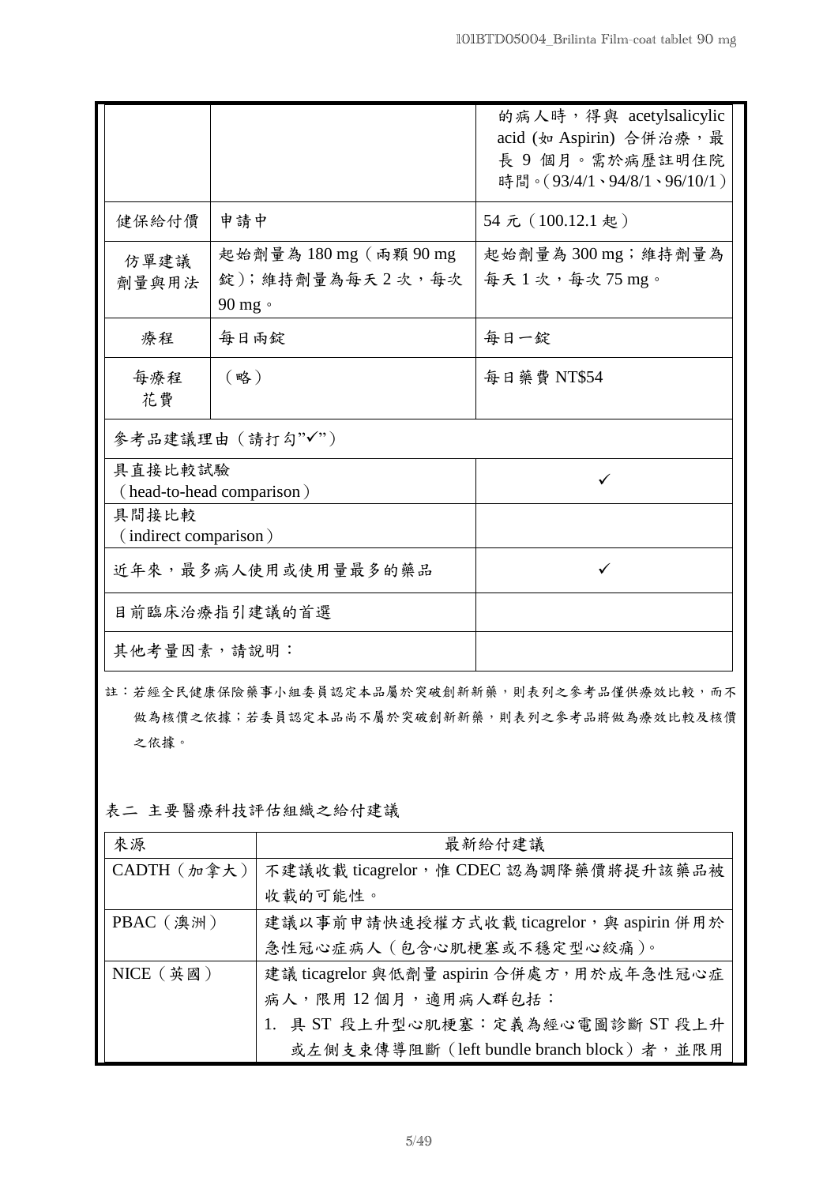| | | |
|---|---|---|
| | | 的病人時，得與 acetylsalicylic acid (如 Aspirin) 合併治療，最長 9 個月。需於病歷註明住院時間。(93/4/1、94/8/1、96/10/1) |
| 健保給付價 | 申請中 | 54 元（100.12.1 起） |
| 仿單建議劑量與用法 | 起始劑量為 180 mg（兩顆 90 mg 錠）；維持劑量為每天 2 次，每次 90 mg。 | 起始劑量為 300 mg；維持劑量為每天 1 次，每次 75 mg。 |
| 療程 | 每日兩錠 | 每日一錠 |
| 每療程花費 | （略） | 每日藥費 NT$54 |
| 參考品建議理由（請打勾"✓"） | | |
| 具直接比較試驗（head-to-head comparison） | | ✓ |
| 具間接比較（indirect comparison） | | |
| 近年來，最多病人使用或使用量最多的藥品 | | ✓ |
| 目前臨床治療指引建議的首選 | | |
| 其他考量因素，請說明： | | |

註：若經全民健康保險藥事小組委員認定本品屬於突破創新新藥，則表列之參考品僅供療效比較，而不做為核價之依據；若委員認定本品尚不屬於突破創新新藥，則表列之參考品將做為療效比較及核價之依據。

表二 主要醫療科技評估組織之給付建議

| 來源 | 最新給付建議 |
|---|---|
| CADTH（加拿大） | 不建議收載 ticagrelor，惟 CDEC 認為調降藥價將提升該藥品被收載的可能性。 |
| PBAC（澳洲） | 建議以事前申請快速授權方式收載 ticagrelor，與 aspirin 併用於急性冠心症病人（包含心肌梗塞或不穩定型心絞痛）。 |
| NICE（英國） | 建議 ticagrelor 與低劑量 aspirin 合併處方，用於成年急性冠心症病人，限用 12 個月，適用病人群包括：<br>1. 具 ST 段上升型心肌梗塞：定義為經心電圖診斷 ST 段上升或左側支束傳導阻斷（left bundle branch block）者，並限用 |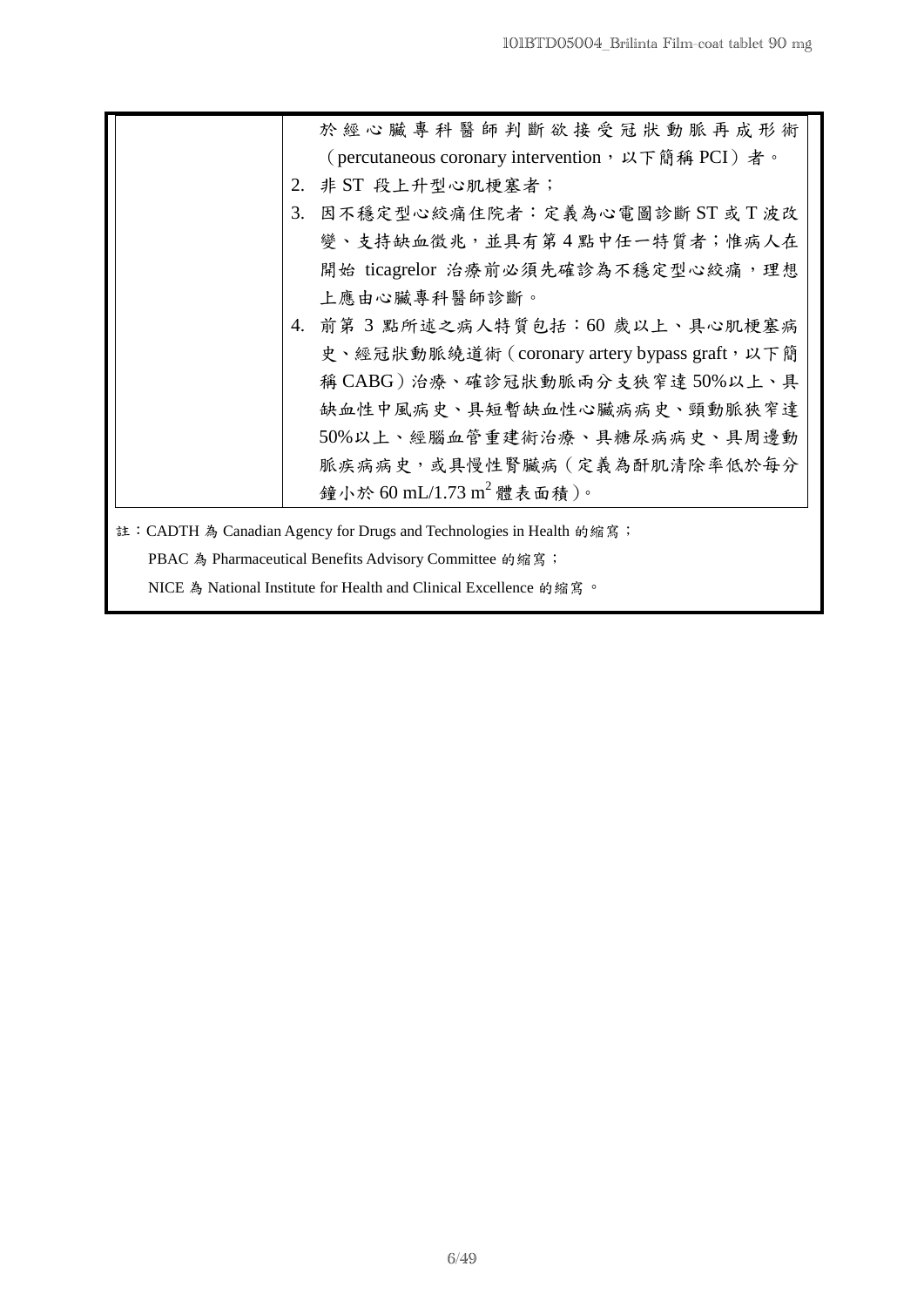| | |
|---|---|
| | 於經心臟專科醫師判斷欲接受冠狀動脈再成形術（percutaneous coronary intervention，以下簡稱 PCI）者。<br>2. 非 ST 段上升型心肌梗塞者；<br>3. 因不穩定型心絞痛住院者：定義為心電圖診斷 ST 或 T 波改變、支持缺血徵兆，並具有第 4 點中任一特質者；惟病人在開始 ticagrelor 治療前必須先確診為不穩定型心絞痛，理想上應由心臟專科醫師診斷。<br>4. 前第 3 點所述之病人特質包括：60 歲以上、具心肌梗塞病史、經冠狀動脈繞道術（coronary artery bypass graft，以下簡稱 CABG）治療、確診冠狀動脈兩分支狹窄達 50%以上、具缺血性中風病史、具短暫缺血性心臟病病史、頸動脈狹窄達 50%以上、經腦血管重建術治療、具糖尿病病史、具周邊動脈疾病病史，或具慢性腎臟病（定義為酐肌清除率低於每分鐘小於 60 mL/1.73 $m^2$ 體表面積）。 |

註：CADTH 為 Canadian Agency for Drugs and Technologies in Health 的縮寫；

PBAC 為 Pharmaceutical Benefits Advisory Committee 的縮寫；

NICE 為 National Institute for Health and Clinical Excellence 的縮寫。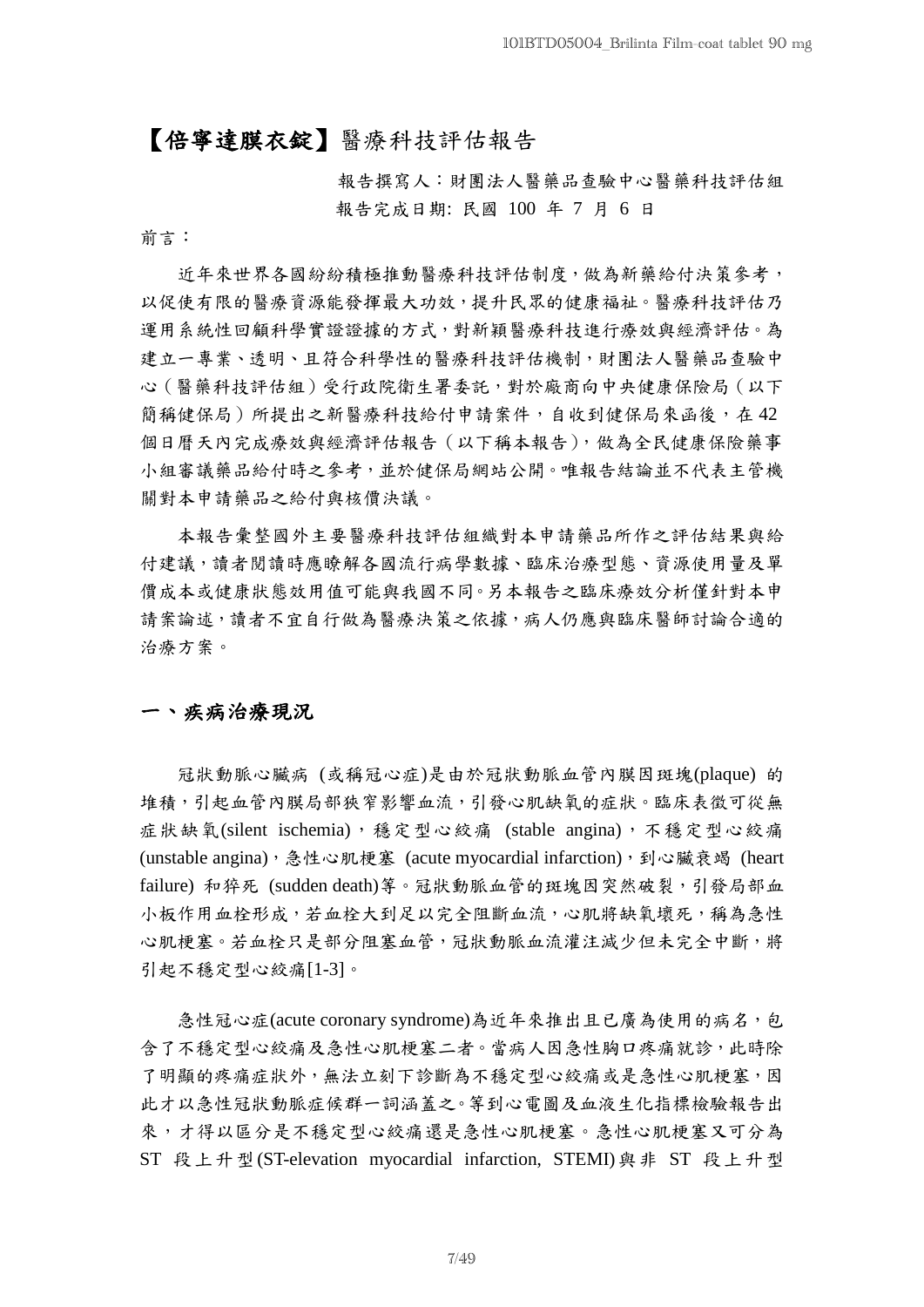# 【倍寧達膜衣錠】醫療科技評估報告

報告撰寫人：財團法人醫藥品查驗中心醫藥科技評估組

報告完成日期: 民國 100 年 7 月 6 日

前言：

近年來世界各國紛紛積極推動醫療科技評估制度，做為新藥給付決策參考，以促使有限的醫療資源能發揮最大功效，提升民眾的健康福祉。醫療科技評估乃運用系統性回顧科學實證證據的方式，對新穎醫療科技進行療效與經濟評估。為建立一專業、透明、且符合科學性的醫療科技評估機制，財團法人醫藥品查驗中心（醫藥科技評估組）受行政院衛生署委託，對於廠商向中央健康保險局（以下簡稱健保局）所提出之新醫療科技給付申請案件，自收到健保局來函後，在 42 個日曆天內完成療效與經濟評估報告（以下稱本報告），做為全民健康保險藥事小組審議藥品給付時之參考，並於健保局網站公開。唯報告結論並不代表主管機關對本申請藥品之給付與核價決議。

本報告彙整國外主要醫療科技評估組織對本申請藥品所作之評估結果與給付建議，讀者閱讀時應瞭解各國流行病學數據、臨床治療型態、資源使用量及單價成本或健康狀態效用值可能與我國不同。另本報告之臨床療效分析僅針對本申請案論述，讀者不宜自行做為醫療決策之依據，病人仍應與臨床醫師討論合適的治療方案。

## 一、疾病治療現況

冠狀動脈心臟病 (或稱冠心症)是由於冠狀動脈血管內膜因斑塊(plaque) 的堆積，引起血管內膜局部狹窄影響血流，引發心肌缺氧的症狀。臨床表徵可從無症狀缺氧(silent ischemia)，穩定型心絞痛 (stable angina)，不穩定型心絞痛(unstable angina)，急性心肌梗塞 (acute myocardial infarction)，到心臟衰竭 (heart failure) 和猝死 (sudden death)等。冠狀動脈血管的斑塊因突然破裂，引發局部血小板作用血栓形成，若血栓大到足以完全阻斷血流，心肌將缺氧壞死，稱為急性心肌梗塞。若血栓只是部分阻塞血管，冠狀動脈血流灌注減少但未完全中斷，將引起不穩定型心絞痛[1-3]。

急性冠心症(acute coronary syndrome)為近年來推出且已廣為使用的病名，包含了不穩定型心絞痛及急性心肌梗塞二者。當病人因急性胸口疼痛就診，此時除了明顯的疼痛症狀外，無法立刻下診斷為不穩定型心絞痛或是急性心肌梗塞，因此才以急性冠狀動脈症候群一詞涵蓋之。等到心電圖及血液生化指標檢驗報告出來，才得以區分是不穩定型心絞痛還是急性心肌梗塞。急性心肌梗塞又可分為 ST 段上升型(ST-elevation myocardial infarction, STEMI)與非 ST 段上升型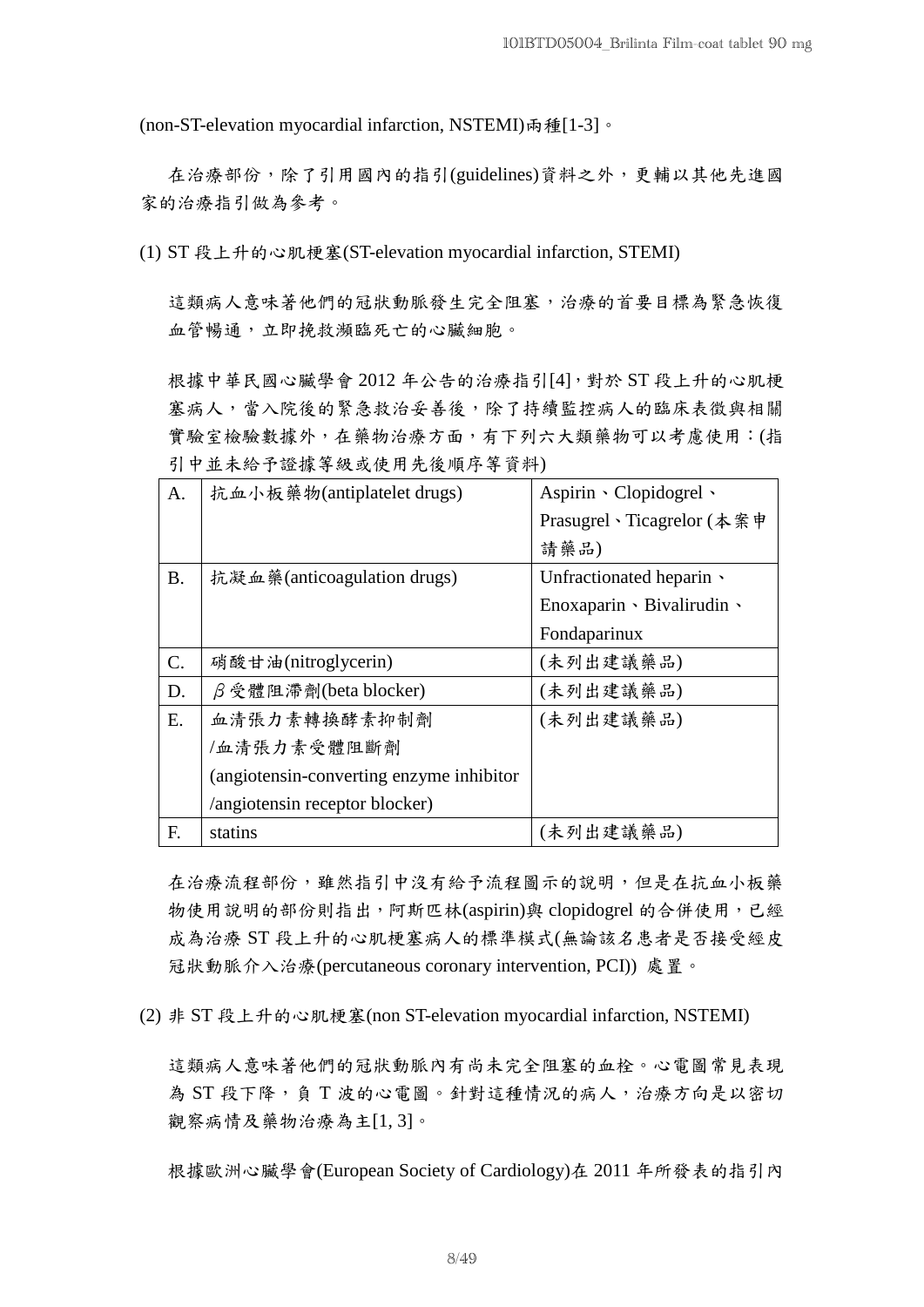(non-ST-elevation myocardial infarction, NSTEMI)兩種[1-3]。

在治療部份，除了引用國內的指引(guidelines)資料之外，更輔以其他先進國家的治療指引做為參考。

(1) ST 段上升的心肌梗塞(ST-elevation myocardial infarction, STEMI)

這類病人意味著他們的冠狀動脈發生完全阻塞，治療的首要目標為緊急恢復血管暢通，立即挽救瀕臨死亡的心臟細胞。

根據中華民國心臟學會 2012 年公告的治療指引[4]，對於 ST 段上升的心肌梗塞病人，當入院後的緊急救治妥善後，除了持續監控病人的臨床表徵與相關實驗室檢驗數據外，在藥物治療方面，有下列六大類藥物可以考慮使用：(指引中並未給予證據等級或使用先後順序等資料)

| | | |
|---|---|---|
| A. | 抗血小板藥物(antiplatelet drugs) | Aspirin、Clopidogrel、Prasugrel、Ticagrelor (本案申請藥品) |
| B. | 抗凝血藥(anticoagulation drugs) | Unfractionated heparin、Enoxaparin、Bivalirudin、Fondaparinux |
| C. | 硝酸甘油(nitroglycerin) | (未列出建議藥品) |
| D. | β受體阻滯劑(beta blocker) | (未列出建議藥品) |
| E. | 血清張力素轉換酵素抑制劑/血清張力素受體阻斷劑(angiotensin-converting enzyme inhibitor/angiotensin receptor blocker) | (未列出建議藥品) |
| F. | statins | (未列出建議藥品) |

在治療流程部份，雖然指引中沒有給予流程圖示的說明，但是在抗血小板藥物使用說明的部份則指出，阿斯匹林(aspirin)與 clopidogrel 的合併使用，已經成為治療 ST 段上升的心肌梗塞病人的標準模式(無論該名患者是否接受經皮冠狀動脈介入治療(percutaneous coronary intervention, PCI)) 處置。

(2) 非 ST 段上升的心肌梗塞(non ST-elevation myocardial infarction, NSTEMI)

這類病人意味著他們的冠狀動脈內有尚未完全阻塞的血栓。心電圖常見表現為 ST 段下降，負 T 波的心電圖。針對這種情況的病人，治療方向是以密切觀察病情及藥物治療為主[1, 3]。

根據歐洲心臟學會(European Society of Cardiology)在 2011 年所發表的指引內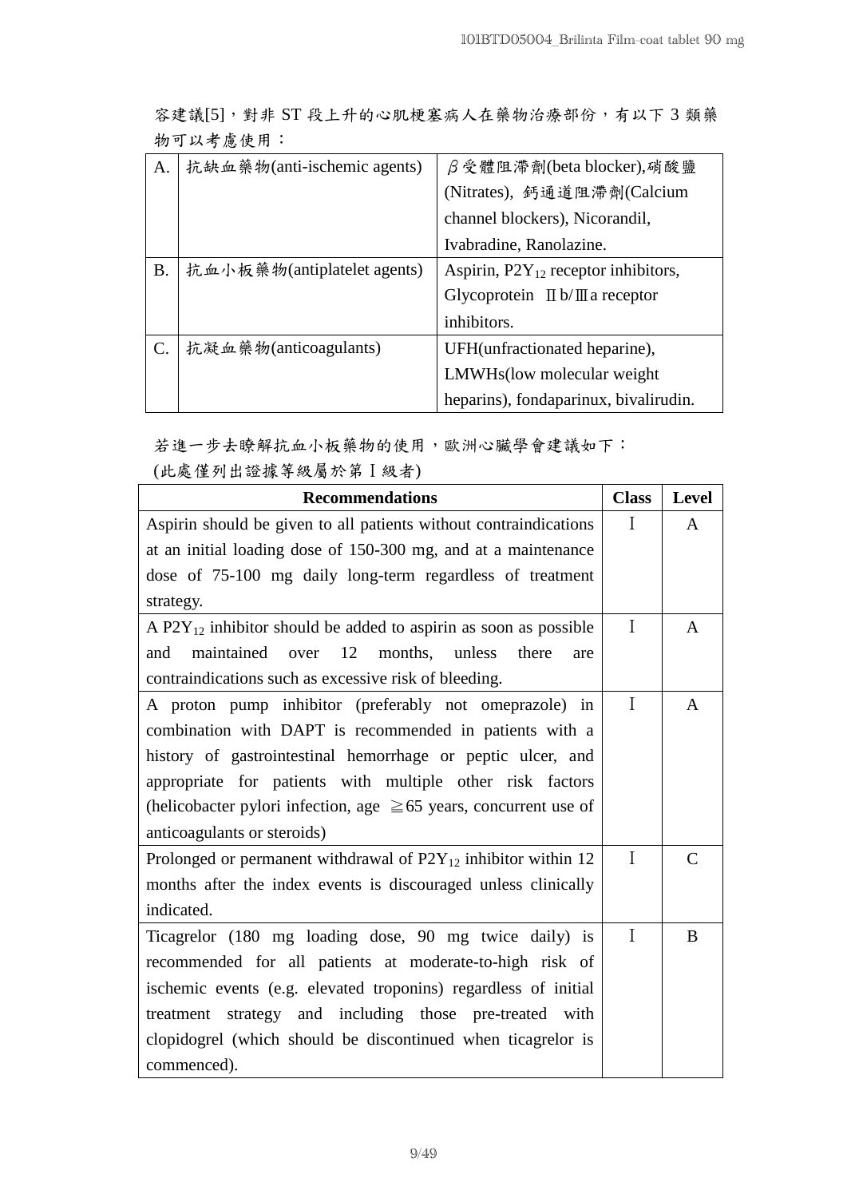容建議[5]，對非 ST 段上升的心肌梗塞病人在藥物治療部份，有以下 3 類藥物可以考慮使用：

| | | |
|---|---|---|
| A. | 抗缺血藥物(anti-ischemic agents) | β受體阻滯劑(beta blocker),硝酸鹽(Nitrates), 鈣通道阻滯劑(Calcium channel blockers), Nicorandil, Ivabradine, Ranolazine. |
| B. | 抗血小板藥物(antiplatelet agents) | Aspirin, $P2Y_{12}$ receptor inhibitors, Glycoprotein Ⅱb/Ⅲa receptor inhibitors. |
| C. | 抗凝血藥物(anticoagulants) | UFH(unfractionated heparine), LMWHs(low molecular weight heparins), fondaparinux, bivalirudin. |

若進一步去瞭解抗血小板藥物的使用，歐洲心臟學會建議如下：
(此處僅列出證據等級屬於第Ⅰ級者)

| Recommendations | Class | Level |
|---|---|---|
| Aspirin should be given to all patients without contraindications at an initial loading dose of 150-300 mg, and at a maintenance dose of 75-100 mg daily long-term regardless of treatment strategy. | Ⅰ | A |
| A $P2Y_{12}$ inhibitor should be added to aspirin as soon as possible and maintained over 12 months, unless there are contraindications such as excessive risk of bleeding. | Ⅰ | A |
| A proton pump inhibitor (preferably not omeprazole) in combination with DAPT is recommended in patients with a history of gastrointestinal hemorrhage or peptic ulcer, and appropriate for patients with multiple other risk factors (helicobacter pylori infection, age ≧65 years, concurrent use of anticoagulants or steroids) | Ⅰ | A |
| Prolonged or permanent withdrawal of $P2Y_{12}$ inhibitor within 12 months after the index events is discouraged unless clinically indicated. | Ⅰ | C |
| Ticagrelor (180 mg loading dose, 90 mg twice daily) is recommended for all patients at moderate-to-high risk of ischemic events (e.g. elevated troponins) regardless of initial treatment strategy and including those pre-treated with clopidogrel (which should be discontinued when ticagrelor is commenced). | Ⅰ | B |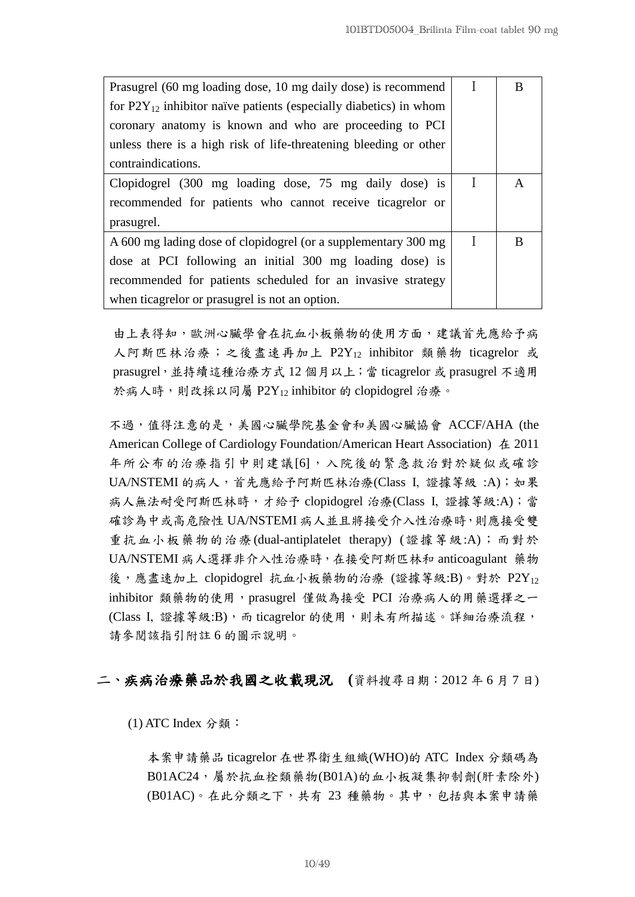| | | |
|---|---|---|
| Prasugrel (60 mg loading dose, 10 mg daily dose) is recommend for $P2Y_{12}$ inhibitor naïve patients (especially diabetics) in whom coronary anatomy is known and who are proceeding to PCI unless there is a high risk of life-threatening bleeding or other contraindications. | I | B |
| Clopidogrel (300 mg loading dose, 75 mg daily dose) is recommended for patients who cannot receive ticagrelor or prasugrel. | I | A |
| A 600 mg lading dose of clopidogrel (or a supplementary 300 mg dose at PCI following an initial 300 mg loading dose) is recommended for patients scheduled for an invasive strategy when ticagrelor or prasugrel is not an option. | I | B |

由上表得知，歐洲心臟學會在抗血小板藥物的使用方面，建議首先應給予病人阿斯匹林治療；之後盡速再加上 $P2Y_{12}$ inhibitor 類藥物 ticagrelor 或 prasugrel，並持續這種治療方式 12 個月以上；當 ticagrelor 或 prasugrel 不適用於病人時，則改採以同屬 $P2Y_{12}$ inhibitor 的 clopidogrel 治療。

不過，值得注意的是，美國心臟學院基金會和美國心臟協會 ACCF/AHA (the American College of Cardiology Foundation/American Heart Association) 在 2011 年所公布的治療指引中則建議[6]，入院後的緊急救治對於疑似或確診 UA/NSTEMI 的病人，首先應給予阿斯匹林治療(Class I, 證據等級 :A)；如果病人無法耐受阿斯匹林時，才給予 clopidogrel 治療(Class I, 證據等級:A)；當確診為中或高危險性 UA/NSTEMI 病人並且將接受介入性治療時，則應接受雙重抗血小板藥物的治療(dual-antiplatelet therapy) (證據等級:A)；而對於 UA/NSTEMI 病人選擇非介入性治療時，在接受阿斯匹林和 anticoagulant 藥物後，應盡速加上 clopidogrel 抗血小板藥物的治療 (證據等級:B)。對於 $P2Y_{12}$ inhibitor 類藥物的使用，prasugrel 僅做為接受 PCI 治療病人的用藥選擇之一(Class I, 證據等級:B)，而 ticagrelor 的使用，則未有所描述。詳細治療流程，請參閱該指引附註 6 的圖示說明。

## 二、疾病治療藥品於我國之收載現況 (資料搜尋日期：2012 年 6 月 7 日)

(1) ATC Index 分類：

本案申請藥品 ticagrelor 在世界衛生組織(WHO)的 ATC Index 分類碼為 B01AC24，屬於抗血栓類藥物(B01A)的血小板凝集抑制劑(肝素除外)(B01AC)。在此分類之下，共有 23 種藥物。其中，包括與本案申請藥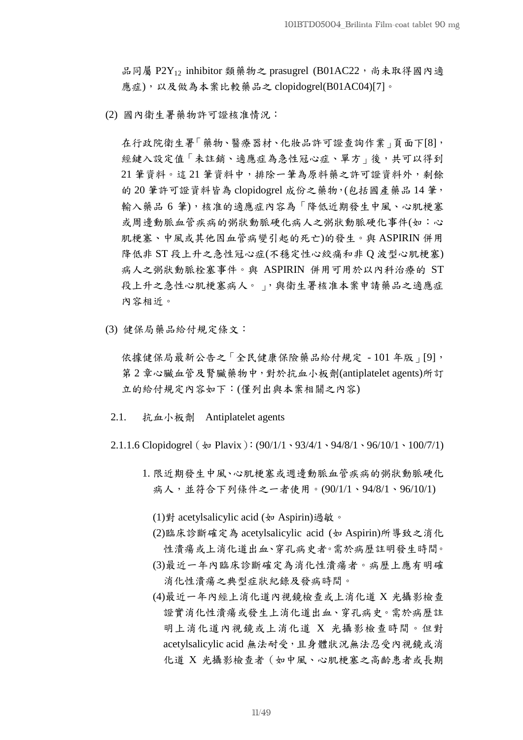品同屬 $P2Y_{12}$ inhibitor 類藥物之 prasugrel (B01AC22，尚未取得國內適應症)，以及做為本案比較藥品之 clopidogrel(B01AC04)[7]。

(2) 國內衛生署藥物許可證核准情況：

在行政院衛生署「藥物、醫療器材、化妝品許可證查詢作業」頁面下[8]，經鍵入設定值「未註銷、適應症為急性冠心症、單方」後，共可以得到 21 筆資料。這 21 筆資料中，排除一筆為原料藥之許可證資料外，剩餘的 20 筆許可證資料皆為 clopidogrel 成份之藥物，(包括國產藥品 14 筆，輸入藥品 6 筆)，核准的適應症內容為「降低近期發生中風、心肌梗塞或周邊動脈血管疾病的粥狀動脈硬化病人之粥狀動脈硬化事件(如：心肌梗塞、中風或其他因血管病變引起的死亡)的發生。與 ASPIRIN 併用降低非 ST 段上升之急性冠心症(不穩定性心絞痛和非 Q 波型心肌梗塞)病人之粥狀動脈栓塞事件。與 ASPIRIN 併用可用於以內科治療的 ST 段上升之急性心肌梗塞病人。」，與衛生署核准本案申請藥品之適應症內容相近。

(3) 健保局藥品給付規定條文：

依據健保局最新公告之「全民健康保險藥品給付規定 - 101 年版」[9]，第 2 章心臟血管及腎臟藥物中，對於抗血小板劑(antiplatelet agents)所訂立的給付規定內容如下：(僅列出與本案相關之內容)

2.1. 抗血小板劑 Antiplatelet agents

2.1.1.6 Clopidogrel（如 Plavix）：(90/1/1、93/4/1、94/8/1、96/10/1、100/7/1)

1. 限近期發生中風、心肌梗塞或週邊動脈血管疾病的粥狀動脈硬化病人，並符合下列條件之一者使用。(90/1/1、94/8/1、96/10/1)

   (1)對 acetylsalicylic acid (如 Aspirin)過敏。

   (2)臨床診斷確定為 acetylsalicylic acid (如 Aspirin)所導致之消化性潰瘍或上消化道出血、穿孔病史者。需於病歷註明發生時間。

   (3)最近一年內臨床診斷確定為消化性潰瘍者。病歷上應有明確消化性潰瘍之典型症狀紀錄及發病時間。

   (4)最近一年內經上消化道內視鏡檢查或上消化道 X 光攝影檢查證實消化性潰瘍或發生上消化道出血、穿孔病史。需於病歷註明上消化道內視鏡或上消化道 X 光攝影檢查時間。但對 acetylsalicylic acid 無法耐受，且身體狀況無法忍受內視鏡或消化道 X 光攝影檢查者（如中風、心肌梗塞之高齡患者或長期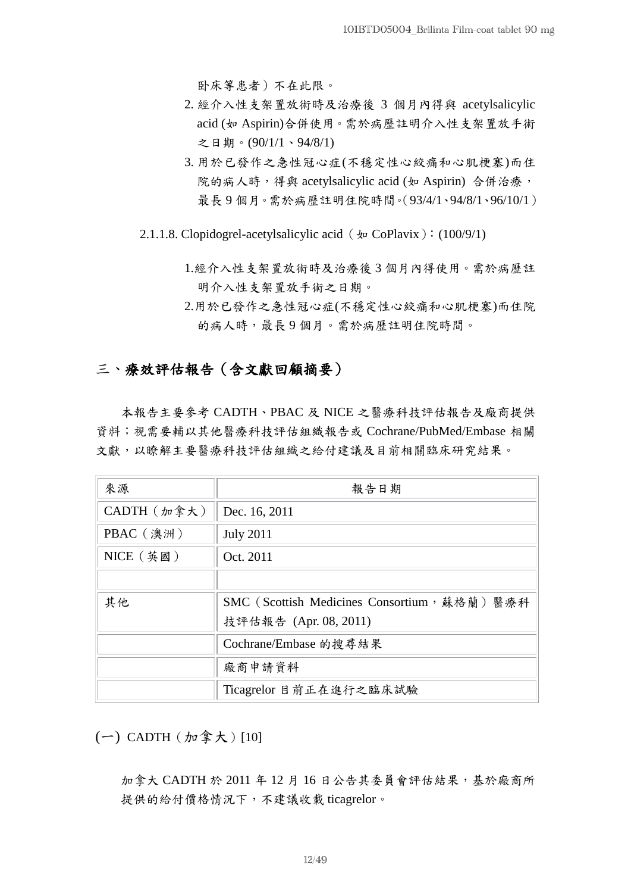臥床等患者）不在此限。

2. 經介入性支架置放術時及治療後 3 個月內得與 acetylsalicylic acid (如 Aspirin)合併使用。需於病歷註明介入性支架置放手術之日期。(90/1/1、94/8/1)
3. 用於已發作之急性冠心症(不穩定性心絞痛和心肌梗塞)而住院的病人時，得與 acetylsalicylic acid (如 Aspirin) 合併治療，最長 9 個月。需於病歷註明住院時間。(93/4/1、94/8/1、96/10/1)

2.1.1.8. Clopidogrel-acetylsalicylic acid（如 CoPlavix）：(100/9/1)

1.經介入性支架置放術時及治療後 3 個月內得使用。需於病歷註明介入性支架置放手術之日期。
2.用於已發作之急性冠心症(不穩定性心絞痛和心肌梗塞)而住院的病人時，最長 9 個月。需於病歷註明住院時間。

## 三、療效評估報告（含文獻回顧摘要）

本報告主要參考 CADTH、PBAC 及 NICE 之醫療科技評估報告及廠商提供資料；視需要輔以其他醫療科技評估組織報告或 Cochrane/PubMed/Embase 相關文獻，以瞭解主要醫療科技評估組織之給付建議及目前相關臨床研究結果。

| 來源 | 報告日期 |
|---|---|
| CADTH（加拿大） | Dec. 16, 2011 |
| PBAC（澳洲） | July 2011 |
| NICE（英國） | Oct. 2011 |
| | |
| 其他 | SMC（Scottish Medicines Consortium，蘇格蘭）醫療科技評估報告 (Apr. 08, 2011) |
| | Cochrane/Embase 的搜尋結果 |
| | 廠商申請資料 |
| | Ticagrelor 目前正在進行之臨床試驗 |

### (一) CADTH（加拿大）[10]

加拿大 CADTH 於 2011 年 12 月 16 日公告其委員會評估結果，基於廠商所提供的給付價格情況下，不建議收載 ticagrelor。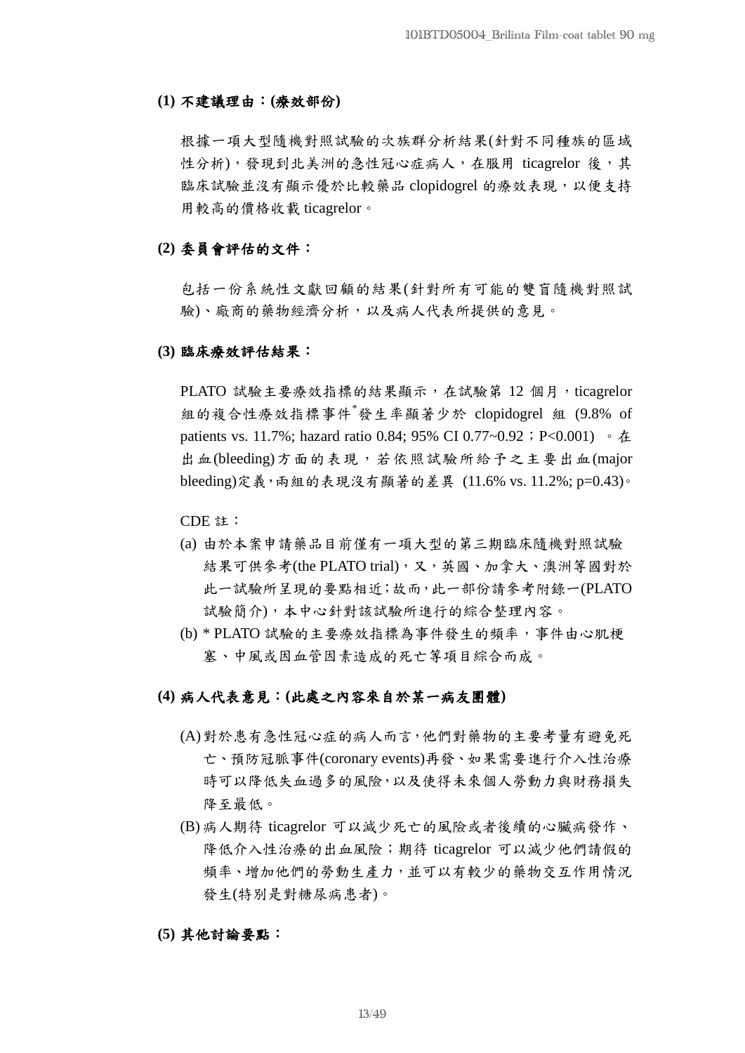**(1) 不建議理由：(療效部份)**

根據一項大型隨機對照試驗的次族群分析結果(針對不同種族的區域性分析)，發現到北美洲的急性冠心症病人，在服用 ticagrelor 後，其臨床試驗並沒有顯示優於比較藥品 clopidogrel 的療效表現，以便支持用較高的價格收載 ticagrelor。

**(2) 委員會評估的文件：**

包括一份系統性文獻回顧的結果(針對所有可能的雙盲隨機對照試驗)、廠商的藥物經濟分析，以及病人代表所提供的意見。

**(3) 臨床療效評估結果：**

PLATO 試驗主要療效指標的結果顯示，在試驗第 12 個月，ticagrelor 組的複合性療效指標事件*發生率顯著少於 clopidogrel 組 (9.8% of patients vs. 11.7%; hazard ratio 0.84; 95% CI 0.77~0.92；P<0.001) 。在出血(bleeding)方面的表現，若依照試驗所給予之主要出血(major bleeding)定義，兩組的表現沒有顯著的差異 (11.6% vs. 11.2%; p=0.43)。

CDE 註：

(a) 由於本案申請藥品目前僅有一項大型的第三期臨床隨機對照試驗結果可供參考(the PLATO trial)，又，英國、加拿大、澳洲等國對於此一試驗所呈現的要點相近；故而，此一部份請參考附錄一(PLATO 試驗簡介)，本中心針對該試驗所進行的綜合整理內容。

(b) * PLATO 試驗的主要療效指標為事件發生的頻率，事件由心肌梗塞、中風或因血管因素造成的死亡等項目綜合而成。

**(4) 病人代表意見：(此處之內容來自於某一病友團體)**

(A) 對於患有急性冠心症的病人而言，他們對藥物的主要考量有避免死亡、預防冠脈事件(coronary events)再發、如果需要進行介入性治療時可以降低失血過多的風險，以及使得未來個人勞動力與財務損失降至最低。

(B) 病人期待 ticagrelor 可以減少死亡的風險或者後續的心臟病發作、降低介入性治療的出血風險；期待 ticagrelor 可以減少他們請假的頻率、增加他們的勞動生產力，並可以有較少的藥物交互作用情況發生(特別是對糖尿病患者)。

**(5) 其他討論要點：**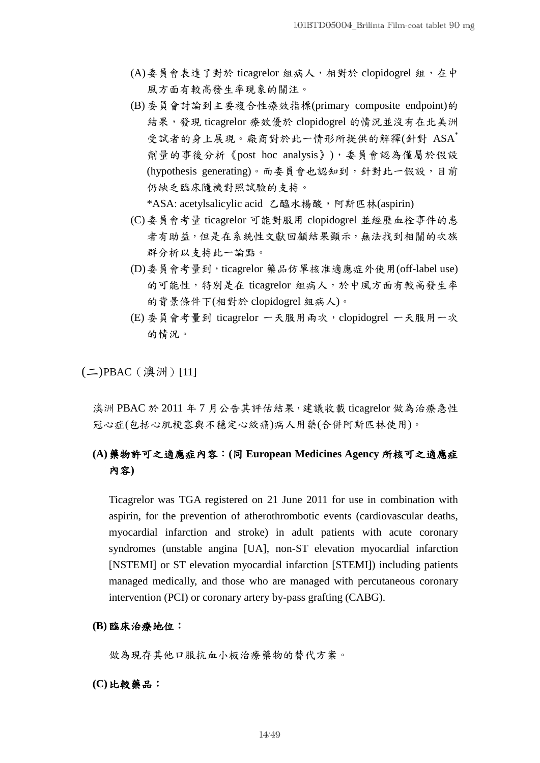(A) 委員會表達了對於 ticagrelor 組病人，相對於 clopidogrel 組，在中風方面有較高發生率現象的關注。

(B) 委員會討論到主要複合性療效指標(primary composite endpoint)的結果，發現 ticagrelor 療效優於 clopidogrel 的情況並沒有在北美洲受試者的身上展現。廠商對於此一情形所提供的解釋(針對 ASA* 劑量的事後分析《post hoc analysis》)，委員會認為僅屬於假設(hypothesis generating)。而委員會也認知到，針對此一假設，目前仍缺乏臨床隨機對照試驗的支持。

*ASA: acetylsalicylic acid 乙醯水楊酸，阿斯匹林(aspirin)

(C) 委員會考量 ticagrelor 可能對服用 clopidogrel 並經歷血栓事件的患者有助益，但是在系統性文獻回顧結果顯示，無法找到相關的次族群分析以支持此一論點。

(D) 委員會考量到，ticagrelor 藥品仿單核准適應症外使用(off-label use)的可能性，特別是在 ticagrelor 組病人，於中風方面有較高發生率的背景條件下(相對於 clopidogrel 組病人)。

(E) 委員會考量到 ticagrelor 一天服用兩次，clopidogrel 一天服用一次的情況。

## (二)PBAC（澳洲）[11]

澳洲 PBAC 於 2011 年 7 月公告其評估結果，建議收載 ticagrelor 做為治療急性冠心症(包括心肌梗塞與不穩定心絞痛)病人用藥(合併阿斯匹林使用)。

### (A) 藥物許可之適應症內容：(同 European Medicines Agency 所核可之適應症內容)

Ticagrelor was TGA registered on 21 June 2011 for use in combination with aspirin, for the prevention of atherothrombotic events (cardiovascular deaths, myocardial infarction and stroke) in adult patients with acute coronary syndromes (unstable angina [UA], non-ST elevation myocardial infarction [NSTEMI] or ST elevation myocardial infarction [STEMI]) including patients managed medically, and those who are managed with percutaneous coronary intervention (PCI) or coronary artery by-pass grafting (CABG).

### (B) 臨床治療地位：

做為現存其他口服抗血小板治療藥物的替代方案。

### (C) 比較藥品：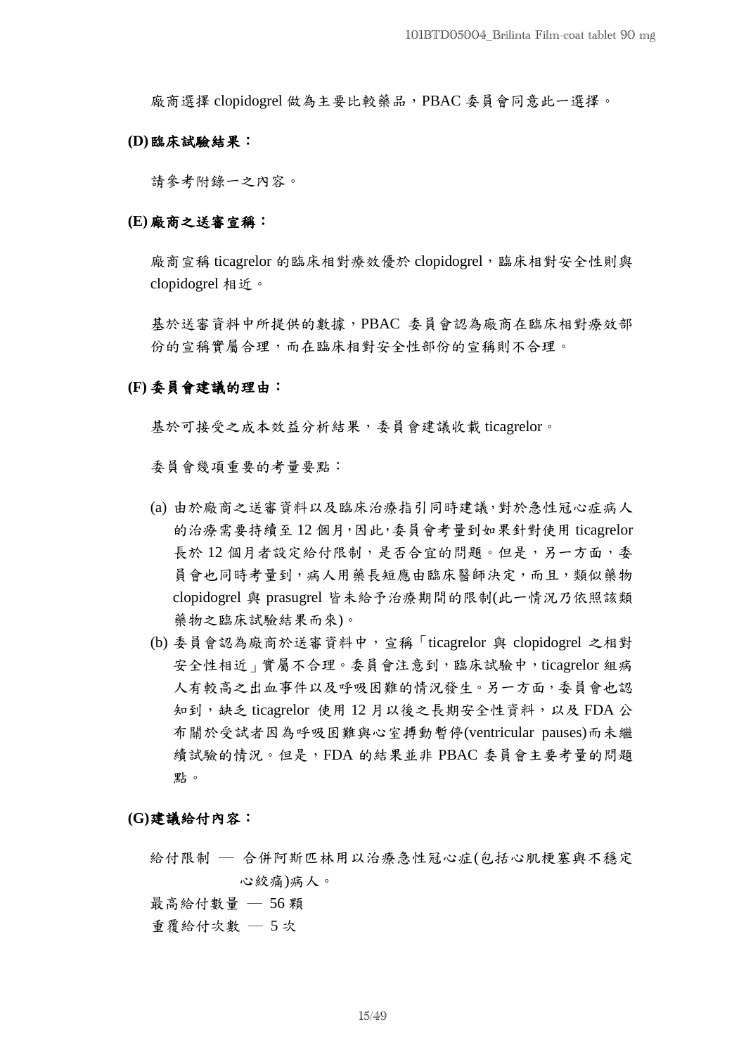廠商選擇 clopidogrel 做為主要比較藥品，PBAC 委員會同意此一選擇。

**(D)臨床試驗結果：**

請參考附錄一之內容。

**(E)廠商之送審宣稱：**

廠商宣稱 ticagrelor 的臨床相對療效優於 clopidogrel，臨床相對安全性則與 clopidogrel 相近。

基於送審資料中所提供的數據，PBAC 委員會認為廠商在臨床相對療效部份的宣稱實屬合理，而在臨床相對安全性部份的宣稱則不合理。

**(F) 委員會建議的理由：**

基於可接受之成本效益分析結果，委員會建議收載 ticagrelor。

委員會幾項重要的考量要點：

(a) 由於廠商之送審資料以及臨床治療指引同時建議，對於急性冠心症病人的治療需要持續至 12 個月，因此，委員會考量到如果針對使用 ticagrelor 長於 12 個月者設定給付限制，是否合宜的問題。但是，另一方面，委員會也同時考量到，病人用藥長短應由臨床醫師決定，而且，類似藥物 clopidogrel 與 prasugrel 皆未給予治療期間的限制(此一情況乃依照該類藥物之臨床試驗結果而來)。

(b) 委員會認為廠商於送審資料中，宣稱「ticagrelor 與 clopidogrel 之相對安全性相近」實屬不合理。委員會注意到，臨床試驗中，ticagrelor 組病人有較高之出血事件以及呼吸困難的情況發生。另一方面，委員會也認知到，缺乏 ticagrelor 使用 12 月以後之長期安全性資料，以及 FDA 公布關於受試者因為呼吸困難與心室搏動暫停(ventricular pauses)而未繼續試驗的情況。但是，FDA 的結果並非 PBAC 委員會主要考量的問題點。

**(G)建議給付內容：**

給付限制 — 合併阿斯匹林用以治療急性冠心症(包括心肌梗塞與不穩定心絞痛)病人。

最高給付數量 — 56 顆

重覆給付次數 — 5 次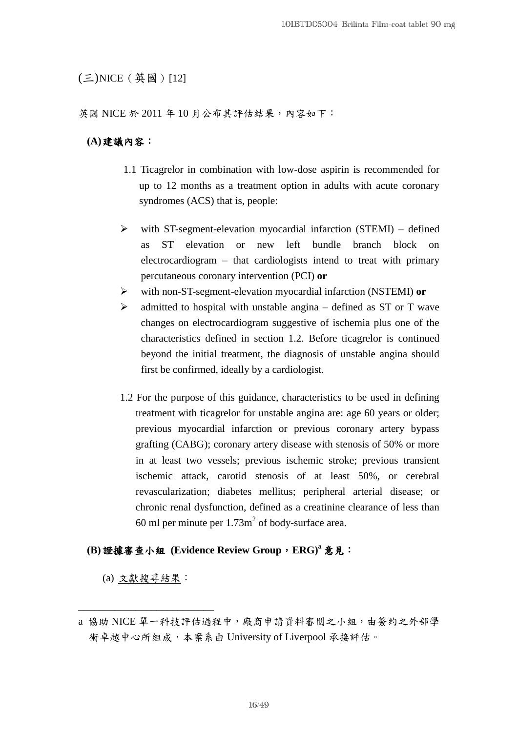## (三)NICE（英國）[12]

英國 NICE 於 2011 年 10 月公布其評估結果，內容如下：

**(A)建議內容：**

1.1 Ticagrelor in combination with low-dose aspirin is recommended for up to 12 months as a treatment option in adults with acute coronary syndromes (ACS) that is, people:

- with ST-segment-elevation myocardial infarction (STEMI) – defined as ST elevation or new left bundle branch block on electrocardiogram – that cardiologists intend to treat with primary percutaneous coronary intervention (PCI) **or**
- with non-ST-segment-elevation myocardial infarction (NSTEMI) **or**
- admitted to hospital with unstable angina – defined as ST or T wave changes on electrocardiogram suggestive of ischemia plus one of the characteristics defined in section 1.2. Before ticagrelor is continued beyond the initial treatment, the diagnosis of unstable angina should first be confirmed, ideally by a cardiologist.

1.2 For the purpose of this guidance, characteristics to be used in defining treatment with ticagrelor for unstable angina are: age 60 years or older; previous myocardial infarction or previous coronary artery bypass grafting (CABG); coronary artery disease with stenosis of 50% or more in at least two vessels; previous ischemic stroke; previous transient ischemic attack, carotid stenosis of at least 50%, or cerebral revascularization; diabetes mellitus; peripheral arterial disease; or chronic renal dysfunction, defined as a creatinine clearance of less than 60 ml per minute per $1.73m^2$ of body-surface area.

**(B)證據審查小組 (Evidence Review Group，ERG)[a] 意見：**

(a) 文獻搜尋結果：

---

a 協助 NICE 單一科技評估過程中，廠商申請資料審閱之小組，由簽約之外部學術卓越中心所組成，本案系由 University of Liverpool 承接評估。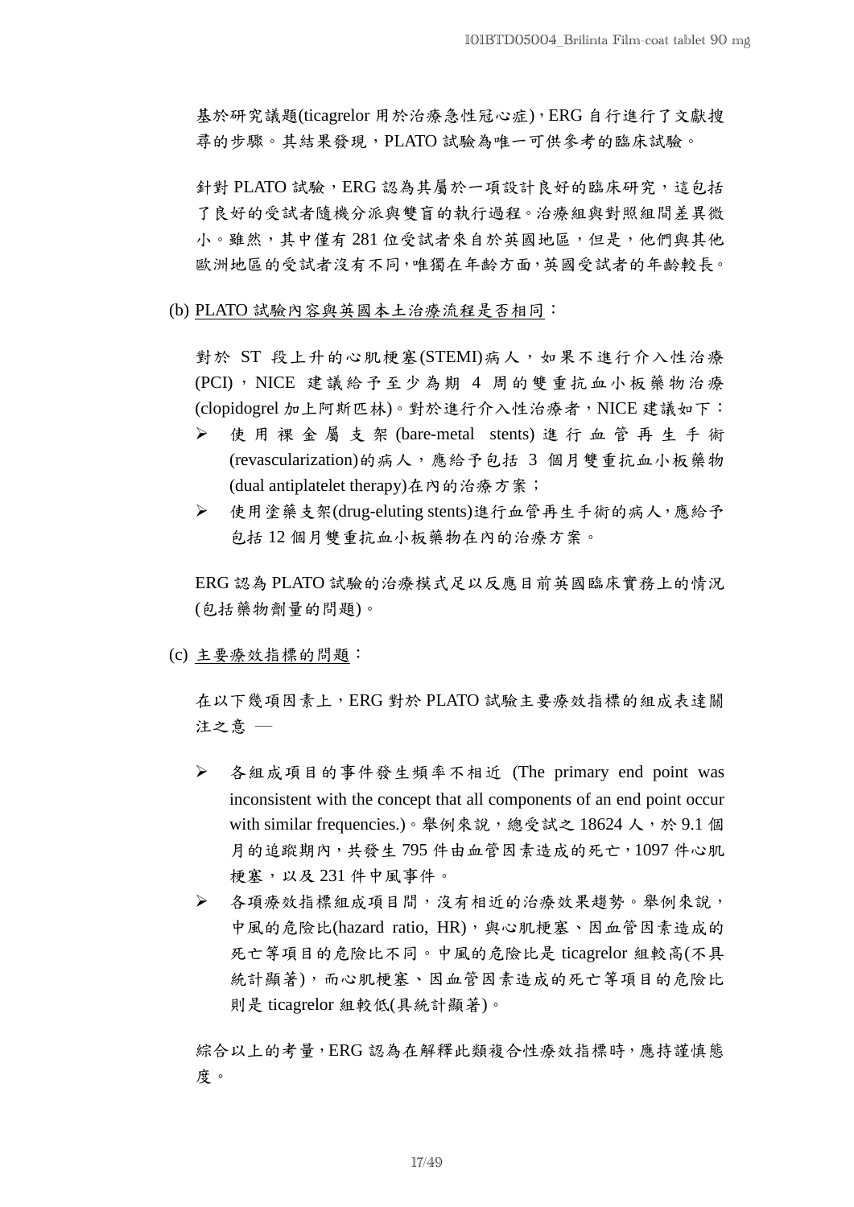基於研究議題(ticagrelor 用於治療急性冠心症)，ERG 自行進行了文獻搜尋的步驟。其結果發現，PLATO 試驗為唯一可供參考的臨床試驗。

針對 PLATO 試驗，ERG 認為其屬於一項設計良好的臨床研究，這包括了良好的受試者隨機分派與雙盲的執行過程。治療組與對照組間差異微小。雖然，其中僅有 281 位受試者來自於英國地區，但是，他們與其他歐洲地區的受試者沒有不同，唯獨在年齡方面，英國受試者的年齡較長。

(b) <u>PLATO 試驗內容與英國本土治療流程是否相同</u>：

對於 ST 段上升的心肌梗塞(STEMI)病人，如果不進行介入性治療(PCI)，NICE 建議給予至少為期 4 周的雙重抗血小板藥物治療(clopidogrel 加上阿斯匹林)。對於進行介入性治療者，NICE 建議如下：

- 使用裸金屬支架(bare-metal stents)進行血管再生手術(revascularization)的病人，應給予包括 3 個月雙重抗血小板藥物(dual antiplatelet therapy)在內的治療方案；
- 使用塗藥支架(drug-eluting stents)進行血管再生手術的病人，應給予包括 12 個月雙重抗血小板藥物在內的治療方案。

ERG 認為 PLATO 試驗的治療模式足以反應目前英國臨床實務上的情況(包括藥物劑量的問題)。

(c) <u>主要療效指標的問題</u>：

在以下幾項因素上，ERG 對於 PLATO 試驗主要療效指標的組成表達關注之意 —

- 各組成項目的事件發生頻率不相近 (The primary end point was inconsistent with the concept that all components of an end point occur with similar frequencies.)。舉例來說，總受試之 18624 人，於 9.1 個月的追蹤期內，共發生 795 件由血管因素造成的死亡，1097 件心肌梗塞，以及 231 件中風事件。
- 各項療效指標組成項目間，沒有相近的治療效果趨勢。舉例來說，中風的危險比(hazard ratio, HR)，與心肌梗塞、因血管因素造成的死亡等項目的危險比不同。中風的危險比是 ticagrelor 組較高(不具統計顯著)，而心肌梗塞、因血管因素造成的死亡等項目的危險比則是 ticagrelor 組較低(具統計顯著)。

綜合以上的考量，ERG 認為在解釋此類複合性療效指標時，應持謹慎態度。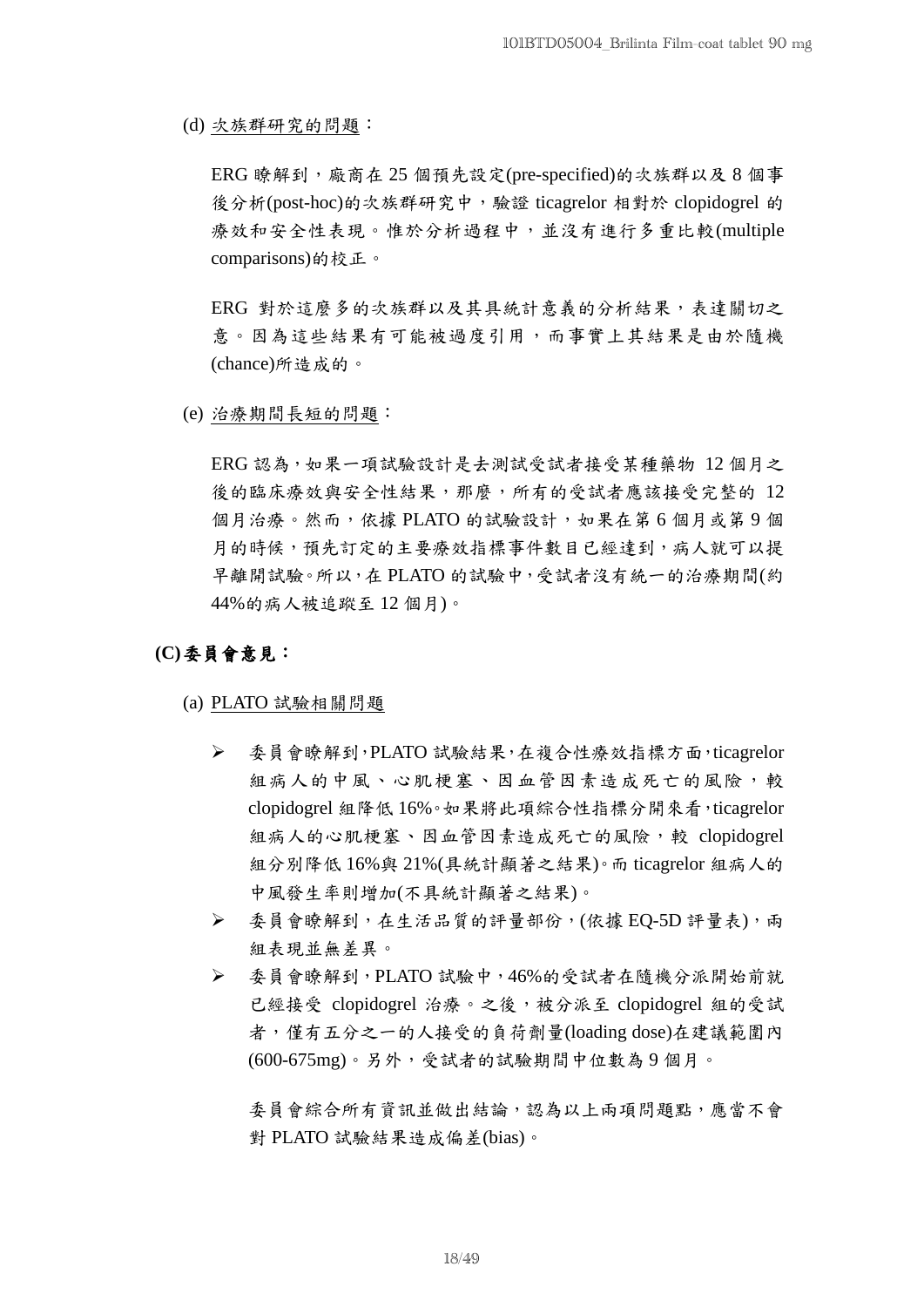(d) 次族群研究的問題：

ERG 瞭解到，廠商在 25 個預先設定(pre-specified)的次族群以及 8 個事後分析(post-hoc)的次族群研究中，驗證 ticagrelor 相對於 clopidogrel 的療效和安全性表現。惟於分析過程中，並沒有進行多重比較(multiple comparisons)的校正。

ERG 對於這麼多的次族群以及其具統計意義的分析結果，表達關切之意。因為這些結果有可能被過度引用，而事實上其結果是由於隨機(chance)所造成的。

(e) 治療期間長短的問題：

ERG 認為，如果一項試驗設計是去測試受試者接受某種藥物 12 個月之後的臨床療效與安全性結果，那麼，所有的受試者應該接受完整的 12 個月治療。然而，依據 PLATO 的試驗設計，如果在第 6 個月或第 9 個月的時候，預先訂定的主要療效指標事件數目已經達到，病人就可以提早離開試驗。所以，在 PLATO 的試驗中，受試者沒有統一的治療期間(約 44%的病人被追蹤至 12 個月)。

## (C) 委員會意見：

(a) PLATO 試驗相關問題

- 委員會瞭解到，PLATO 試驗結果，在複合性療效指標方面，ticagrelor 組病人的中風、心肌梗塞、因血管因素造成死亡的風險，較 clopidogrel 組降低 16%。如果將此項綜合性指標分開來看，ticagrelor 組病人的心肌梗塞、因血管因素造成死亡的風險，較 clopidogrel 組分別降低 16%與 21%(具統計顯著之結果)。而 ticagrelor 組病人的中風發生率則增加(不具統計顯著之結果)。
- 委員會瞭解到，在生活品質的評量部份，(依據 EQ-5D 評量表)，兩組表現並無差異。
- 委員會瞭解到，PLATO 試驗中，46%的受試者在隨機分派開始前就已經接受 clopidogrel 治療。之後，被分派至 clopidogrel 組的受試者，僅有五分之一的人接受的負荷劑量(loading dose)在建議範圍內(600-675mg)。另外，受試者的試驗期間中位數為 9 個月。

  委員會綜合所有資訊並做出結論，認為以上兩項問題點，應當不會對 PLATO 試驗結果造成偏差(bias)。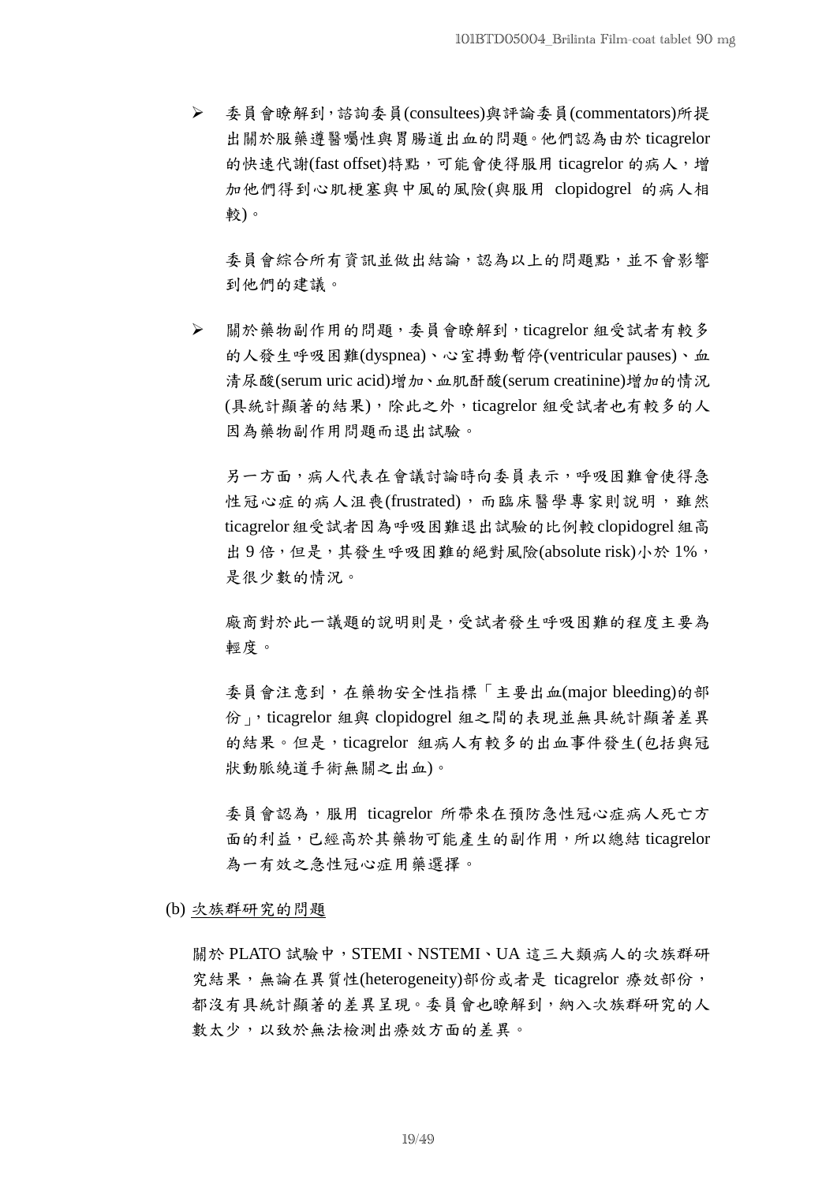- 委員會瞭解到，諮詢委員(consultees)與評論委員(commentators)所提出關於服藥遵醫囑性與胃腸道出血的問題。他們認為由於 ticagrelor 的快速代謝(fast offset)特點，可能會使得服用 ticagrelor 的病人，增加他們得到心肌梗塞與中風的風險(與服用 clopidogrel 的病人相較)。

  委員會綜合所有資訊並做出結論，認為以上的問題點，並不會影響到他們的建議。

- 關於藥物副作用的問題，委員會瞭解到，ticagrelor 組受試者有較多的人發生呼吸困難(dyspnea)、心室搏動暫停(ventricular pauses)、血清尿酸(serum uric acid)增加、血肌酐酸(serum creatinine)增加的情況(具統計顯著的結果)，除此之外，ticagrelor 組受試者也有較多的人因為藥物副作用問題而退出試驗。

  另一方面，病人代表在會議討論時向委員表示，呼吸困難會使得急性冠心症的病人沮喪(frustrated)，而臨床醫學專家則說明，雖然 ticagrelor 組受試者因為呼吸困難退出試驗的比例較 clopidogrel 組高出 9 倍，但是，其發生呼吸困難的絕對風險(absolute risk)小於 1%，是很少數的情況。

  廠商對於此一議題的說明則是，受試者發生呼吸困難的程度主要為輕度。

  委員會注意到，在藥物安全性指標「主要出血(major bleeding)的部份」，ticagrelor 組與 clopidogrel 組之間的表現並無具統計顯著差異的結果。但是，ticagrelor 組病人有較多的出血事件發生(包括與冠狀動脈繞道手術無關之出血)。

  委員會認為，服用 ticagrelor 所帶來在預防急性冠心症病人死亡方面的利益，已經高於其藥物可能產生的副作用，所以總結 ticagrelor 為一有效之急性冠心症用藥選擇。

(b) 次族群研究的問題

關於 PLATO 試驗中，STEMI、NSTEMI、UA 這三大類病人的次族群研究結果，無論在異質性(heterogeneity)部份或者是 ticagrelor 療效部份，都沒有具統計顯著的差異呈現。委員會也瞭解到，納入次族群研究的人數太少，以致於無法檢測出療效方面的差異。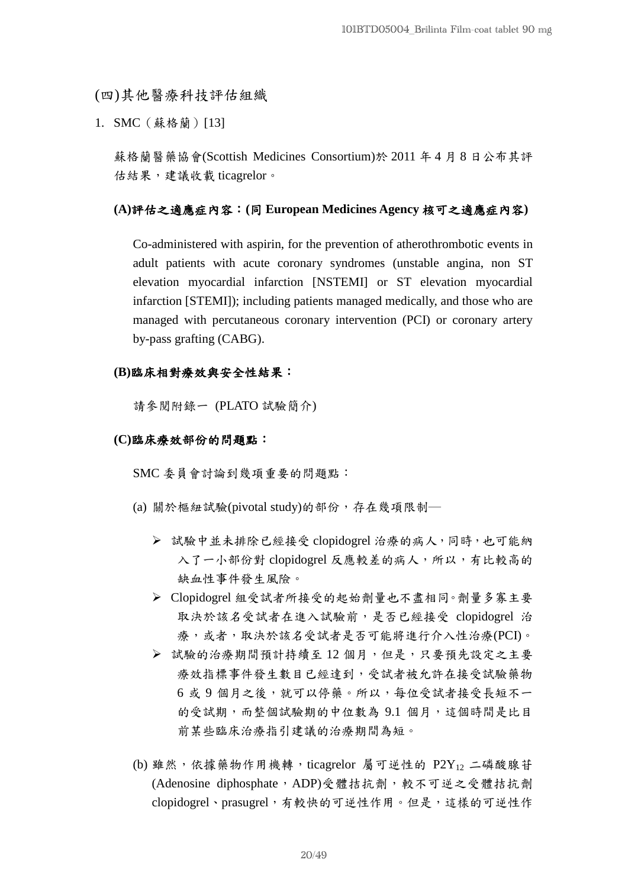## (四)其他醫療科技評估組織

1. SMC（蘇格蘭）[13]

蘇格蘭醫藥協會(Scottish Medicines Consortium)於 2011 年 4 月 8 日公布其評估結果，建議收載 ticagrelor。

**(A)評估之適應症內容：(同 European Medicines Agency 核可之適應症內容)**

Co-administered with aspirin, for the prevention of atherothrombotic events in adult patients with acute coronary syndromes (unstable angina, non ST elevation myocardial infarction [NSTEMI] or ST elevation myocardial infarction [STEMI]); including patients managed medically, and those who are managed with percutaneous coronary intervention (PCI) or coronary artery by-pass grafting (CABG).

**(B)臨床相對療效與安全性結果：**

請參閱附錄一 (PLATO 試驗簡介)

**(C)臨床療效部份的問題點：**

SMC 委員會討論到幾項重要的問題點：

(a) 關於樞紐試驗(pivotal study)的部份，存在幾項限制—

- 試驗中並未排除已經接受 clopidogrel 治療的病人，同時，也可能納入了一小部份對 clopidogrel 反應較差的病人，所以，有比較高的缺血性事件發生風險。
- Clopidogrel 組受試者所接受的起始劑量也不盡相同。劑量多寡主要取決於該名受試者在進入試驗前，是否已經接受 clopidogrel 治療，或者，取決於該名受試者是否可能將進行介入性治療(PCI)。
- 試驗的治療期間預計持續至 12 個月，但是，只要預先設定之主要療效指標事件發生數目已經達到，受試者被允許在接受試驗藥物 6 或 9 個月之後，就可以停藥。所以，每位受試者接受長短不一的受試期，而整個試驗期的中位數為 9.1 個月，這個時間是比目前某些臨床治療指引建議的治療期間為短。

(b) 雖然，依據藥物作用機轉，ticagrelor 屬可逆性的 $P2Y_{12}$ 二磷酸腺苷(Adenosine diphosphate，ADP)受體拮抗劑，較不可逆之受體拮抗劑 clopidogrel、prasugrel，有較快的可逆性作用。但是，這樣的可逆性作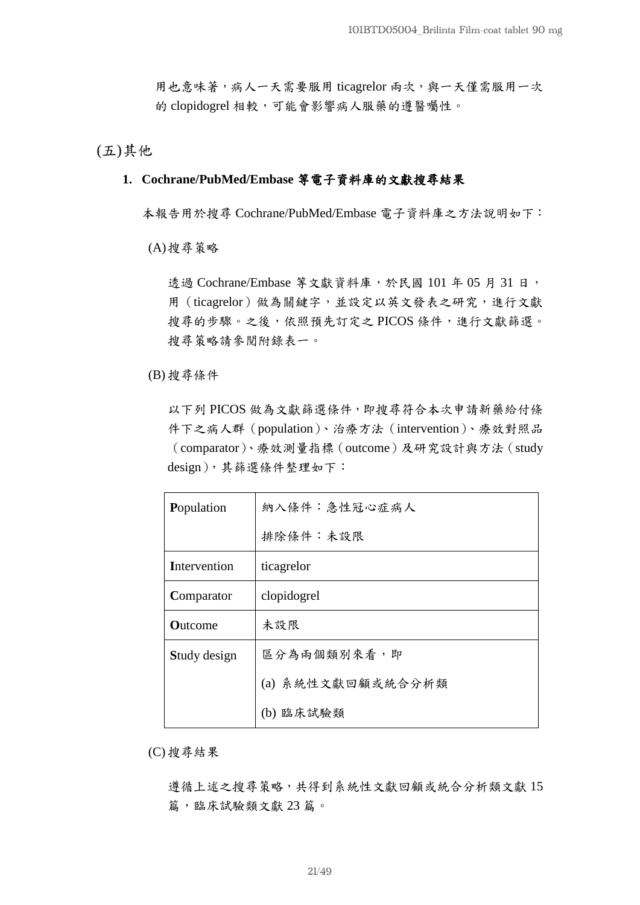用也意味著，病人一天需要服用 ticagrelor 兩次，與一天僅需服用一次的 clopidogrel 相較，可能會影響病人服藥的遵醫囑性。

## (五)其他

### 1. Cochrane/PubMed/Embase 等電子資料庫的文獻搜尋結果

本報告用於搜尋 Cochrane/PubMed/Embase 電子資料庫之方法說明如下：

(A)搜尋策略

透過 Cochrane/Embase 等文獻資料庫，於民國 101 年 05 月 31 日，用（ticagrelor）做為關鍵字，並設定以英文發表之研究，進行文獻搜尋的步驟。之後，依照預先訂定之 PICOS 條件，進行文獻篩選。搜尋策略請參閱附錄表一。

(B)搜尋條件

以下列 PICOS 做為文獻篩選條件，即搜尋符合本次申請新藥給付條件下之病人群（population）、治療方法（intervention）、療效對照品（comparator）、療效測量指標（outcome）及研究設計與方法（study design），其篩選條件整理如下：

| | |
|---|---|
| **P**opulation | 納入條件：急性冠心症病人<br>排除條件：未設限 |
| **I**ntervention | ticagrelor |
| **C**omparator | clopidogrel |
| **O**utcome | 未設限 |
| **S**tudy design | 區分為兩個類別來看，即<br>(a) 系統性文獻回顧或統合分析類<br>(b) 臨床試驗類 |

(C)搜尋結果

遵循上述之搜尋策略，共得到系統性文獻回顧或統合分析類文獻 15 篇，臨床試驗類文獻 23 篇。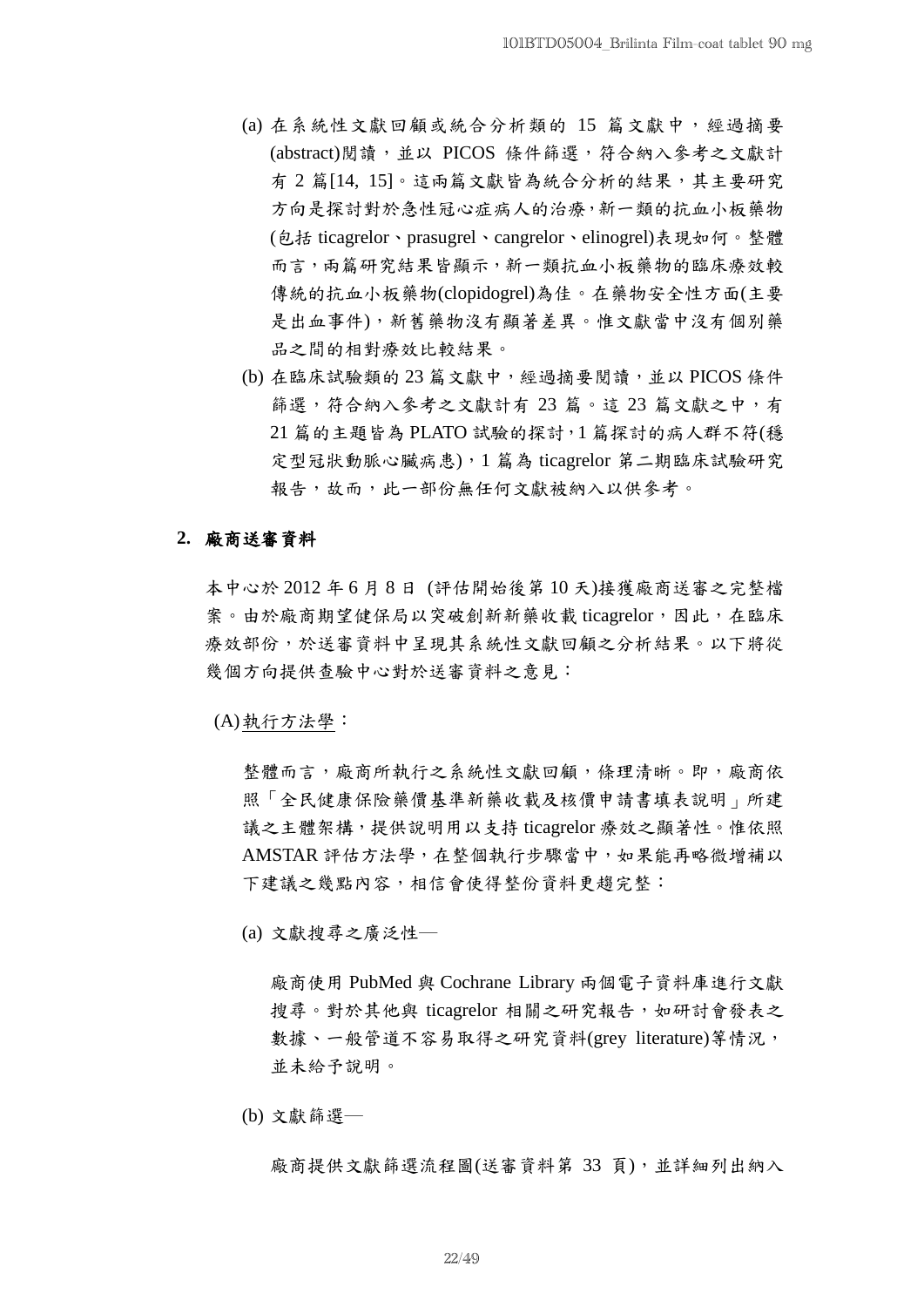(a) 在系統性文獻回顧或統合分析類的 15 篇文獻中，經過摘要(abstract)閱讀，並以 PICOS 條件篩選，符合納入參考之文獻計有 2 篇[14, 15]。這兩篇文獻皆為統合分析的結果，其主要研究方向是探討對於急性冠心症病人的治療，新一類的抗血小板藥物(包括 ticagrelor、prasugrel、cangrelor、elinogrel)表現如何。整體而言，兩篇研究結果皆顯示，新一類抗血小板藥物的臨床療效較傳統的抗血小板藥物(clopidogrel)為佳。在藥物安全性方面(主要是出血事件)，新舊藥物沒有顯著差異。惟文獻當中沒有個別藥品之間的相對療效比較結果。

(b) 在臨床試驗類的 23 篇文獻中，經過摘要閱讀，並以 PICOS 條件篩選，符合納入參考之文獻計有 23 篇。這 23 篇文獻之中，有 21 篇的主題皆為 PLATO 試驗的探討，1 篇探討的病人群不符(穩定型冠狀動脈心臟病患)，1 篇為 ticagrelor 第二期臨床試驗研究報告，故而，此一部份無任何文獻被納入以供參考。

## 2. 廠商送審資料

本中心於 2012 年 6 月 8 日 (評估開始後第 10 天)接獲廠商送審之完整檔案。由於廠商期望健保局以突破創新新藥收載 ticagrelor，因此，在臨床療效部份，於送審資料中呈現其系統性文獻回顧之分析結果。以下將從幾個方向提供查驗中心對於送審資料之意見：

(A) 執行方法學：

整體而言，廠商所執行之系統性文獻回顧，條理清晰。即，廠商依照「全民健康保險藥價基準新藥收載及核價申請書填表說明」所建議之主體架構，提供說明用以支持 ticagrelor 療效之顯著性。惟依照 AMSTAR 評估方法學，在整個執行步驟當中，如果能再略微增補以下建議之幾點內容，相信會使得整份資料更趨完整：

(a) 文獻搜尋之廣泛性—

廠商使用 PubMed 與 Cochrane Library 兩個電子資料庫進行文獻搜尋。對於其他與 ticagrelor 相關之研究報告，如研討會發表之數據、一般管道不容易取得之研究資料(grey literature)等情況，並未給予說明。

(b) 文獻篩選—

廠商提供文獻篩選流程圖(送審資料第 33 頁)，並詳細列出納入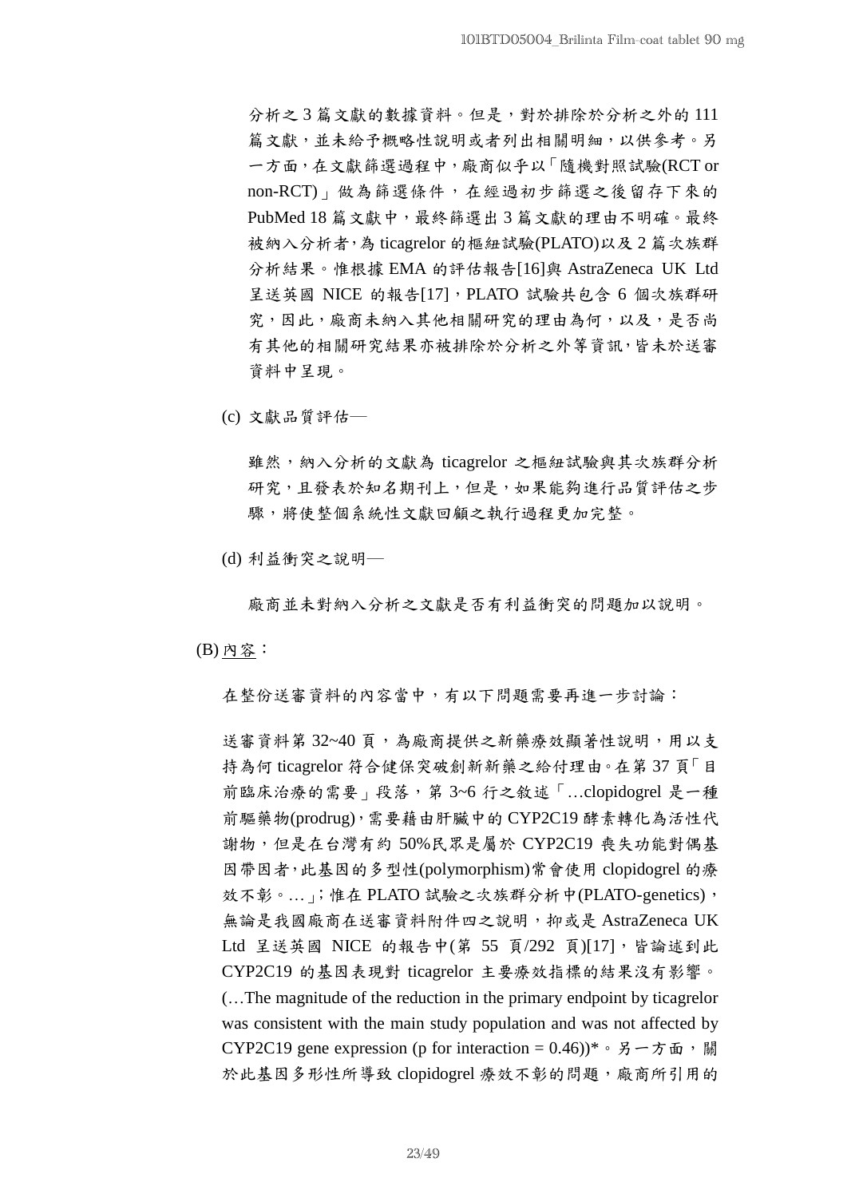分析之 3 篇文獻的數據資料。但是，對於排除於分析之外的 111 篇文獻，並未給予概略性說明或者列出相關明細，以供參考。另一方面，在文獻篩選過程中，廠商似乎以「隨機對照試驗(RCT or non-RCT)」做為篩選條件，在經過初步篩選之後留存下來的 PubMed 18 篇文獻中，最終篩選出 3 篇文獻的理由不明確。最終被納入分析者，為 ticagrelor 的樞紐試驗(PLATO)以及 2 篇次族群分析結果。惟根據 EMA 的評估報告[16]與 AstraZeneca UK Ltd 呈送英國 NICE 的報告[17]，PLATO 試驗共包含 6 個次族群研究，因此，廠商未納入其他相關研究的理由為何，以及，是否尚有其他的相關研究結果亦被排除於分析之外等資訊，皆未於送審資料中呈現。

(c) 文獻品質評估—

雖然，納入分析的文獻為 ticagrelor 之樞紐試驗與其次族群分析研究，且發表於知名期刊上，但是，如果能夠進行品質評估之步驟，將使整個系統性文獻回顧之執行過程更加完整。

(d) 利益衝突之說明—

廠商並未對納入分析之文獻是否有利益衝突的問題加以說明。

(B) <u>內容</u>：

在整份送審資料的內容當中，有以下問題需要再進一步討論：

送審資料第 32~40 頁，為廠商提供之新藥療效顯著性說明，用以支持為何 ticagrelor 符合健保突破創新新藥之給付理由。在第 37 頁「目前臨床治療的需要」段落，第 3~6 行之敘述「…clopidogrel 是一種前驅藥物(prodrug)，需要藉由肝臟中的 CYP2C19 酵素轉化為活性代謝物，但是在台灣有約 50%民眾是屬於 CYP2C19 喪失功能對偶基因帶因者，此基因的多型性(polymorphism)常會使用 clopidogrel 的療效不彰。…」；惟在 PLATO 試驗之次族群分析中(PLATO-genetics)，無論是我國廠商在送審資料附件四之說明，抑或是 AstraZeneca UK Ltd 呈送英國 NICE 的報告中(第 55 頁/292 頁)[17]，皆論述到此 CYP2C19 的基因表現對 ticagrelor 主要療效指標的結果沒有影響。(…The magnitude of the reduction in the primary endpoint by ticagrelor was consistent with the main study population and was not affected by CYP2C19 gene expression (p for interaction = 0.46))*。另一方面，關於此基因多形性所導致 clopidogrel 療效不彰的問題，廠商所引用的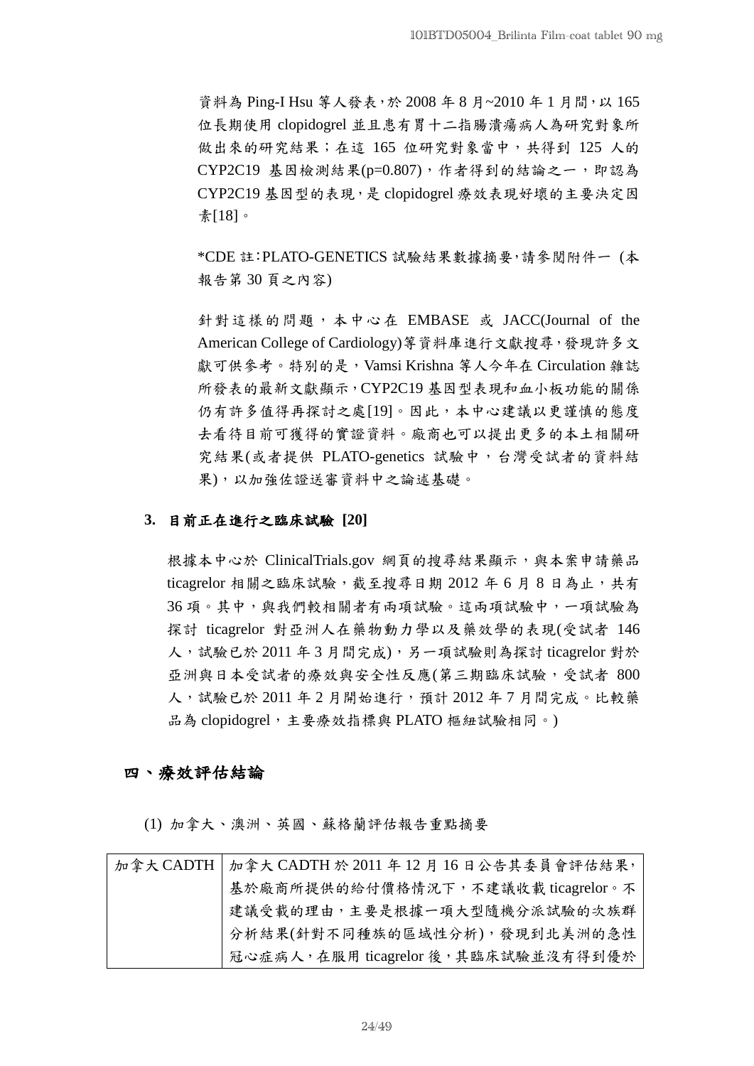資料為 Ping-I Hsu 等人發表，於 2008 年 8 月~2010 年 1 月間，以 165 位長期使用 clopidogrel 並且患有胃十二指腸潰瘍病人為研究對象所做出來的研究結果；在這 165 位研究對象當中，共得到 125 人的 CYP2C19 基因檢測結果(p=0.807)，作者得到的結論之一，即認為 CYP2C19 基因型的表現，是 clopidogrel 療效表現好壞的主要決定因素[18]。

*CDE 註：PLATO-GENETICS 試驗結果數據摘要，請參閱附件一 (本報告第 30 頁之內容)

針對這樣的問題，本中心在 EMBASE 或 JACC(Journal of the American College of Cardiology)等資料庫進行文獻搜尋，發現許多文獻可供參考。特別的是，Vamsi Krishna 等人今年在 Circulation 雜誌所發表的最新文獻顯示，CYP2C19 基因型表現和血小板功能的關係仍有許多值得再探討之處[19]。因此，本中心建議以更謹慎的態度去看待目前可獲得的實證資料。廠商也可以提出更多的本土相關研究結果(或者提供 PLATO-genetics 試驗中，台灣受試者的資料結果)，以加強佐證送審資料中之論述基礎。

### 3. 目前正在進行之臨床試驗 [20]

根據本中心於 ClinicalTrials.gov 網頁的搜尋結果顯示，與本案申請藥品 ticagrelor 相關之臨床試驗，截至搜尋日期 2012 年 6 月 8 日為止，共有 36 項。其中，與我們較相關者有兩項試驗。這兩項試驗中，一項試驗為探討 ticagrelor 對亞洲人在藥物動力學以及藥效學的表現(受試者 146 人，試驗已於 2011 年 3 月間完成)，另一項試驗則為探討 ticagrelor 對於亞洲與日本受試者的療效與安全性反應(第三期臨床試驗，受試者 800 人，試驗已於 2011 年 2 月開始進行，預計 2012 年 7 月間完成。比較藥品為 clopidogrel，主要療效指標與 PLATO 樞紐試驗相同。)

## 四、療效評估結論

(1) 加拿大、澳洲、英國、蘇格蘭評估報告重點摘要

| 加拿大 CADTH | 加拿大 CADTH 於 2011 年 12 月 16 日公告其委員會評估結果，基於廠商所提供的給付價格情況下，不建議收載 ticagrelor。不建議受載的理由，主要是根據一項大型隨機分派試驗的次族群分析結果(針對不同種族的區域性分析)，發現到北美洲的急性冠心症病人，在服用 ticagrelor 後，其臨床試驗並沒有得到優於 |
|---|---|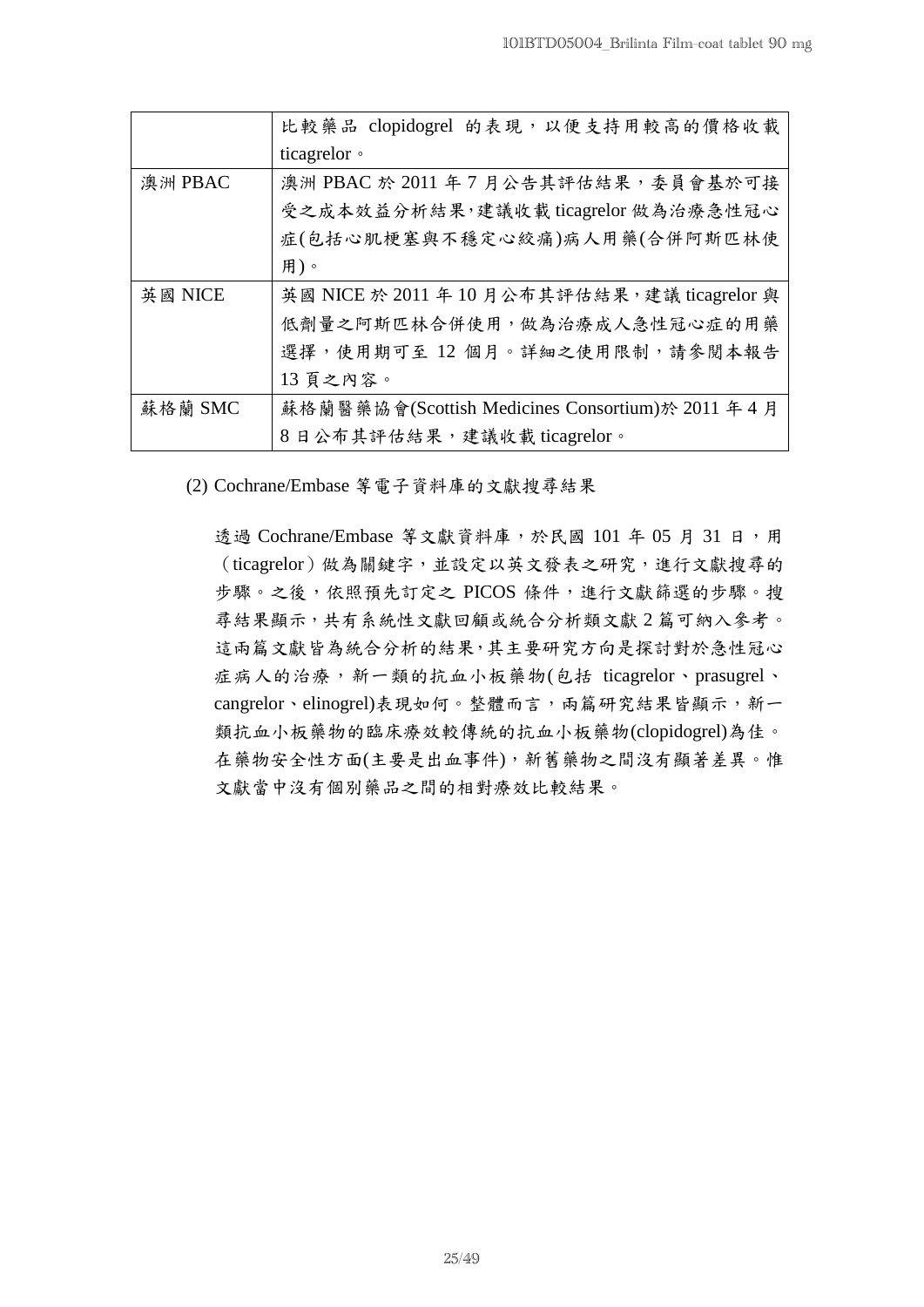|  | 比較藥品 clopidogrel 的表現，以便支持用較高的價格收載 ticagrelor。 |
|---|---|
| 澳洲 PBAC | 澳洲 PBAC 於 2011 年 7 月公告其評估結果，委員會基於可接受之成本效益分析結果，建議收載 ticagrelor 做為治療急性冠心症(包括心肌梗塞與不穩定心絞痛)病人用藥(合併阿斯匹林使用)。 |
| 英國 NICE | 英國 NICE 於 2011 年 10 月公布其評估結果，建議 ticagrelor 與低劑量之阿斯匹林合併使用，做為治療成人急性冠心症的用藥選擇，使用期可至 12 個月。詳細之使用限制，請參閱本報告 13 頁之內容。 |
| 蘇格蘭 SMC | 蘇格蘭醫藥協會(Scottish Medicines Consortium)於 2011 年 4 月 8 日公布其評估結果，建議收載 ticagrelor。 |

(2) Cochrane/Embase 等電子資料庫的文獻搜尋結果

透過 Cochrane/Embase 等文獻資料庫，於民國 101 年 05 月 31 日，用（ticagrelor）做為關鍵字，並設定以英文發表之研究，進行文獻搜尋的步驟。之後，依照預先訂定之 PICOS 條件，進行文獻篩選的步驟。搜尋結果顯示，共有系統性文獻回顧或統合分析類文獻 2 篇可納入參考。這兩篇文獻皆為統合分析的結果，其主要研究方向是探討對於急性冠心症病人的治療，新一類的抗血小板藥物(包括 ticagrelor、prasugrel、cangrelor、elinogrel)表現如何。整體而言，兩篇研究結果皆顯示，新一類抗血小板藥物的臨床療效較傳統的抗血小板藥物(clopidogrel)為佳。在藥物安全性方面(主要是出血事件)，新舊藥物之間沒有顯著差異。惟文獻當中沒有個別藥品之間的相對療效比較結果。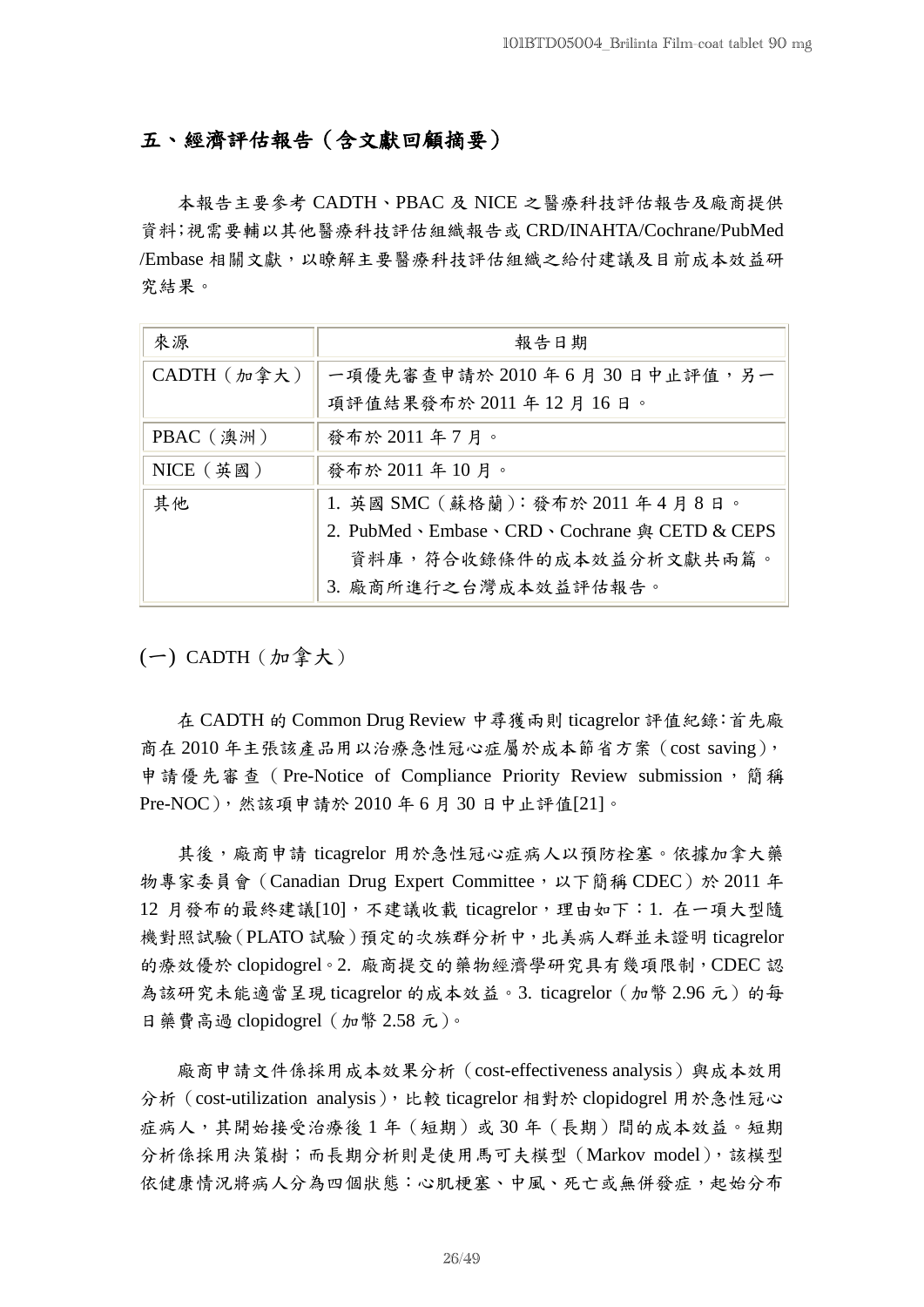## 五、經濟評估報告（含文獻回顧摘要）

本報告主要參考 CADTH、PBAC 及 NICE 之醫療科技評估報告及廠商提供資料;視需要輔以其他醫療科技評估組織報告或 CRD/INAHTA/Cochrane/PubMed /Embase 相關文獻，以瞭解主要醫療科技評估組織之給付建議及目前成本效益研究結果。

| 來源 | 報告日期 |
|---|---|
| CADTH（加拿大） | 一項優先審查申請於 2010 年 6 月 30 日中止評值，另一項評值結果發布於 2011 年 12 月 16 日。 |
| PBAC（澳洲） | 發布於 2011 年 7 月。 |
| NICE（英國） | 發布於 2011 年 10 月。 |
| 其他 | 1. 英國 SMC（蘇格蘭）：發布於 2011 年 4 月 8 日。<br>2. PubMed、Embase、CRD、Cochrane 與 CETD & CEPS 資料庫，符合收錄條件的成本效益分析文獻共兩篇。<br>3. 廠商所進行之台灣成本效益評估報告。 |

### (一) CADTH（加拿大）

在 CADTH 的 Common Drug Review 中尋獲兩則 ticagrelor 評值紀錄：首先廠商在 2010 年主張該產品用以治療急性冠心症屬於成本節省方案（cost saving），申請優先審查（Pre-Notice of Compliance Priority Review submission，簡稱 Pre-NOC），然該項申請於 2010 年 6 月 30 日中止評值[21]。

其後，廠商申請 ticagrelor 用於急性冠心症病人以預防栓塞。依據加拿大藥物專家委員會（Canadian Drug Expert Committee，以下簡稱 CDEC）於 2011 年 12 月發布的最終建議[10]，不建議收載 ticagrelor，理由如下：1. 在一項大型隨機對照試驗（PLATO 試驗）預定的次族群分析中，北美病人群並未證明 ticagrelor 的療效優於 clopidogrel。2. 廠商提交的藥物經濟學研究具有幾項限制，CDEC 認為該研究未能適當呈現 ticagrelor 的成本效益。3. ticagrelor（加幣 2.96 元）的每日藥費高過 clopidogrel（加幣 2.58 元）。

廠商申請文件係採用成本效果分析（cost-effectiveness analysis）與成本效用分析（cost-utilization analysis），比較 ticagrelor 相對於 clopidogrel 用於急性冠心症病人，其開始接受治療後 1 年（短期）或 30 年（長期）間的成本效益。短期分析係採用決策樹；而長期分析則是使用馬可夫模型（Markov model），該模型依健康情況將病人分為四個狀態：心肌梗塞、中風、死亡或無併發症，起始分布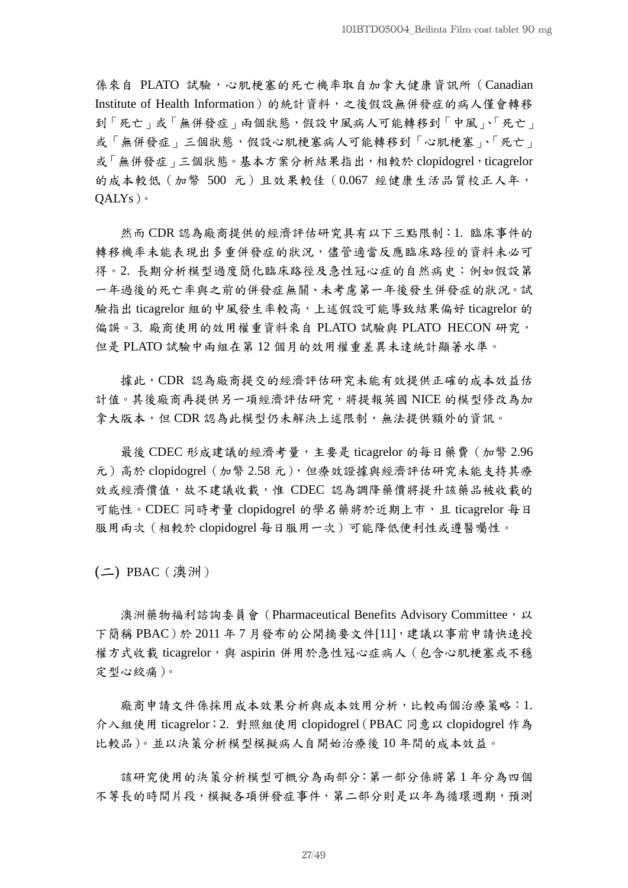係來自 PLATO 試驗，心肌梗塞的死亡機率取自加拿大健康資訊所（Canadian Institute of Health Information）的統計資料，之後假設無併發症的病人僅會轉移到「死亡」或「無併發症」兩個狀態，假設中風病人可能轉移到「中風」、「死亡」或「無併發症」三個狀態，假設心肌梗塞病人可能轉移到「心肌梗塞」、「死亡」或「無併發症」三個狀態。基本方案分析結果指出，相較於 clopidogrel，ticagrelor 的成本較低（加幣 500 元）且效果較佳（0.067 經健康生活品質校正人年，QALYs）。

然而 CDR 認為廠商提供的經濟評估研究具有以下三點限制：1. 臨床事件的轉移機率未能表現出多重併發症的狀況，儘管適當反應臨床路徑的資料未必可得。2. 長期分析模型過度簡化臨床路徑及急性冠心症的自然病史：例如假設第一年過後的死亡率與之前的併發症無關、未考慮第一年後發生併發症的狀況。試驗指出 ticagrelor 組的中風發生率較高，上述假設可能導致結果偏好 ticagrelor 的偏誤。3. 廠商使用的效用權重資料來自 PLATO 試驗與 PLATO HECON 研究，但是 PLATO 試驗中兩組在第 12 個月的效用權重差異未達統計顯著水準。

據此，CDR 認為廠商提交的經濟評估研究未能有效提供正確的成本效益估計值。其後廠商再提供另一項經濟評估研究，將提報英國 NICE 的模型修改為加拿大版本，但 CDR 認為此模型仍未解決上述限制，無法提供額外的資訊。

最後 CDEC 形成建議的經濟考量，主要是 ticagrelor 的每日藥費（加幣 2.96 元）高於 clopidogrel（加幣 2.58 元），但療效證據與經濟評估研究未能支持其療效或經濟價值，故不建議收載，惟 CDEC 認為調降藥價將提升該藥品被收載的可能性。CDEC 同時考量 clopidogrel 的學名藥將於近期上市，且 ticagrelor 每日服用兩次（相較於 clopidogrel 每日服用一次）可能降低便利性或遵醫囑性。

## (二) PBAC（澳洲）

澳洲藥物福利諮詢委員會（Pharmaceutical Benefits Advisory Committee，以下簡稱 PBAC）於 2011 年 7 月發布的公開摘要文件[11]，建議以事前申請快速授權方式收載 ticagrelor，與 aspirin 併用於急性冠心症病人（包含心肌梗塞或不穩定型心絞痛）。

廠商申請文件係採用成本效果分析與成本效用分析，比較兩個治療策略：1. 介入組使用 ticagrelor；2. 對照組使用 clopidogrel（PBAC 同意以 clopidogrel 作為比較品）。並以決策分析模型模擬病人自開始治療後 10 年間的成本效益。

該研究使用的決策分析模型可概分為兩部分：第一部分係將第 1 年分為四個不等長的時間片段，模擬各項併發症事件，第二部分則是以年為循環週期，預測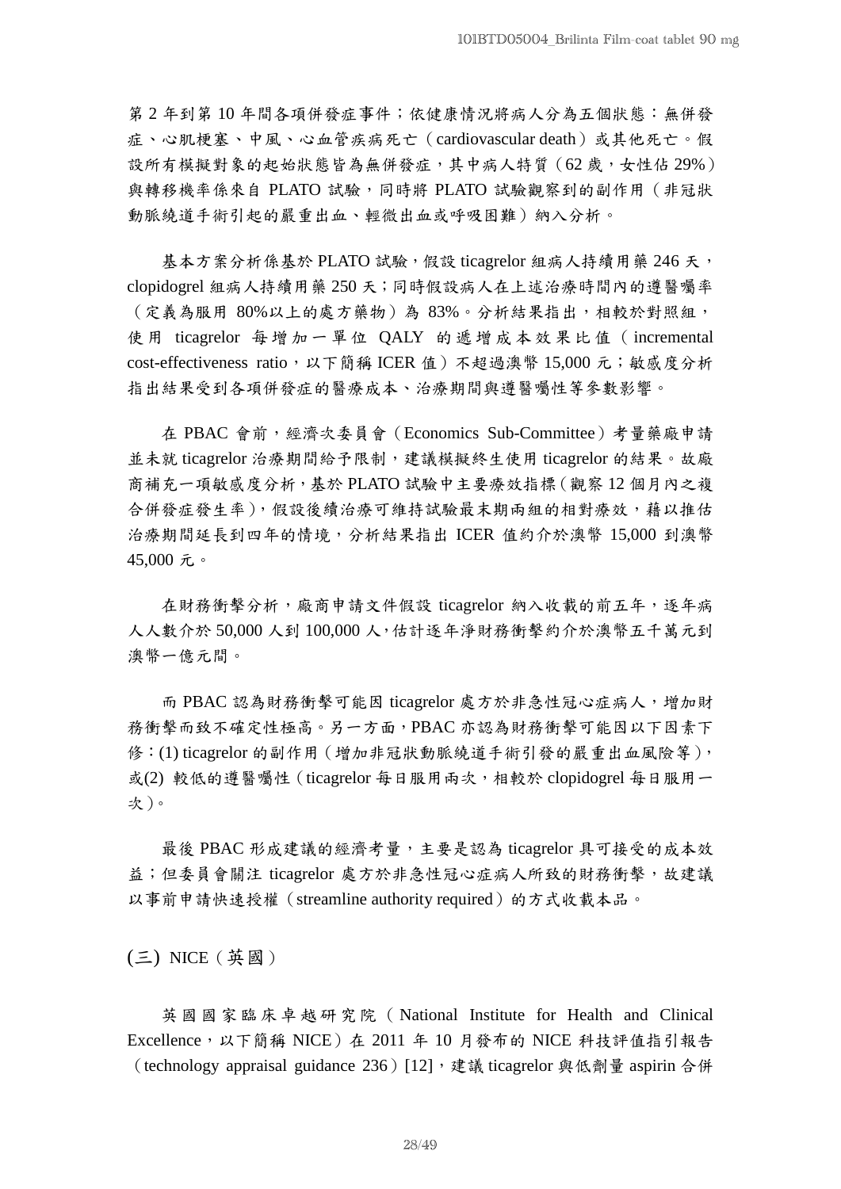第 2 年到第 10 年間各項併發症事件；依健康情況將病人分為五個狀態：無併發症、心肌梗塞、中風、心血管疾病死亡（cardiovascular death）或其他死亡。假設所有模擬對象的起始狀態皆為無併發症，其中病人特質（62 歲，女性佔 29%）與轉移機率係來自 PLATO 試驗，同時將 PLATO 試驗觀察到的副作用（非冠狀動脈繞道手術引起的嚴重出血、輕微出血或呼吸困難）納入分析。

基本方案分析係基於 PLATO 試驗，假設 ticagrelor 組病人持續用藥 246 天，clopidogrel 組病人持續用藥 250 天；同時假設病人在上述治療時間內的遵醫囑率（定義為服用 80%以上的處方藥物）為 83%。分析結果指出，相較於對照組，使用 ticagrelor 每增加一單位 QALY 的遞增成本效果比值（incremental cost-effectiveness ratio，以下簡稱 ICER 值）不超過澳幣 15,000 元；敏感度分析指出結果受到各項併發症的醫療成本、治療期間與遵醫囑性等參數影響。

在 PBAC 會前，經濟次委員會（Economics Sub-Committee）考量藥廠申請並未就 ticagrelor 治療期間給予限制，建議模擬終生使用 ticagrelor 的結果。故廠商補充一項敏感度分析，基於 PLATO 試驗中主要療效指標（觀察 12 個月內之複合併發症發生率），假設後續治療可維持試驗最末期兩組的相對療效，藉以推估治療期間延長到四年的情境，分析結果指出 ICER 值約介於澳幣 15,000 到澳幣 45,000 元。

在財務衝擊分析，廠商申請文件假設 ticagrelor 納入收載的前五年，逐年病人人數介於 50,000 人到 100,000 人，估計逐年淨財務衝擊約介於澳幣五千萬元到澳幣一億元間。

而 PBAC 認為財務衝擊可能因 ticagrelor 處方於非急性冠心症病人，增加財務衝擊而致不確定性極高。另一方面，PBAC 亦認為財務衝擊可能因以下因素下修：(1) ticagrelor 的副作用（增加非冠狀動脈繞道手術引發的嚴重出血風險等），或(2) 較低的遵醫囑性（ticagrelor 每日服用兩次，相較於 clopidogrel 每日服用一次）。

最後 PBAC 形成建議的經濟考量，主要是認為 ticagrelor 具可接受的成本效益；但委員會關注 ticagrelor 處方於非急性冠心症病人所致的財務衝擊，故建議以事前申請快速授權（streamline authority required）的方式收載本品。

## (三) NICE（英國）

英國國家臨床卓越研究院（National Institute for Health and Clinical Excellence，以下簡稱 NICE）在 2011 年 10 月發布的 NICE 科技評值指引報告（technology appraisal guidance 236）[12]，建議 ticagrelor 與低劑量 aspirin 合併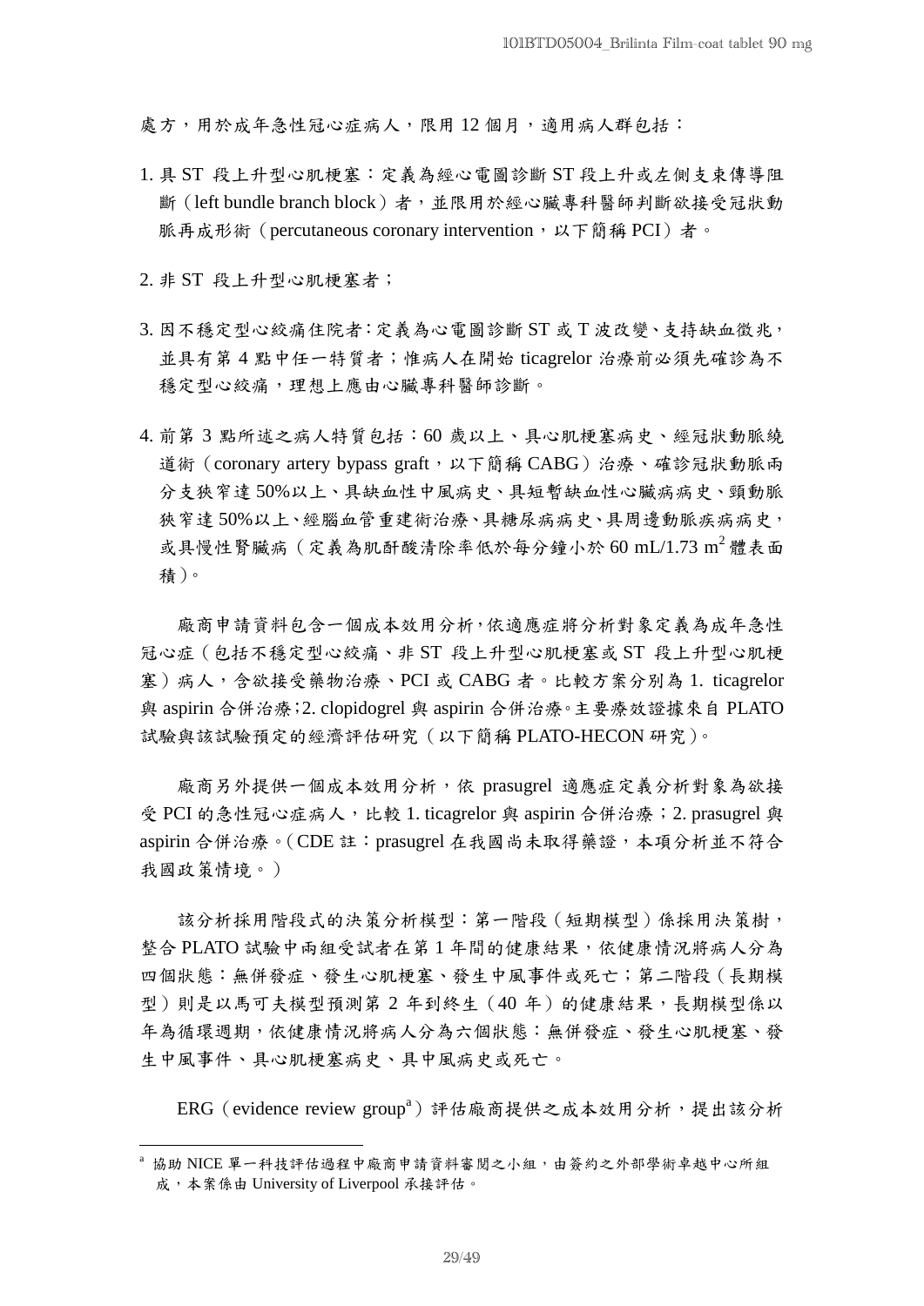處方，用於成年急性冠心症病人，限用 12 個月，適用病人群包括：

1. 具 ST 段上升型心肌梗塞：定義為經心電圖診斷 ST 段上升或左側支束傳導阻斷（left bundle branch block）者，並限用於經心臟專科醫師判斷欲接受冠狀動脈再成形術（percutaneous coronary intervention，以下簡稱 PCI）者。

2. 非 ST 段上升型心肌梗塞者；

3. 因不穩定型心絞痛住院者：定義為心電圖診斷 ST 或 T 波改變、支持缺血徵兆，並具有第 4 點中任一特質者；惟病人在開始 ticagrelor 治療前必須先確診為不穩定型心絞痛，理想上應由心臟專科醫師診斷。

4. 前第 3 點所述之病人特質包括：60 歲以上、具心肌梗塞病史、經冠狀動脈繞道術（coronary artery bypass graft，以下簡稱 CABG）治療、確診冠狀動脈兩分支狹窄達 50%以上、具缺血性中風病史、具短暫缺血性心臟病病史、頸動脈狹窄達 50%以上、經腦血管重建術治療、具糖尿病病史、具周邊動脈疾病病史，或具慢性腎臟病（定義為肌酐酸清除率低於每分鐘小於 60 mL/1.73 $m^2$ 體表面積）。

廠商申請資料包含一個成本效用分析，依適應症將分析對象定義為成年急性冠心症（包括不穩定型心絞痛、非 ST 段上升型心肌梗塞或 ST 段上升型心肌梗塞）病人，含欲接受藥物治療、PCI 或 CABG 者。比較方案分別為 1. ticagrelor 與 aspirin 合併治療；2. clopidogrel 與 aspirin 合併治療。主要療效證據來自 PLATO 試驗與該試驗預定的經濟評估研究（以下簡稱 PLATO-HECON 研究）。

廠商另外提供一個成本效用分析，依 prasugrel 適應症定義分析對象為欲接受 PCI 的急性冠心症病人，比較 1. ticagrelor 與 aspirin 合併治療；2. prasugrel 與 aspirin 合併治療。（CDE 註：prasugrel 在我國尚未取得藥證，本項分析並不符合我國政策情境。）

該分析採用階段式的決策分析模型：第一階段（短期模型）係採用決策樹，整合 PLATO 試驗中兩組受試者在第 1 年間的健康結果，依健康情況將病人分為四個狀態：無併發症、發生心肌梗塞、發生中風事件或死亡；第二階段（長期模型）則是以馬可夫模型預測第 2 年到終生（40 年）的健康結果，長期模型係以年為循環週期，依健康情況將病人分為六個狀態：無併發症、發生心肌梗塞、發生中風事件、具心肌梗塞病史、具中風病史或死亡。

ERG（evidence review group[a]）評估廠商提供之成本效用分析，提出該分析

[a] 協助 NICE 單一科技評估過程中廠商申請資料審閱之小組，由簽約之外部學術卓越中心所組成，本案係由 University of Liverpool 承接評估。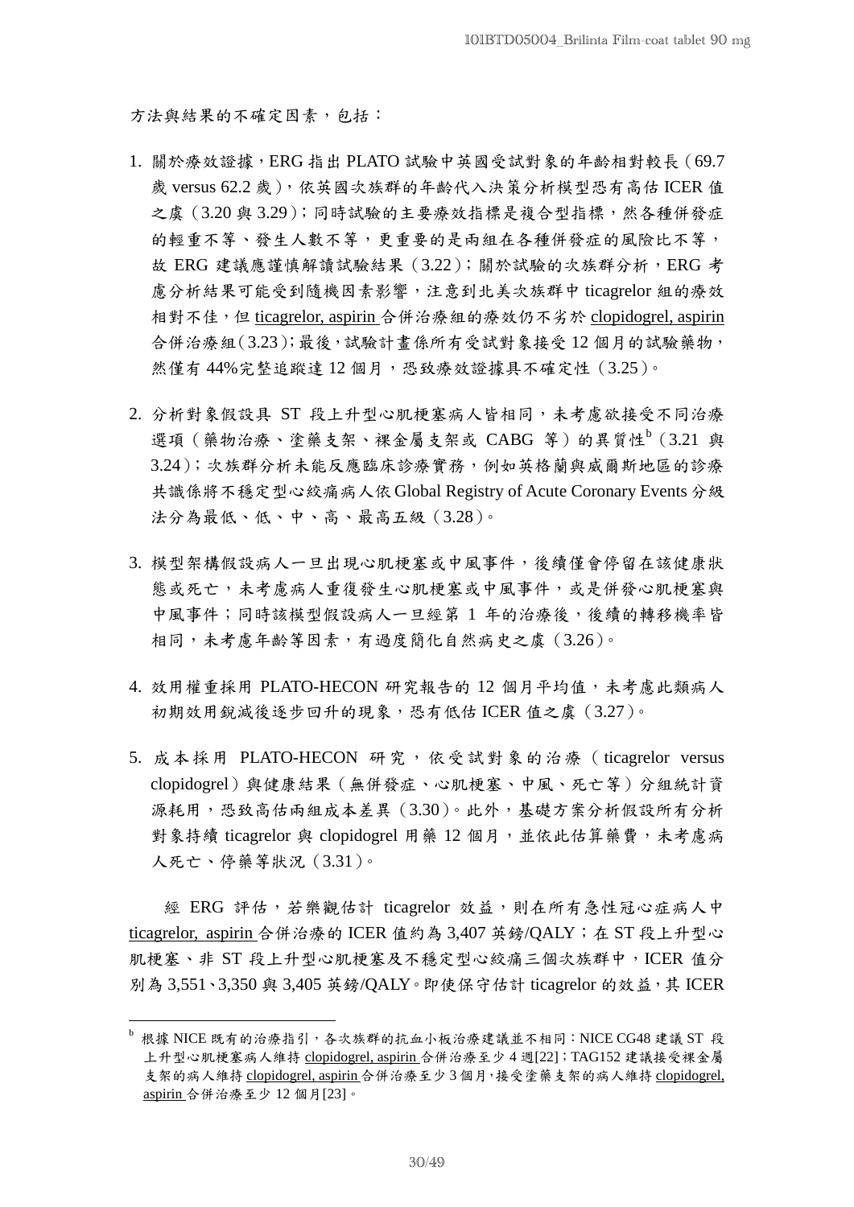方法與結果的不確定因素，包括：

1. 關於療效證據，ERG 指出 PLATO 試驗中英國受試對象的年齡相對較長（69.7 歲 versus 62.2 歲），依英國次族群的年齡代入決策分析模型恐有高估 ICER 值之虞（3.20 與 3.29）；同時試驗的主要療效指標是複合型指標，然各種併發症的輕重不等、發生人數不等，更重要的是兩組在各種併發症的風險比不等，故 ERG 建議應謹慎解讀試驗結果（3.22）；關於試驗的次族群分析，ERG 考慮分析結果可能受到隨機因素影響，注意到北美次族群中 ticagrelor 組的療效相對不佳，但 ticagrelor, aspirin 合併治療組的療效仍不劣於 clopidogrel, aspirin 合併治療組（3.23）；最後，試驗計畫係所有受試對象接受 12 個月的試驗藥物，然僅有 44%完整追蹤達 12 個月，恐致療效證據具不確定性（3.25）。

2. 分析對象假設具 ST 段上升型心肌梗塞病人皆相同，未考慮欲接受不同治療選項（藥物治療、塗藥支架、裸金屬支架或 CABG 等）的異質性[b]（3.21 與 3.24）；次族群分析未能反應臨床診療實務，例如英格蘭與威爾斯地區的診療共識係將不穩定型心絞痛病人依 Global Registry of Acute Coronary Events 分級法分為最低、低、中、高、最高五級（3.28）。

3. 模型架構假設病人一旦出現心肌梗塞或中風事件，後續僅會停留在該健康狀態或死亡，未考慮病人重複發生心肌梗塞或中風事件，或是併發心肌梗塞與中風事件；同時該模型假設病人一旦經第 1 年的治療後，後續的轉移機率皆相同，未考慮年齡等因素，有過度簡化自然病史之虞（3.26）。

4. 效用權重採用 PLATO-HECON 研究報告的 12 個月平均值，未考慮此類病人初期效用銳減後逐步回升的現象，恐有低估 ICER 值之虞（3.27）。

5. 成本採用 PLATO-HECON 研究，依受試對象的治療（ticagrelor versus clopidogrel）與健康結果（無併發症、心肌梗塞、中風、死亡等）分組統計資源耗用，恐致高估兩組成本差異（3.30）。此外，基礎方案分析假設所有分析對象持續 ticagrelor 與 clopidogrel 用藥 12 個月，並依此估算藥費，未考慮病人死亡、停藥等狀況（3.31）。

經 ERG 評估，若樂觀估計 ticagrelor 效益，則在所有急性冠心症病人中 ticagrelor, aspirin 合併治療的 ICER 值約為 3,407 英鎊/QALY；在 ST 段上升型心肌梗塞、非 ST 段上升型心肌梗塞及不穩定型心絞痛三個次族群中，ICER 值分別為 3,551、3,350 與 3,405 英鎊/QALY。即使保守估計 ticagrelor 的效益，其 ICER

---

[b] 根據 NICE 既有的治療指引，各次族群的抗血小板治療建議並不相同：NICE CG48 建議 ST 段上升型心肌梗塞病人維持 clopidogrel, aspirin 合併治療至少 4 週[22]；TAG152 建議接受裸金屬支架的病人維持 clopidogrel, aspirin 合併治療至少 3 個月，接受塗藥支架的病人維持 clopidogrel, aspirin 合併治療至少 12 個月[23]。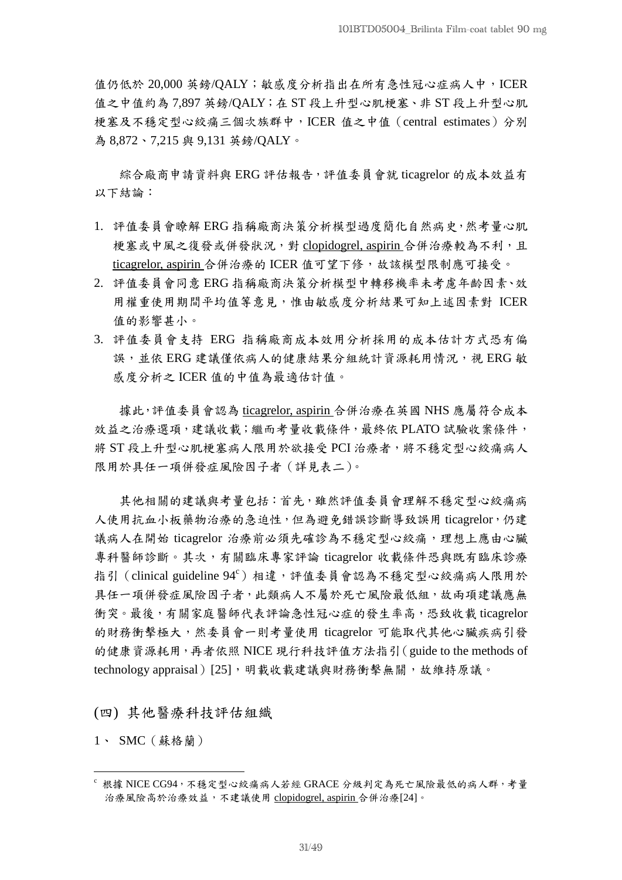值仍低於 20,000 英鎊/QALY；敏感度分析指出在所有急性冠心症病人中，ICER 值之中值約為 7,897 英鎊/QALY；在 ST 段上升型心肌梗塞、非 ST 段上升型心肌梗塞及不穩定型心絞痛三個次族群中，ICER 值之中值（central estimates）分別為 8,872、7,215 與 9,131 英鎊/QALY。

綜合廠商申請資料與 ERG 評估報告，評值委員會就 ticagrelor 的成本效益有以下結論：

1. 評值委員會瞭解 ERG 指稱廠商決策分析模型過度簡化自然病史，然考量心肌梗塞或中風之復發或併發狀況，對 clopidogrel, aspirin 合併治療較為不利，且 ticagrelor, aspirin 合併治療的 ICER 值可望下修，故該模型限制應可接受。
2. 評值委員會同意 ERG 指稱廠商決策分析模型中轉移機率未考慮年齡因素、效用權重使用期間平均值等意見，惟由敏感度分析結果可知上述因素對 ICER 值的影響甚小。
3. 評值委員會支持 ERG 指稱廠商成本效用分析採用的成本估計方式恐有偏誤，並依 ERG 建議僅依病人的健康結果分組統計資源耗用情況，視 ERG 敏感度分析之 ICER 值的中值為最適估計值。

據此，評值委員會認為 ticagrelor, aspirin 合併治療在英國 NHS 應屬符合成本效益之治療選項，建議收載；繼而考量收載條件，最終依 PLATO 試驗收案條件，將 ST 段上升型心肌梗塞病人限用於欲接受 PCI 治療者，將不穩定型心絞痛病人限用於具任一項併發症風險因子者（詳見表二）。

其他相關的建議與考量包括：首先，雖然評值委員會理解不穩定型心絞痛病人使用抗血小板藥物治療的急迫性，但為避免錯誤診斷導致誤用 ticagrelor，仍建議病人在開始 ticagrelor 治療前必須先確診為不穩定型心絞痛，理想上應由心臟專科醫師診斷。其次，有關臨床專家評論 ticagrelor 收載條件恐與既有臨床診療指引（clinical guideline 94[c]）相違，評值委員會認為不穩定型心絞痛病人限用於具任一項併發症風險因子者，此類病人不屬於死亡風險最低組，故兩項建議應無衝突。最後，有關家庭醫師代表評論急性冠心症的發生率高，恐致收載 ticagrelor 的財務衝擊極大，然委員會一則考量使用 ticagrelor 可能取代其他心臟疾病引發的健康資源耗用，再者依照 NICE 現行科技評值方法指引（guide to the methods of technology appraisal）[25]，明載收載建議與財務衝擊無關，故維持原議。

## (四) 其他醫療科技評估組織

1、 SMC（蘇格蘭）

---

[c] 根據 NICE CG94，不穩定型心絞痛病人若經 GRACE 分級判定為死亡風險最低的病人群，考量治療風險高於治療效益，不建議使用 clopidogrel, aspirin 合併治療[24]。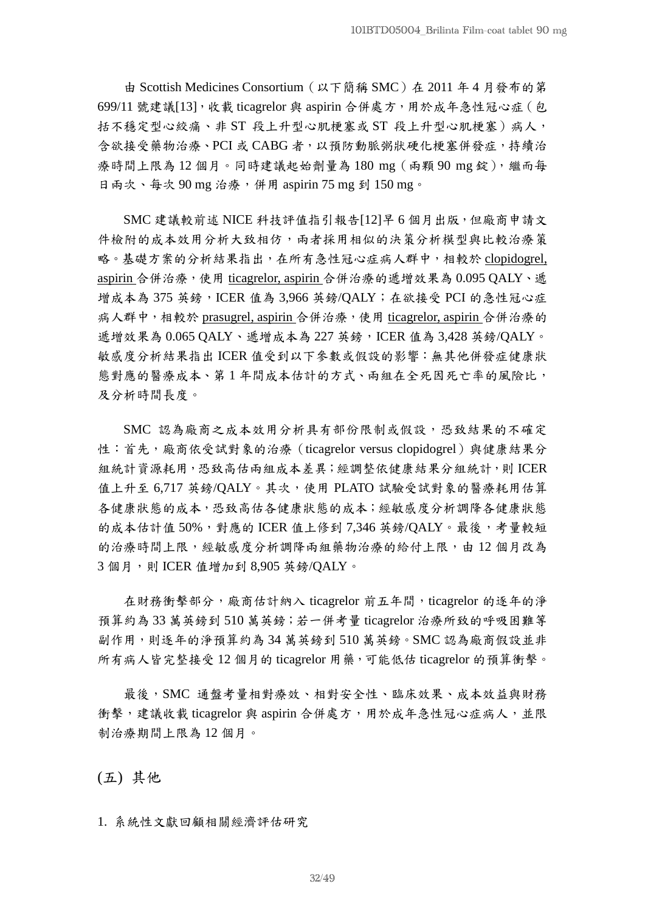由 Scottish Medicines Consortium（以下簡稱 SMC）在 2011 年 4 月發布的第 699/11 號建議[13]，收載 ticagrelor 與 aspirin 合併處方，用於成年急性冠心症（包括不穩定型心絞痛、非 ST 段上升型心肌梗塞或 ST 段上升型心肌梗塞）病人，含欲接受藥物治療、PCI 或 CABG 者，以預防動脈粥狀硬化梗塞併發症，持續治療時間上限為 12 個月。同時建議起始劑量為 180 mg（兩顆 90 mg 錠），繼而每日兩次、每次 90 mg 治療，併用 aspirin 75 mg 到 150 mg。

SMC 建議較前述 NICE 科技評值指引報告[12]早 6 個月出版，但廠商申請文件檢附的成本效用分析大致相仿，兩者採用相似的決策分析模型與比較治療策略。基礎方案的分析結果指出，在所有急性冠心症病人群中，相較於 clopidogrel, aspirin 合併治療，使用 ticagrelor, aspirin 合併治療的遞增效果為 0.095 QALY、遞增成本為 375 英鎊，ICER 值為 3,966 英鎊/QALY；在欲接受 PCI 的急性冠心症病人群中，相較於 prasugrel, aspirin 合併治療，使用 ticagrelor, aspirin 合併治療的遞增效果為 0.065 QALY、遞增成本為 227 英鎊，ICER 值為 3,428 英鎊/QALY。敏感度分析結果指出 ICER 值受到以下參數或假設的影響：無其他併發症健康狀態對應的醫療成本、第 1 年間成本估計的方式、兩組在全死因死亡率的風險比，及分析時間長度。

SMC 認為廠商之成本效用分析具有部份限制或假設，恐致結果的不確定性：首先，廠商依受試對象的治療（ticagrelor versus clopidogrel）與健康結果分組統計資源耗用，恐致高估兩組成本差異；經調整依健康結果分組統計，則 ICER 值上升至 6,717 英鎊/QALY。其次，使用 PLATO 試驗受試對象的醫療耗用估算各健康狀態的成本，恐致高估各健康狀態的成本；經敏感度分析調降各健康狀態的成本估計值 50%，對應的 ICER 值上修到 7,346 英鎊/QALY。最後，考量較短的治療時間上限，經敏感度分析調降兩組藥物治療的給付上限，由 12 個月改為 3 個月，則 ICER 值增加到 8,905 英鎊/QALY。

在財務衝擊部分，廠商估計納入 ticagrelor 前五年間，ticagrelor 的逐年的淨預算約為 33 萬英鎊到 510 萬英鎊；若一併考量 ticagrelor 治療所致的呼吸困難等副作用，則逐年的淨預算約為 34 萬英鎊到 510 萬英鎊。SMC 認為廠商假設並非所有病人皆完整接受 12 個月的 ticagrelor 用藥，可能低估 ticagrelor 的預算衝擊。

最後，SMC 通盤考量相對療效、相對安全性、臨床效果、成本效益與財務衝擊，建議收載 ticagrelor 與 aspirin 合併處方，用於成年急性冠心症病人，並限制治療期間上限為 12 個月。

## (五) 其他

1. 系統性文獻回顧相關經濟評估研究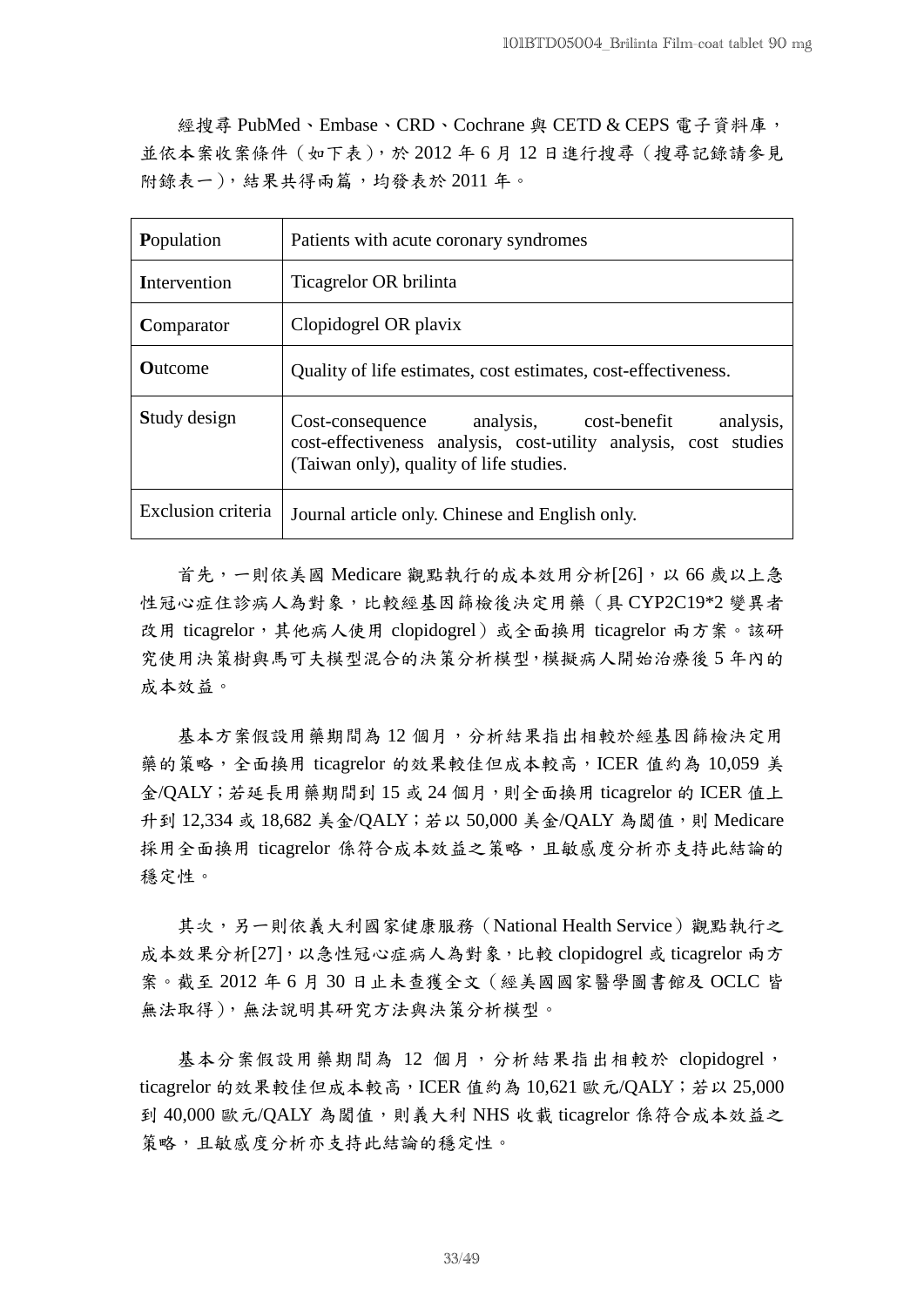經搜尋 PubMed、Embase、CRD、Cochrane 與 CETD & CEPS 電子資料庫，並依本案收案條件（如下表），於 2012 年 6 月 12 日進行搜尋（搜尋記錄請參見附錄表一），結果共得兩篇，均發表於 2011 年。

| | |
|---|---|
| **P**opulation | Patients with acute coronary syndromes |
| **I**ntervention | Ticagrelor OR brilinta |
| **C**omparator | Clopidogrel OR plavix |
| **O**utcome | Quality of life estimates, cost estimates, cost-effectiveness. |
| **S**tudy design | Cost-consequence analysis, cost-benefit analysis, cost-effectiveness analysis, cost-utility analysis, cost studies (Taiwan only), quality of life studies. |
| Exclusion criteria | Journal article only. Chinese and English only. |

首先，一則依美國 Medicare 觀點執行的成本效用分析[26]，以 66 歲以上急性冠心症住診病人為對象，比較經基因篩檢後決定用藥（具 CYP2C19*2 變異者改用 ticagrelor，其他病人使用 clopidogrel）或全面換用 ticagrelor 兩方案。該研究使用決策樹與馬可夫模型混合的決策分析模型，模擬病人開始治療後 5 年內的成本效益。

基本方案假設用藥期間為 12 個月，分析結果指出相較於經基因篩檢決定用藥的策略，全面換用 ticagrelor 的效果較佳但成本較高，ICER 值約為 10,059 美金/QALY；若延長用藥期間到 15 或 24 個月，則全面換用 ticagrelor 的 ICER 值上升到 12,334 或 18,682 美金/QALY；若以 50,000 美金/QALY 為閾值，則 Medicare 採用全面換用 ticagrelor 係符合成本效益之策略，且敏感度分析亦支持此結論的穩定性。

其次，另一則依義大利國家健康服務（National Health Service）觀點執行之成本效果分析[27]，以急性冠心症病人為對象，比較 clopidogrel 或 ticagrelor 兩方案。截至 2012 年 6 月 30 日止未查獲全文（經美國國家醫學圖書館及 OCLC 皆無法取得），無法說明其研究方法與決策分析模型。

基本分案假設用藥期間為 12 個月，分析結果指出相較於 clopidogrel，ticagrelor 的效果較佳但成本較高，ICER 值約為 10,621 歐元/QALY；若以 25,000 到 40,000 歐元/QALY 為閾值，則義大利 NHS 收載 ticagrelor 係符合成本效益之策略，且敏感度分析亦支持此結論的穩定性。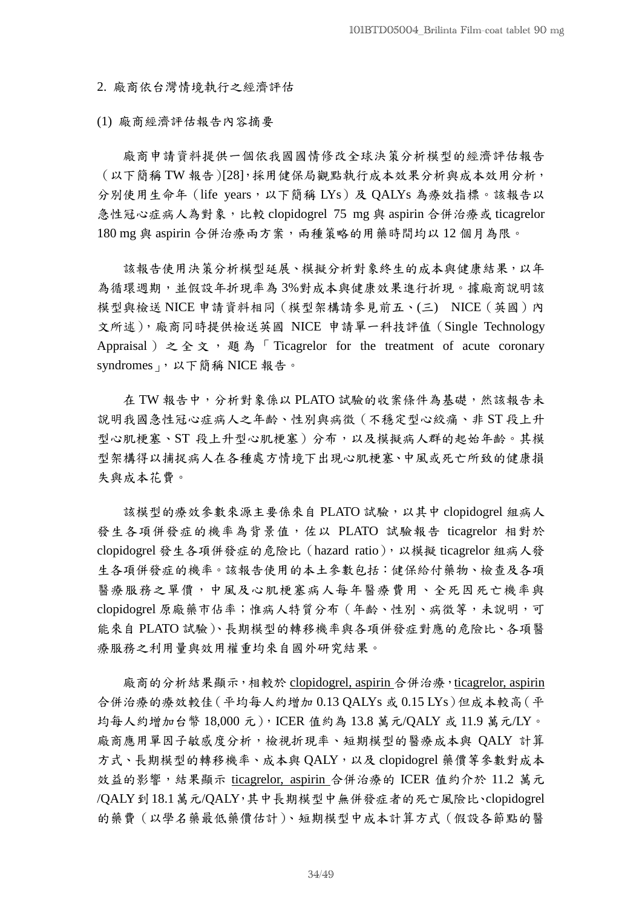2. 廠商依台灣情境執行之經濟評估

(1) 廠商經濟評估報告內容摘要

廠商申請資料提供一個依我國國情修改全球決策分析模型的經濟評估報告（以下簡稱 TW 報告）[28]，採用健保局觀點執行成本效果分析與成本效用分析，分別使用生命年（life years，以下簡稱 LYs）及 QALYs 為療效指標。該報告以急性冠心症病人為對象，比較 clopidogrel 75 mg 與 aspirin 合併治療或 ticagrelor 180 mg 與 aspirin 合併治療兩方案，兩種策略的用藥時間均以 12 個月為限。

該報告使用決策分析模型延展、模擬分析對象終生的成本與健康結果，以年為循環週期，並假設年折現率為 3%對成本與健康效果進行折現。據廠商說明該模型與檢送 NICE 申請資料相同（模型架構請參見前五、(三) NICE（英國）內文所述），廠商同時提供檢送英國 NICE 申請單一科技評值（Single Technology Appraisal）之全文，題為「Ticagrelor for the treatment of acute coronary syndromes」，以下簡稱 NICE 報告。

在 TW 報告中，分析對象係以 PLATO 試驗的收案條件為基礎，然該報告未說明我國急性冠心症病人之年齡、性別與病徵（不穩定型心絞痛、非 ST 段上升型心肌梗塞、ST 段上升型心肌梗塞）分布，以及模擬病人群的起始年齡。其模型架構得以捕捉病人在各種處方情境下出現心肌梗塞、中風或死亡所致的健康損失與成本花費。

該模型的療效參數來源主要係來自 PLATO 試驗，以其中 clopidogrel 組病人發生各項併發症的機率為背景值，佐以 PLATO 試驗報告 ticagrelor 相對於 clopidogrel 發生各項併發症的危險比（hazard ratio），以模擬 ticagrelor 組病人發生各項併發症的機率。該報告使用的本土參數包括：健保給付藥物、檢查及各項醫療服務之單價，中風及心肌梗塞病人每年醫療費用、全死因死亡機率與 clopidogrel 原廠藥市佔率；惟病人特質分布（年齡、性別、病徵等，未說明，可能來自 PLATO 試驗）、長期模型的轉移機率與各項併發症對應的危險比、各項醫療服務之利用量與效用權重均來自國外研究結果。

廠商的分析結果顯示，相較於 <u>clopidogrel, aspirin</u> 合併治療，<u>ticagrelor, aspirin</u> 合併治療的療效較佳（平均每人約增加 0.13 QALYs 或 0.15 LYs）但成本較高（平均每人約增加台幣 18,000 元），ICER 值約為 13.8 萬元/QALY 或 11.9 萬元/LY。廠商應用單因子敏感度分析，檢視折現率、短期模型的醫療成本與 QALY 計算方式、長期模型的轉移機率、成本與 QALY，以及 clopidogrel 藥價等參數對成本效益的影響，結果顯示 <u>ticagrelor, aspirin</u> 合併治療的 ICER 值約介於 11.2 萬元/QALY 到 18.1 萬元/QALY，其中長期模型中無併發症者的死亡風險比、clopidogrel 的藥費（以學名藥最低藥價估計）、短期模型中成本計算方式（假設各節點的醫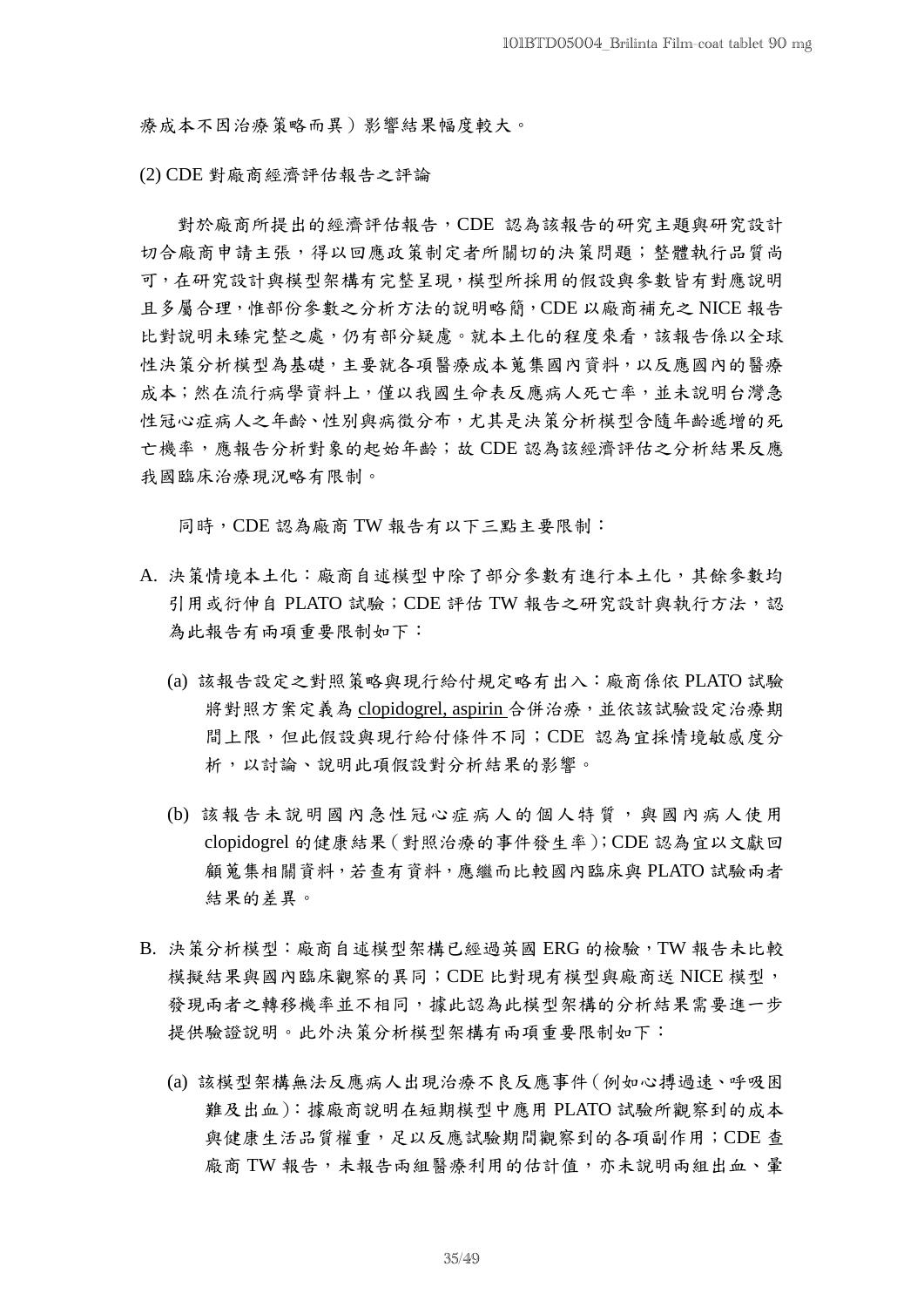療成本不因治療策略而異）影響結果幅度較大。

(2) CDE 對廠商經濟評估報告之評論

對於廠商所提出的經濟評估報告，CDE 認為該報告的研究主題與研究設計切合廠商申請主張，得以回應政策制定者所關切的決策問題；整體執行品質尚可，在研究設計與模型架構有完整呈現，模型所採用的假設與參數皆有對應說明且多屬合理，惟部份參數之分析方法的說明略簡，CDE 以廠商補充之 NICE 報告比對說明未臻完整之處，仍有部分疑慮。就本土化的程度來看，該報告係以全球性決策分析模型為基礎，主要就各項醫療成本蒐集國內資料，以反應國內的醫療成本；然在流行病學資料上，僅以我國生命表反應病人死亡率，並未說明台灣急性冠心症病人之年齡、性別與病徵分布，尤其是決策分析模型含隨年齡遞增的死亡機率，應報告分析對象的起始年齡；故 CDE 認為該經濟評估之分析結果反應我國臨床治療現況略有限制。

同時，CDE 認為廠商 TW 報告有以下三點主要限制：

A. 決策情境本土化：廠商自述模型中除了部分參數有進行本土化，其餘參數均引用或衍伸自 PLATO 試驗；CDE 評估 TW 報告之研究設計與執行方法，認為此報告有兩項重要限制如下：

   (a) 該報告設定之對照策略與現行給付規定略有出入：廠商係依 PLATO 試驗將對照方案定義為 clopidogrel, aspirin 合併治療，並依該試驗設定治療期間上限，但此假設與現行給付條件不同；CDE 認為宜採情境敏感度分析，以討論、說明此項假設對分析結果的影響。

   (b) 該報告未說明國內急性冠心症病人的個人特質，與國內病人使用 clopidogrel 的健康結果（對照治療的事件發生率）；CDE 認為宜以文獻回顧蒐集相關資料，若查有資料，應繼而比較國內臨床與 PLATO 試驗兩者結果的差異。

B. 決策分析模型：廠商自述模型架構已經過英國 ERG 的檢驗，TW 報告未比較模擬結果與國內臨床觀察的異同；CDE 比對現有模型與廠商送 NICE 模型，發現兩者之轉移機率並不相同，據此認為此模型架構的分析結果需要進一步提供驗證說明。此外決策分析模型架構有兩項重要限制如下：

   (a) 該模型架構無法反應病人出現治療不良反應事件（例如心搏過速、呼吸困難及出血）：據廠商說明在短期模型中應用 PLATO 試驗所觀察到的成本與健康生活品質權重，足以反應試驗期間觀察到的各項副作用；CDE 查廠商 TW 報告，未報告兩組醫療利用的估計值，亦未說明兩組出血、暈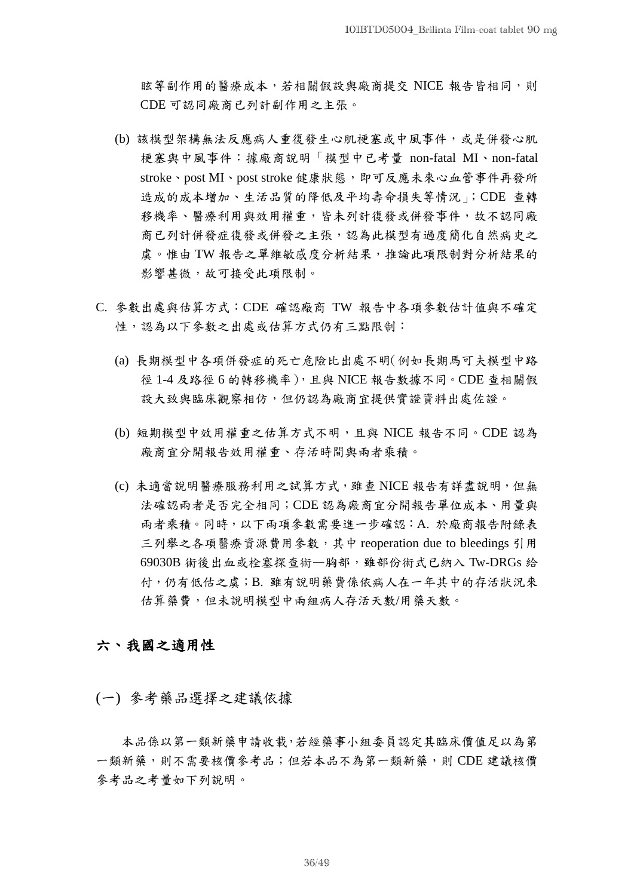眩等副作用的醫療成本，若相關假設與廠商提交 NICE 報告皆相同，則 CDE 可認同廠商已列計副作用之主張。

(b) 該模型架構無法反應病人重復發生心肌梗塞或中風事件，或是併發心肌梗塞與中風事件：據廠商說明「模型中已考量 non-fatal MI、non-fatal stroke、post MI、post stroke 健康狀態，即可反應未來心血管事件再發所造成的成本增加、生活品質的降低及平均壽命損失等情況」；CDE 查轉移機率、醫療利用與效用權重，皆未列計復發或併發事件，故不認同廠商已列計併發症復發或併發之主張，認為此模型有過度簡化自然病史之虞。惟由 TW 報告之單維敏感度分析結果，推論此項限制對分析結果的影響甚微，故可接受此項限制。

C. 參數出處與估算方式：CDE 確認廠商 TW 報告中各項參數估計值與不確定性，認為以下參數之出處或估算方式仍有三點限制：

(a) 長期模型中各項併發症的死亡危險比出處不明(例如長期馬可夫模型中路徑 1-4 及路徑 6 的轉移機率)，且與 NICE 報告數據不同。CDE 查相關假設大致與臨床觀察相仿，但仍認為廠商宜提供實證資料出處佐證。

(b) 短期模型中效用權重之估算方式不明，且與 NICE 報告不同。CDE 認為廠商宜分開報告效用權重、存活時間與兩者乘積。

(c) 未適當說明醫療服務利用之試算方式，雖查 NICE 報告有詳盡說明，但無法確認兩者是否完全相同；CDE 認為廠商宜分開報告單位成本、用量與兩者乘積。同時，以下兩項參數需要進一步確認：A. 於廠商報告附錄表三列舉之各項醫療資源費用參數，其中 reoperation due to bleedings 引用 69030B 術後出血或栓塞探查術—胸部，雖部份術式已納入 Tw-DRGs 給付，仍有低估之虞；B. 雖有說明藥費係依病人在一年其中的存活狀況來估算藥費，但未說明模型中兩組病人存活天數/用藥天數。

## 六、我國之適用性

### (一) 參考藥品選擇之建議依據

本品係以第一類新藥申請收載，若經藥事小組委員認定其臨床價值足以為第一類新藥，則不需要核價參考品；但若本品不為第一類新藥，則 CDE 建議核價參考品之考量如下列說明。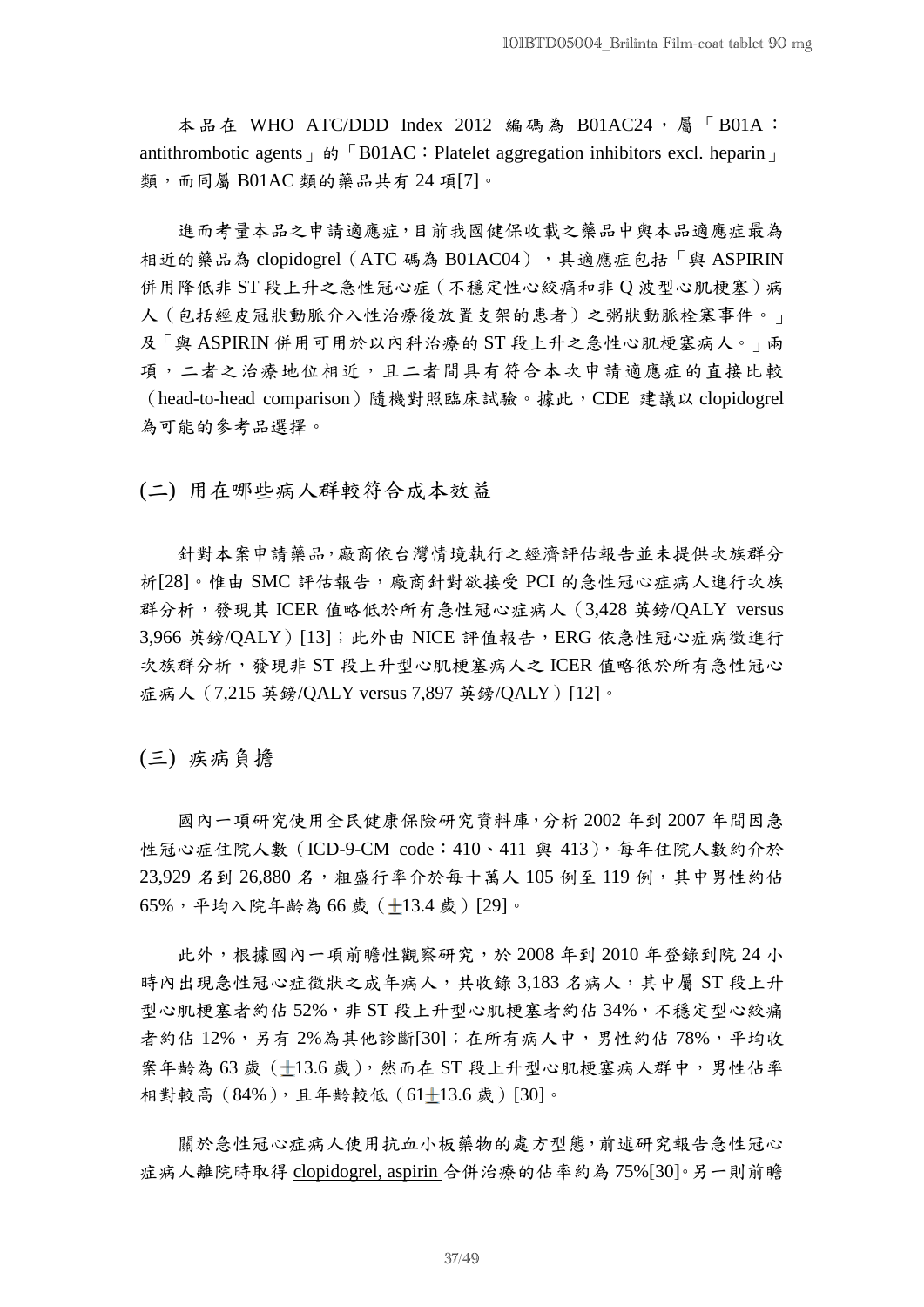本品在 WHO ATC/DDD Index 2012 編碼為 B01AC24，屬「B01A：antithrombotic agents」的「B01AC：Platelet aggregation inhibitors excl. heparin」類，而同屬 B01AC 類的藥品共有 24 項[7]。

進而考量本品之申請適應症，目前我國健保收載之藥品中與本品適應症最為相近的藥品為 clopidogrel（ATC 碼為 B01AC04），其適應症包括「與 ASPIRIN 併用降低非 ST 段上升之急性冠心症（不穩定性心絞痛和非 Q 波型心肌梗塞）病人（包括經皮冠狀動脈介入性治療後放置支架的患者）之粥狀動脈栓塞事件。」及「與 ASPIRIN 併用可用於以內科治療的 ST 段上升之急性心肌梗塞病人。」兩項，二者之治療地位相近，且二者間具有符合本次申請適應症的直接比較（head-to-head comparison）隨機對照臨床試驗。據此，CDE 建議以 clopidogrel 為可能的參考品選擇。

## (二) 用在哪些病人群較符合成本效益

針對本案申請藥品，廠商依台灣情境執行之經濟評估報告並未提供次族群分析[28]。惟由 SMC 評估報告，廠商針對欲接受 PCI 的急性冠心症病人進行次族群分析，發現其 ICER 值略低於所有急性冠心症病人（3,428 英鎊/QALY versus 3,966 英鎊/QALY）[13]；此外由 NICE 評值報告，ERG 依急性冠心症病徵進行次族群分析，發現非 ST 段上升型心肌梗塞病人之 ICER 值略低於所有急性冠心症病人（7,215 英鎊/QALY versus 7,897 英鎊/QALY）[12]。

## (三) 疾病負擔

國內一項研究使用全民健康保險研究資料庫，分析 2002 年到 2007 年間因急性冠心症住院人數（ICD-9-CM code：410、411 與 413），每年住院人數約介於 23,929 名到 26,880 名，粗盛行率介於每十萬人 105 例至 119 例，其中男性約佔 65%，平均入院年齡為 66 歲（±13.4 歲）[29]。

此外，根據國內一項前瞻性觀察研究，於 2008 年到 2010 年登錄到院 24 小時內出現急性冠心症徵狀之成年病人，共收錄 3,183 名病人，其中屬 ST 段上升型心肌梗塞者約佔 52%，非 ST 段上升型心肌梗塞者約佔 34%，不穩定型心絞痛者約佔 12%，另有 2%為其他診斷[30]；在所有病人中，男性約佔 78%，平均收案年齡為 63 歲（±13.6 歲），然而在 ST 段上升型心肌梗塞病人群中，男性佔率相對較高（84%），且年齡較低（61±13.6 歲）[30]。

關於急性冠心症病人使用抗血小板藥物的處方型態，前述研究報告急性冠心症病人離院時取得 clopidogrel, aspirin 合併治療的佔率約為 75%[30]。另一則前瞻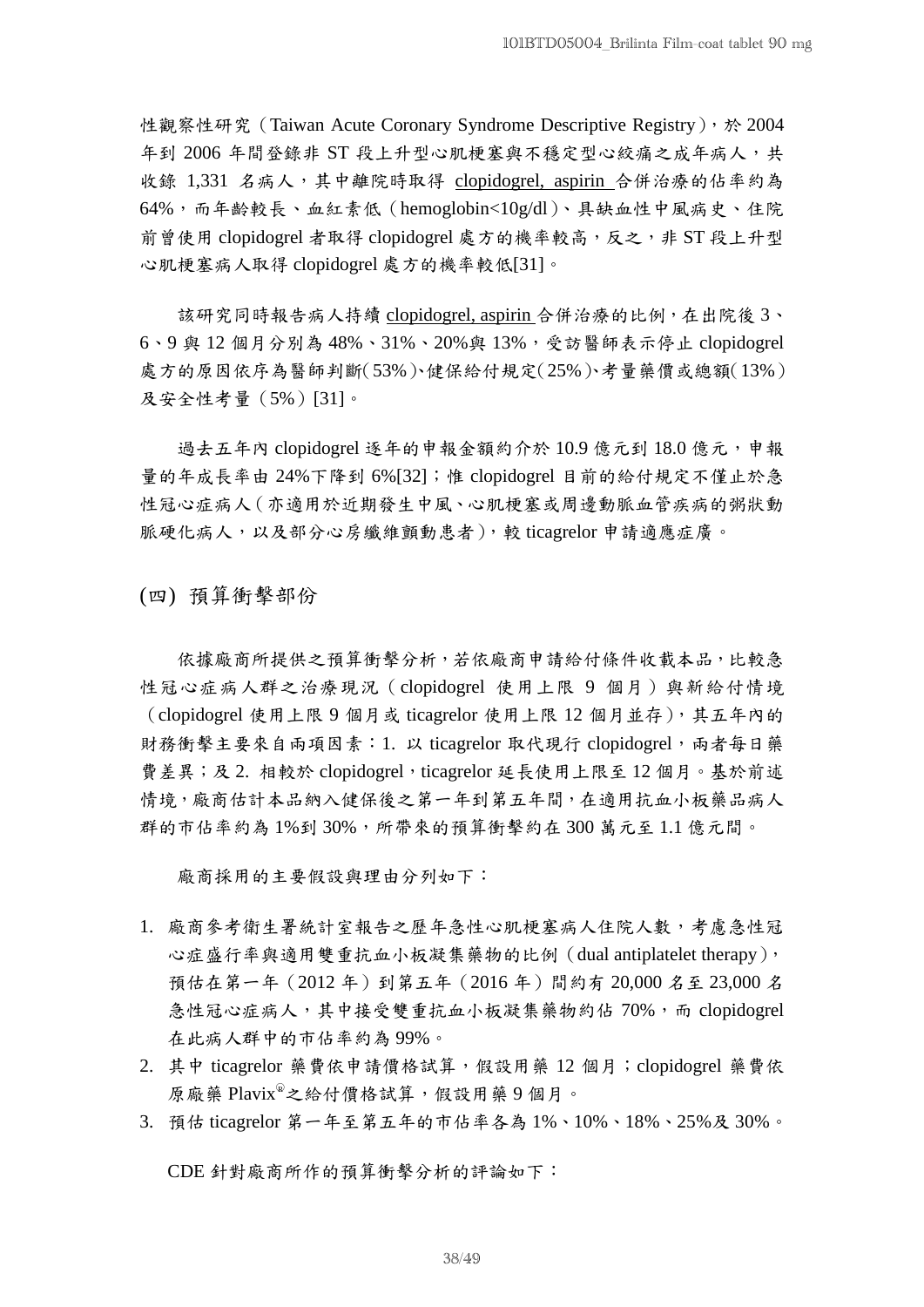性觀察性研究（Taiwan Acute Coronary Syndrome Descriptive Registry），於 2004 年到 2006 年間登錄非 ST 段上升型心肌梗塞與不穩定型心絞痛之成年病人，共收錄 1,331 名病人，其中離院時取得 clopidogrel, aspirin 合併治療的佔率約為 64%，而年齡較長、血紅素低（hemoglobin<10g/dl）、具缺血性中風病史、住院前曾使用 clopidogrel 者取得 clopidogrel 處方的機率較高，反之，非 ST 段上升型心肌梗塞病人取得 clopidogrel 處方的機率較低[31]。

該研究同時報告病人持續 clopidogrel, aspirin 合併治療的比例，在出院後 3、6、9 與 12 個月分別為 48%、31%、20%與 13%，受訪醫師表示停止 clopidogrel 處方的原因依序為醫師判斷(53%)、健保給付規定(25%)、考量藥價或總額(13%)及安全性考量（5%）[31]。

過去五年內 clopidogrel 逐年的申報金額約介於 10.9 億元到 18.0 億元，申報量的年成長率由 24%下降到 6%[32]；惟 clopidogrel 目前的給付規定不僅止於急性冠心症病人(亦適用於近期發生中風、心肌梗塞或周邊動脈血管疾病的粥狀動脈硬化病人，以及部分心房纖維顫動患者)，較 ticagrelor 申請適應症廣。

## (四) 預算衝擊部份

依據廠商所提供之預算衝擊分析，若依廠商申請給付條件收載本品，比較急性冠心症病人群之治療現況（clopidogrel 使用上限 9 個月）與新給付情境（clopidogrel 使用上限 9 個月或 ticagrelor 使用上限 12 個月並存），其五年內的財務衝擊主要來自兩項因素：1. 以 ticagrelor 取代現行 clopidogrel，兩者每日藥費差異；及 2. 相較於 clopidogrel，ticagrelor 延長使用上限至 12 個月。基於前述情境，廠商估計本品納入健保後之第一年到第五年間，在適用抗血小板藥品病人群的市佔率約為 1%到 30%，所帶來的預算衝擊約在 300 萬元至 1.1 億元間。

廠商採用的主要假設與理由分列如下：

1. 廠商參考衛生署統計室報告之歷年急性心肌梗塞病人住院人數，考慮急性冠心症盛行率與適用雙重抗血小板凝集藥物的比例（dual antiplatelet therapy），預估在第一年（2012 年）到第五年（2016 年）間約有 20,000 名至 23,000 名急性冠心症病人，其中接受雙重抗血小板凝集藥物約佔 70%，而 clopidogrel 在此病人群中的市佔率約為 99%。
2. 其中 ticagrelor 藥費依申請價格試算，假設用藥 12 個月；clopidogrel 藥費依原廠藥 Plavix®之給付價格試算，假設用藥 9 個月。
3. 預估 ticagrelor 第一年至第五年的市佔率各為 1%、10%、18%、25%及 30%。

CDE 針對廠商所作的預算衝擊分析的評論如下：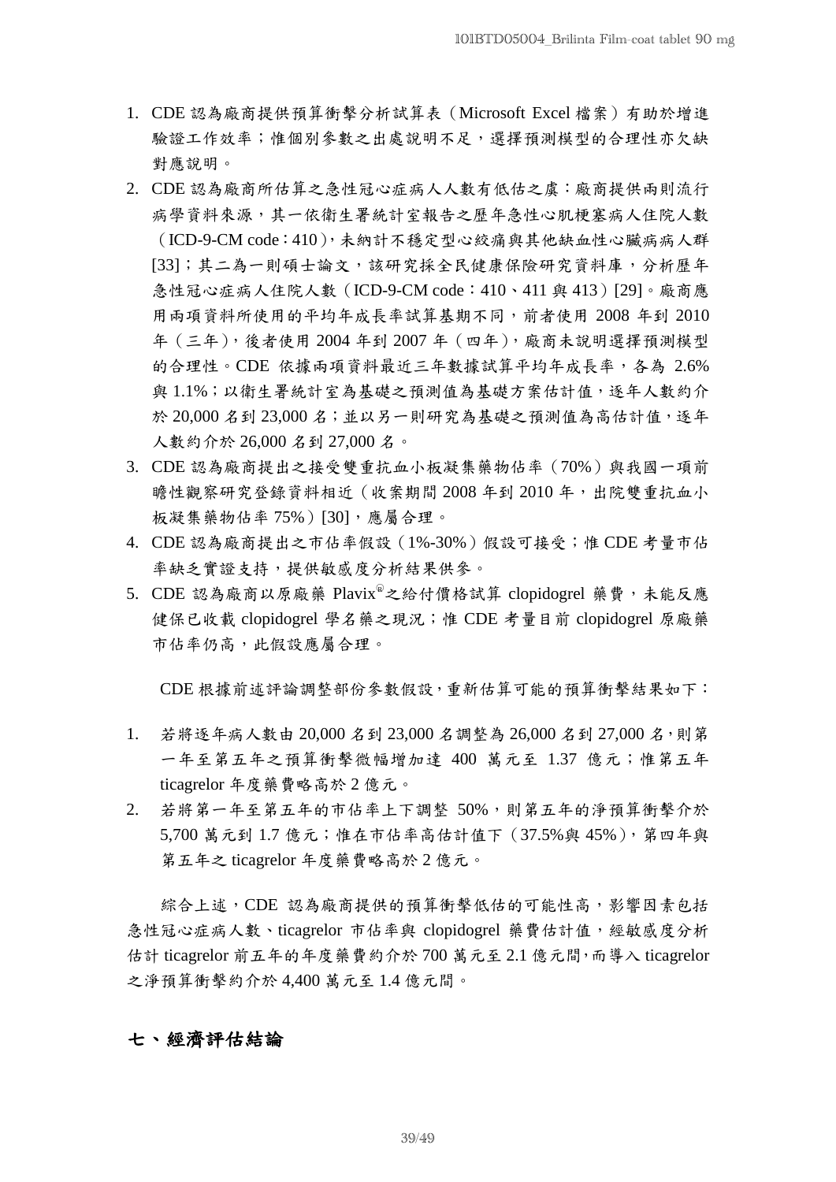1. CDE 認為廠商提供預算衝擊分析試算表（Microsoft Excel 檔案）有助於增進驗證工作效率；惟個別參數之出處說明不足，選擇預測模型的合理性亦欠缺對應說明。
2. CDE 認為廠商所估算之急性冠心症病人人數有低估之虞：廠商提供兩則流行病學資料來源，其一依衛生署統計室報告之歷年急性心肌梗塞病人住院人數（ICD-9-CM code：410），未納計不穩定型心絞痛與其他缺血性心臟病病人群[33]；其二為一則碩士論文，該研究採全民健康保險研究資料庫，分析歷年急性冠心症病人住院人數（ICD-9-CM code：410、411 與 413）[29]。廠商應用兩項資料所使用的平均年成長率試算基期不同，前者使用 2008 年到 2010 年（三年），後者使用 2004 年到 2007 年（四年），廠商未說明選擇預測模型的合理性。CDE 依據兩項資料最近三年數據試算平均年成長率，各為 2.6%與 1.1%；以衛生署統計室為基礎之預測值為基礎方案估計值，逐年人數約介於 20,000 名到 23,000 名；並以另一則研究為基礎之預測值為高估計值，逐年人數約介於 26,000 名到 27,000 名。
3. CDE 認為廠商提出之接受雙重抗血小板凝集藥物佔率（70%）與我國一項前瞻性觀察研究登錄資料相近（收案期間 2008 年到 2010 年，出院雙重抗血小板凝集藥物佔率 75%）[30]，應屬合理。
4. CDE 認為廠商提出之市佔率假設（1%-30%）假設可接受；惟 CDE 考量市佔率缺乏實證支持，提供敏感度分析結果供參。
5. CDE 認為廠商以原廠藥 Plavix®之給付價格試算 clopidogrel 藥費，未能反應健保已收載 clopidogrel 學名藥之現況；惟 CDE 考量目前 clopidogrel 原廠藥市佔率仍高，此假設應屬合理。

CDE 根據前述評論調整部份參數假設，重新估算可能的預算衝擊結果如下：

1. 若將逐年病人數由 20,000 名到 23,000 名調整為 26,000 名到 27,000 名，則第一年至第五年之預算衝擊微幅增加達 400 萬元至 1.37 億元；惟第五年 ticagrelor 年度藥費略高於 2 億元。
2. 若將第一年至第五年的市佔率上下調整 50%，則第五年的淨預算衝擊介於 5,700 萬元到 1.7 億元；惟在市佔率高估計值下（37.5%與 45%），第四年與第五年之 ticagrelor 年度藥費略高於 2 億元。

綜合上述，CDE 認為廠商提供的預算衝擊低估的可能性高，影響因素包括急性冠心症病人數、ticagrelor 市佔率與 clopidogrel 藥費估計值，經敏感度分析估計 ticagrelor 前五年的年度藥費約介於 700 萬元至 2.1 億元間，而導入 ticagrelor 之淨預算衝擊約介於 4,400 萬元至 1.4 億元間。

## 七、經濟評估結論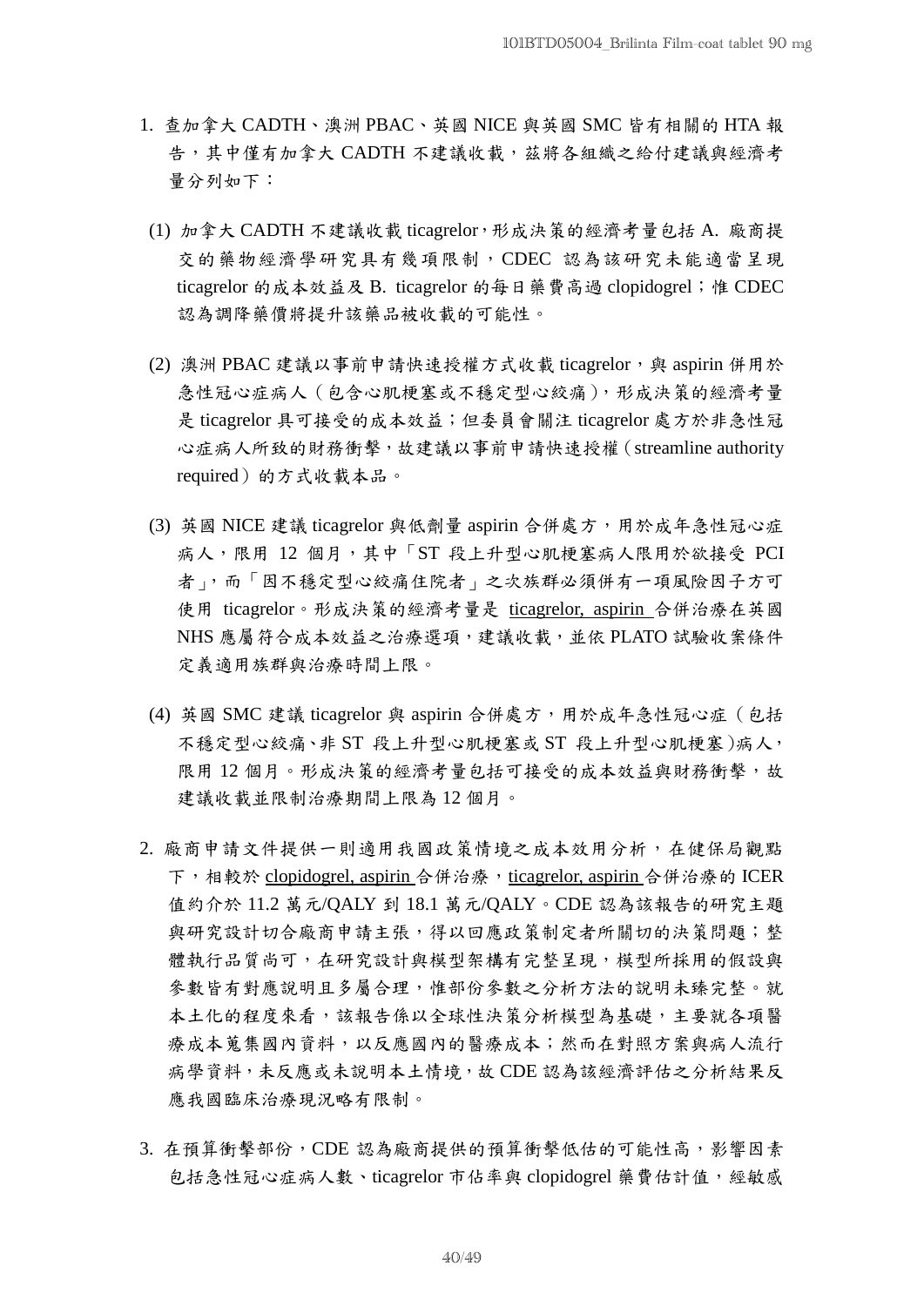1. 查加拿大 CADTH、澳洲 PBAC、英國 NICE 與英國 SMC 皆有相關的 HTA 報告，其中僅有加拿大 CADTH 不建議收載，茲將各組織之給付建議與經濟考量分列如下：

   (1) 加拿大 CADTH 不建議收載 ticagrelor，形成決策的經濟考量包括 A. 廠商提交的藥物經濟學研究具有幾項限制，CDEC 認為該研究未能適當呈現 ticagrelor 的成本效益及 B. ticagrelor 的每日藥費高過 clopidogrel；惟 CDEC 認為調降藥價將提升該藥品被收載的可能性。

   (2) 澳洲 PBAC 建議以事前申請快速授權方式收載 ticagrelor，與 aspirin 併用於急性冠心症病人（包含心肌梗塞或不穩定型心絞痛），形成決策的經濟考量是 ticagrelor 具可接受的成本效益；但委員會關注 ticagrelor 處方於非急性冠心症病人所致的財務衝擊，故建議以事前申請快速授權（streamline authority required）的方式收載本品。

   (3) 英國 NICE 建議 ticagrelor 與低劑量 aspirin 合併處方，用於成年急性冠心症病人，限用 12 個月，其中「ST 段上升型心肌梗塞病人限用於欲接受 PCI 者」，而「因不穩定型心絞痛住院者」之次族群必須併有一項風險因子方可使用 ticagrelor。形成決策的經濟考量是 ticagrelor, aspirin 合併治療在英國 NHS 應屬符合成本效益之治療選項，建議收載，並依 PLATO 試驗收案條件定義適用族群與治療時間上限。

   (4) 英國 SMC 建議 ticagrelor 與 aspirin 合併處方，用於成年急性冠心症（包括不穩定型心絞痛、非 ST 段上升型心肌梗塞或 ST 段上升型心肌梗塞)病人，限用 12 個月。形成決策的經濟考量包括可接受的成本效益與財務衝擊，故建議收載並限制治療期間上限為 12 個月。

2. 廠商申請文件提供一則適用我國政策情境之成本效用分析，在健保局觀點下，相較於 clopidogrel, aspirin 合併治療，ticagrelor, aspirin 合併治療的 ICER 值約介於 11.2 萬元/QALY 到 18.1 萬元/QALY。CDE 認為該報告的研究主題與研究設計切合廠商申請主張，得以回應政策制定者所關切的決策問題；整體執行品質尚可，在研究設計與模型架構有完整呈現，模型所採用的假設與參數皆有對應說明且多屬合理，惟部份參數之分析方法的說明未臻完整。就本土化的程度來看，該報告係以全球性決策分析模型為基礎，主要就各項醫療成本蒐集國內資料，以反應國內的醫療成本；然而在對照方案與病人流行病學資料，未反應或未說明本土情境，故 CDE 認為該經濟評估之分析結果反應我國臨床治療現況略有限制。

3. 在預算衝擊部份，CDE 認為廠商提供的預算衝擊低估的可能性高，影響因素包括急性冠心症病人數、ticagrelor 市佔率與 clopidogrel 藥費估計值，經敏感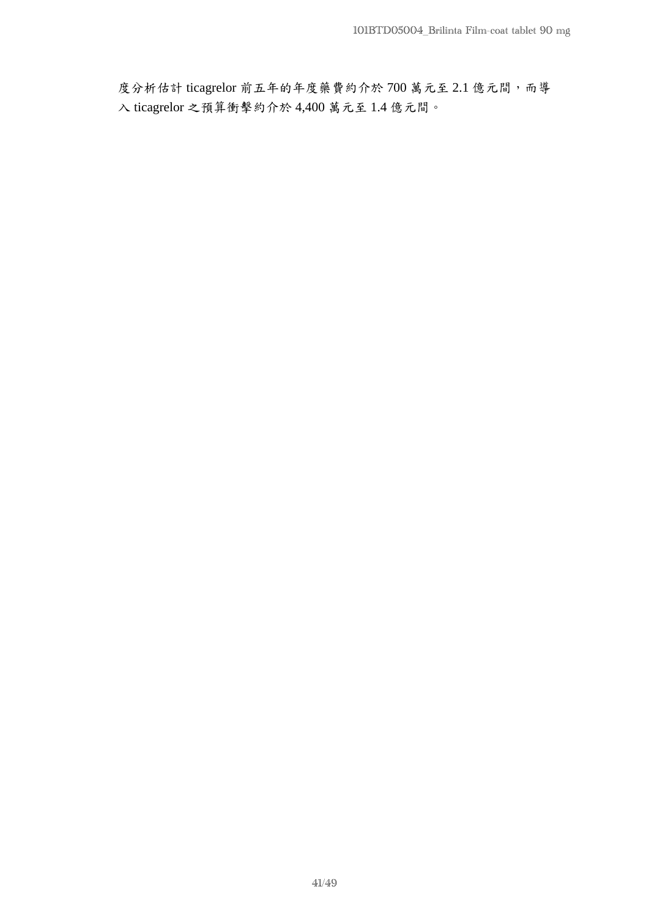度分析估計 ticagrelor 前五年的年度藥費約介於 700 萬元至 2.1 億元間，而導入 ticagrelor 之預算衝擊約介於 4,400 萬元至 1.4 億元間。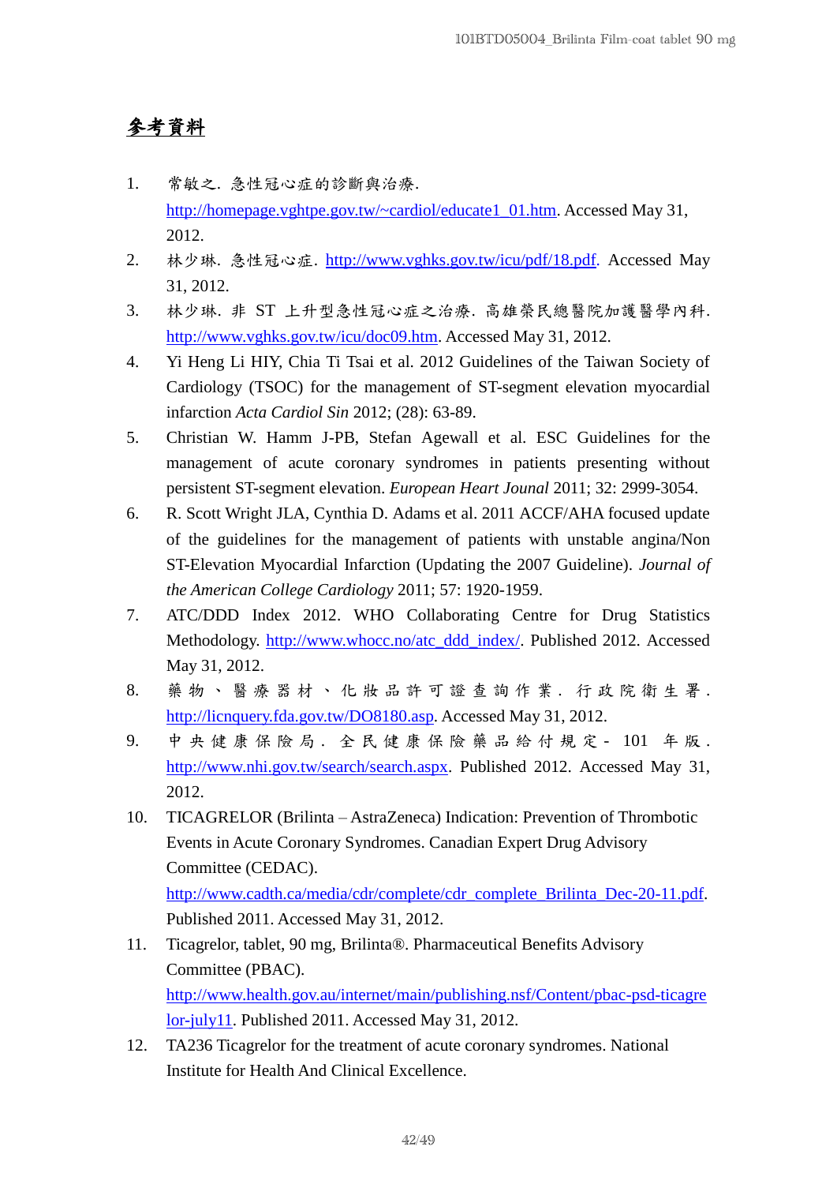## 參考資料

1. 常敏之. 急性冠心症的診斷與治療. http://homepage.vghtpe.gov.tw/~cardiol/educate1_01.htm. Accessed May 31, 2012.
2. 林少琳. 急性冠心症. http://www.vghks.gov.tw/icu/pdf/18.pdf. Accessed May 31, 2012.
3. 林少琳. 非 ST 上升型急性冠心症之治療. 高雄榮民總醫院加護醫學內科. http://www.vghks.gov.tw/icu/doc09.htm. Accessed May 31, 2012.
4. Yi Heng Li HIY, Chia Ti Tsai et al. 2012 Guidelines of the Taiwan Society of Cardiology (TSOC) for the management of ST-segment elevation myocardial infarction *Acta Cardiol Sin* 2012; (28): 63-89.
5. Christian W. Hamm J-PB, Stefan Agewall et al. ESC Guidelines for the management of acute coronary syndromes in patients presenting without persistent ST-segment elevation. *European Heart Jounal* 2011; 32: 2999-3054.
6. R. Scott Wright JLA, Cynthia D. Adams et al. 2011 ACCF/AHA focused update of the guidelines for the management of patients with unstable angina/Non ST-Elevation Myocardial Infarction (Updating the 2007 Guideline). *Journal of the American College Cardiology* 2011; 57: 1920-1959.
7. ATC/DDD Index 2012. WHO Collaborating Centre for Drug Statistics Methodology. http://www.whocc.no/atc_ddd_index/. Published 2012. Accessed May 31, 2012.
8. 藥物、醫療器材、化妝品許可證查詢作業. 行政院衛生署. http://licnquery.fda.gov.tw/DO8180.asp. Accessed May 31, 2012.
9. 中央健康保險局. 全民健康保險藥品給付規定- 101 年版. http://www.nhi.gov.tw/search/search.aspx. Published 2012. Accessed May 31, 2012.
10. TICAGRELOR (Brilinta – AstraZeneca) Indication: Prevention of Thrombotic Events in Acute Coronary Syndromes. Canadian Expert Drug Advisory Committee (CEDAC). http://www.cadth.ca/media/cdr/complete/cdr_complete_Brilinta_Dec-20-11.pdf. Published 2011. Accessed May 31, 2012.
11. Ticagrelor, tablet, 90 mg, Brilinta®. Pharmaceutical Benefits Advisory Committee (PBAC). http://www.health.gov.au/internet/main/publishing.nsf/Content/pbac-psd-ticagrelor-july11. Published 2011. Accessed May 31, 2012.
12. TA236 Ticagrelor for the treatment of acute coronary syndromes. National Institute for Health And Clinical Excellence.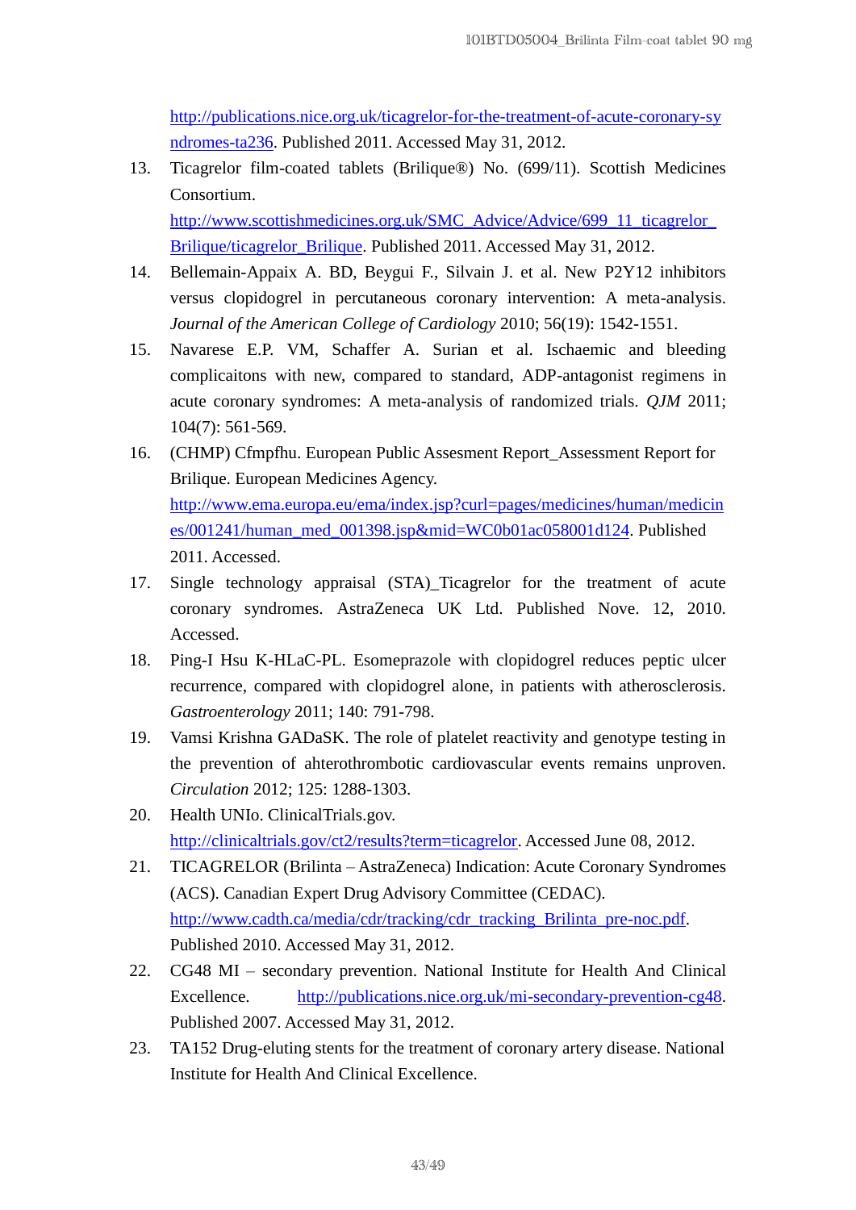http://publications.nice.org.uk/ticagrelor-for-the-treatment-of-acute-coronary-syndromes-ta236. Published 2011. Accessed May 31, 2012.

13. Ticagrelor film-coated tablets (Brilique®) No. (699/11). Scottish Medicines Consortium. http://www.scottishmedicines.org.uk/SMC_Advice/Advice/699_11_ticagrelor_Brilique/ticagrelor_Brilique. Published 2011. Accessed May 31, 2012.
14. Bellemain-Appaix A. BD, Beygui F., Silvain J. et al. New P2Y12 inhibitors versus clopidogrel in percutaneous coronary intervention: A meta-analysis. *Journal of the American College of Cardiology* 2010; 56(19): 1542-1551.
15. Navarese E.P. VM, Schaffer A. Surian et al. Ischaemic and bleeding complicaitons with new, compared to standard, ADP-antagonist regimens in acute coronary syndromes: A meta-analysis of randomized trials. *QJM* 2011; 104(7): 561-569.
16. (CHMP) Cfmpfhu. European Public Assesment Report_Assessment Report for Brilique. European Medicines Agency. http://www.ema.europa.eu/ema/index.jsp?curl=pages/medicines/human/medicines/001241/human_med_001398.jsp&mid=WC0b01ac058001d124. Published 2011. Accessed.
17. Single technology appraisal (STA)_Ticagrelor for the treatment of acute coronary syndromes. AstraZeneca UK Ltd. Published Nove. 12, 2010. Accessed.
18. Ping-I Hsu K-HLaC-PL. Esomeprazole with clopidogrel reduces peptic ulcer recurrence, compared with clopidogrel alone, in patients with atherosclerosis. *Gastroenterology* 2011; 140: 791-798.
19. Vamsi Krishna GADaSK. The role of platelet reactivity and genotype testing in the prevention of ahterothrombotic cardiovascular events remains unproven. *Circulation* 2012; 125: 1288-1303.
20. Health UNIo. ClinicalTrials.gov. http://clinicaltrials.gov/ct2/results?term=ticagrelor. Accessed June 08, 2012.
21. TICAGRELOR (Brilinta – AstraZeneca) Indication: Acute Coronary Syndromes (ACS). Canadian Expert Drug Advisory Committee (CEDAC). http://www.cadth.ca/media/cdr/tracking/cdr_tracking_Brilinta_pre-noc.pdf. Published 2010. Accessed May 31, 2012.
22. CG48 MI – secondary prevention. National Institute for Health And Clinical Excellence. http://publications.nice.org.uk/mi-secondary-prevention-cg48. Published 2007. Accessed May 31, 2012.
23. TA152 Drug-eluting stents for the treatment of coronary artery disease. National Institute for Health And Clinical Excellence.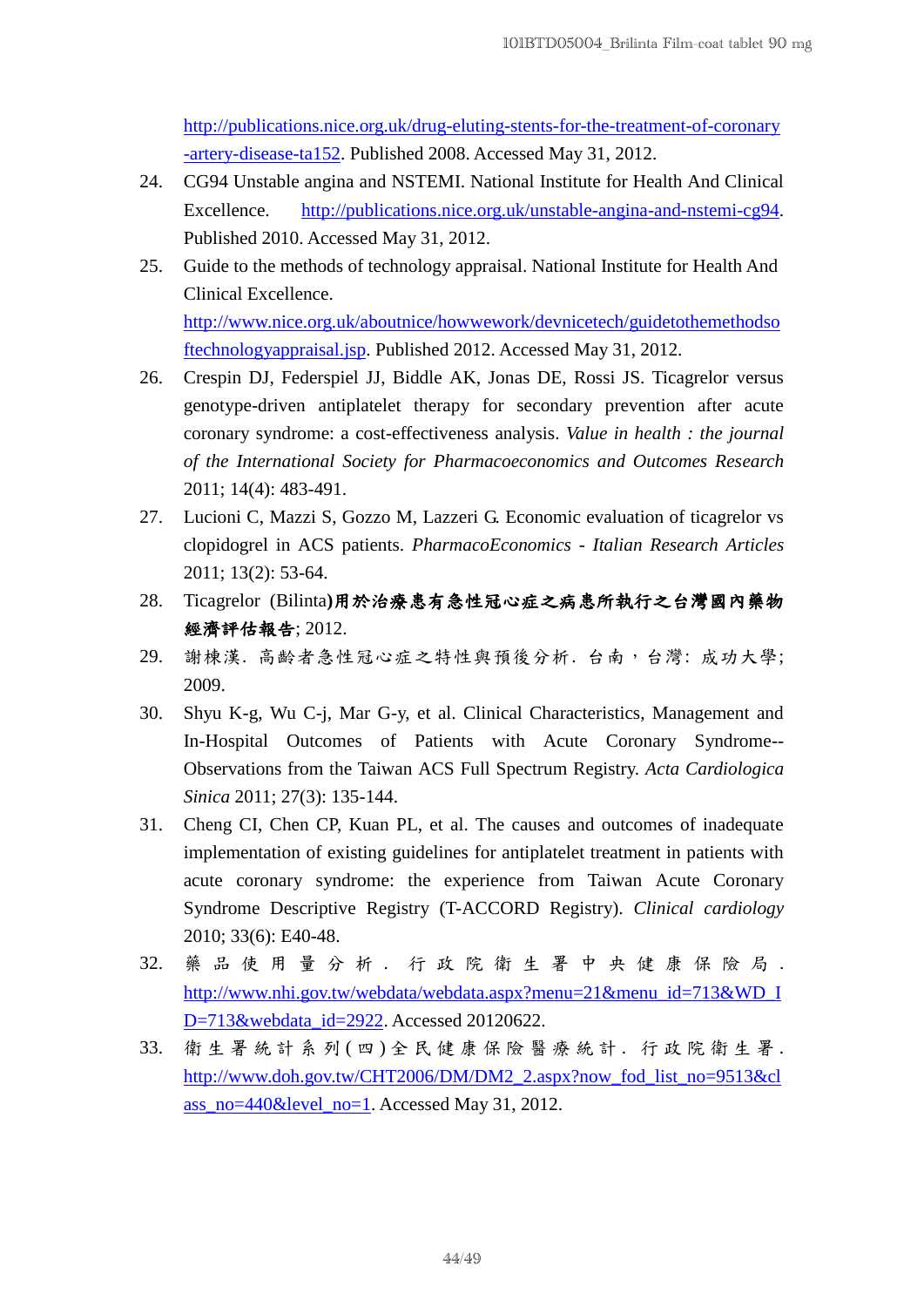http://publications.nice.org.uk/drug-eluting-stents-for-the-treatment-of-coronary-artery-disease-ta152. Published 2008. Accessed May 31, 2012.

24. CG94 Unstable angina and NSTEMI. National Institute for Health And Clinical Excellence. http://publications.nice.org.uk/unstable-angina-and-nstemi-cg94. Published 2010. Accessed May 31, 2012.
25. Guide to the methods of technology appraisal. National Institute for Health And Clinical Excellence. http://www.nice.org.uk/aboutnice/howwework/devnicetech/guidetothemethodsoftechnologyappraisal.jsp. Published 2012. Accessed May 31, 2012.
26. Crespin DJ, Federspiel JJ, Biddle AK, Jonas DE, Rossi JS. Ticagrelor versus genotype-driven antiplatelet therapy for secondary prevention after acute coronary syndrome: a cost-effectiveness analysis. *Value in health : the journal of the International Society for Pharmacoeconomics and Outcomes Research* 2011; 14(4): 483-491.
27. Lucioni C, Mazzi S, Gozzo M, Lazzeri G. Economic evaluation of ticagrelor vs clopidogrel in ACS patients. *PharmacoEconomics - Italian Research Articles* 2011; 13(2): 53-64.
28. Ticagrelor (Bilinta)**用於治療患有急性冠心症之病患所執行之台灣國內藥物經濟評估報告**; 2012.
29. 謝棟漢. 高齡者急性冠心症之特性與預後分析. 台南，台灣: 成功大學; 2009.
30. Shyu K-g, Wu C-j, Mar G-y, et al. Clinical Characteristics, Management and In-Hospital Outcomes of Patients with Acute Coronary Syndrome--Observations from the Taiwan ACS Full Spectrum Registry. *Acta Cardiologica Sinica* 2011; 27(3): 135-144.
31. Cheng CI, Chen CP, Kuan PL, et al. The causes and outcomes of inadequate implementation of existing guidelines for antiplatelet treatment in patients with acute coronary syndrome: the experience from Taiwan Acute Coronary Syndrome Descriptive Registry (T-ACCORD Registry). *Clinical cardiology* 2010; 33(6): E40-48.
32. 藥品使用量分析. 行政院衛生署中央健康保險局. http://www.nhi.gov.tw/webdata/webdata.aspx?menu=21&menu_id=713&WD_ID=713&webdata_id=2922. Accessed 20120622.
33. 衛生署統計系列(四)全民健康保險醫療統計. 行政院衛生署. http://www.doh.gov.tw/CHT2006/DM/DM2_2.aspx?now_fod_list_no=9513&class_no=440&level_no=1. Accessed May 31, 2012.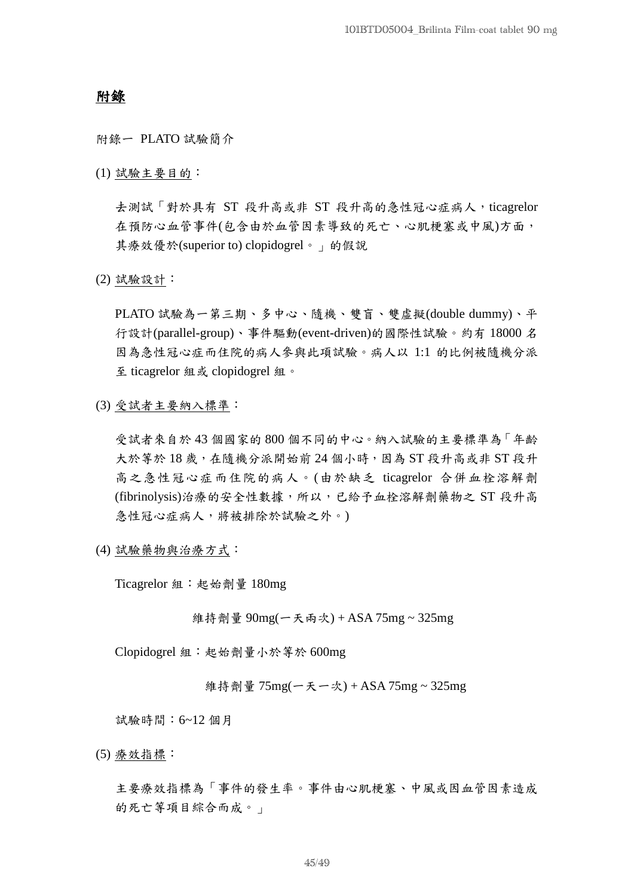# 附錄

附錄一 PLATO 試驗簡介

(1) 試驗主要目的：

去測試「對於具有 ST 段升高或非 ST 段升高的急性冠心症病人，ticagrelor 在預防心血管事件(包含由於血管因素導致的死亡、心肌梗塞或中風)方面，其療效優於(superior to) clopidogrel。」的假說

(2) 試驗設計：

PLATO 試驗為一第三期、多中心、隨機、雙盲、雙虛擬(double dummy)、平行設計(parallel-group)、事件驅動(event-driven)的國際性試驗。約有 18000 名因為急性冠心症而住院的病人參與此項試驗。病人以 1:1 的比例被隨機分派至 ticagrelor 組或 clopidogrel 組。

(3) 受試者主要納入標準：

受試者來自於 43 個國家的 800 個不同的中心。納入試驗的主要標準為「年齡大於等於 18 歲，在隨機分派開始前 24 個小時，因為 ST 段升高或非 ST 段升高之急性冠心症而住院的病人。(由於缺乏 ticagrelor 合併血栓溶解劑(fibrinolysis)治療的安全性數據，所以，已給予血栓溶解劑藥物之 ST 段升高急性冠心症病人，將被排除於試驗之外。)

(4) 試驗藥物與治療方式：

Ticagrelor 組：起始劑量 180mg

維持劑量 90mg(一天兩次) + ASA 75mg ~ 325mg

Clopidogrel 組：起始劑量小於等於 600mg

維持劑量 75mg(一天一次) + ASA 75mg ~ 325mg

試驗時間：6~12 個月

(5) 療效指標：

主要療效指標為「事件的發生率。事件由心肌梗塞、中風或因血管因素造成的死亡等項目綜合而成。」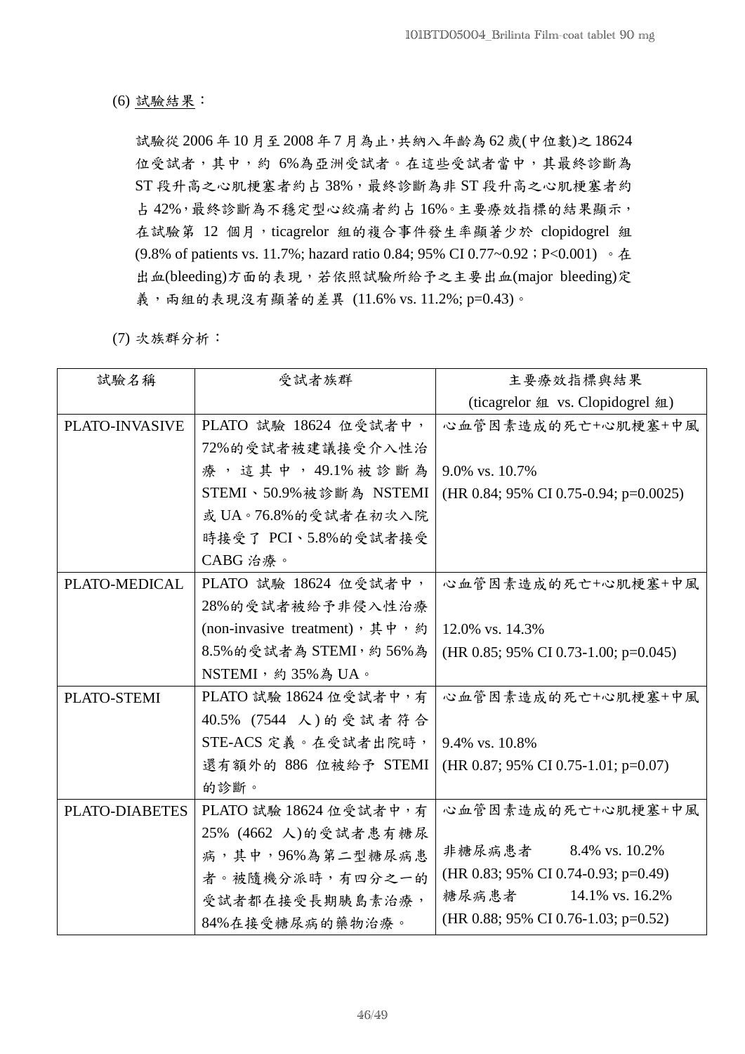(6) <u>試驗結果</u>：

試驗從 2006 年 10 月至 2008 年 7 月為止，共納入年齡為 62 歲(中位數)之 18624 位受試者，其中，約 6%為亞洲受試者。在這些受試者當中，其最終診斷為 ST 段升高之心肌梗塞者約占 38%，最終診斷為非 ST 段升高之心肌梗塞者約占 42%，最終診斷為不穩定型心絞痛者約占 16%。主要療效指標的結果顯示，在試驗第 12 個月，ticagrelor 組的複合事件發生率顯著少於 clopidogrel 組 (9.8% of patients vs. 11.7%; hazard ratio 0.84; 95% CI 0.77~0.92；P<0.001) 。在出血(bleeding)方面的表現，若依照試驗所給予之主要出血(major bleeding)定義，兩組的表現沒有顯著的差異 (11.6% vs. 11.2%; p=0.43)。

(7) 次族群分析：

| 試驗名稱 | 受試者族群 | 主要療效指標與結果<br>(ticagrelor 組 vs. Clopidogrel 組) |
|---|---|---|
| PLATO-INVASIVE | PLATO 試驗 18624 位受試者中，72%的受試者被建議接受介入性治療，這其中，49.1%被診斷為 STEMI、50.9%被診斷為 NSTEMI 或 UA。76.8%的受試者在初次入院時接受了 PCI、5.8%的受試者接受 CABG 治療。 | 心血管因素造成的死亡+心肌梗塞+中風<br>9.0% vs. 10.7%<br>(HR 0.84; 95% CI 0.75-0.94; p=0.0025) |
| PLATO-MEDICAL | PLATO 試驗 18624 位受試者中，28%的受試者被給予非侵入性治療 (non-invasive treatment)，其中，約 8.5%的受試者為 STEMI，約 56%為 NSTEMI，約 35%為 UA。 | 心血管因素造成的死亡+心肌梗塞+中風<br>12.0% vs. 14.3%<br>(HR 0.85; 95% CI 0.73-1.00; p=0.045) |
| PLATO-STEMI | PLATO 試驗 18624 位受試者中，有 40.5% (7544 人)的受試者符合 STE-ACS 定義。在受試者出院時，還有額外的 886 位被給予 STEMI 的診斷。 | 心血管因素造成的死亡+心肌梗塞+中風<br>9.4% vs. 10.8%<br>(HR 0.87; 95% CI 0.75-1.01; p=0.07) |
| PLATO-DIABETES | PLATO 試驗 18624 位受試者中，有 25% (4662 人)的受試者患有糖尿病，其中，96%為第二型糖尿病患者。被隨機分派時，有四分之一的受試者都在接受長期胰島素治療，84%在接受糖尿病的藥物治療。 | 心血管因素造成的死亡+心肌梗塞+中風<br>非糖尿病患者 8.4% vs. 10.2%<br>(HR 0.83; 95% CI 0.74-0.93; p=0.49)<br>糖尿病患者 14.1% vs. 16.2%<br>(HR 0.88; 95% CI 0.76-1.03; p=0.52) |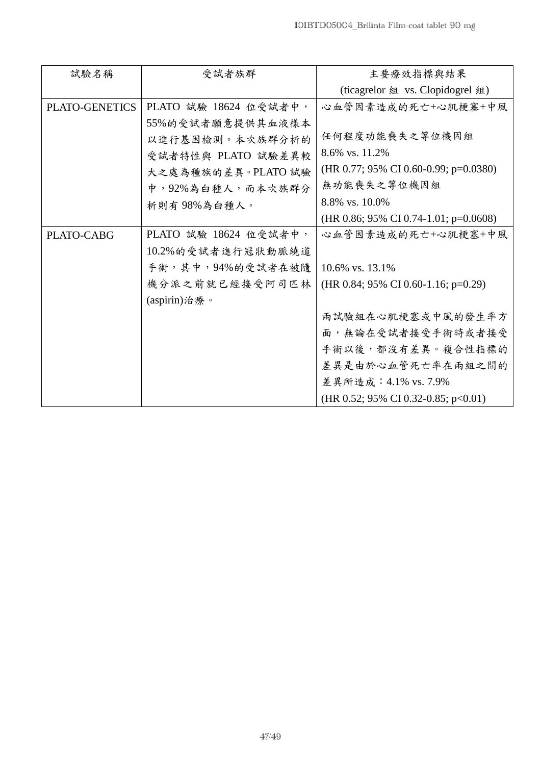| 試驗名稱 | 受試者族群 | 主要療效指標與結果<br>(ticagrelor 組 vs. Clopidogrel 組) |
|---|---|---|
| PLATO-GENETICS | PLATO 試驗 18624 位受試者中，55%的受試者願意提供其血液樣本以進行基因檢測。本次族群分析的受試者特性與 PLATO 試驗差異較大之處為種族的差異。PLATO 試驗中，92%為白種人，而本次族群分析則有 98%為白種人。 | 心血管因素造成的死亡+心肌梗塞+中風<br><br>任何程度功能喪失之等位機因組<br>8.6% vs. 11.2%<br>(HR 0.77; 95% CI 0.60-0.99; p=0.0380)<br>無功能喪失之等位機因組<br>8.8% vs. 10.0%<br>(HR 0.86; 95% CI 0.74-1.01; p=0.0608) |
| PLATO-CABG | PLATO 試驗 18624 位受試者中，10.2%的受試者進行冠狀動脈繞道手術，其中，94%的受試者在被隨機分派之前就已經接受阿司匹林(aspirin)治療。 | 心血管因素造成的死亡+心肌梗塞+中風<br><br>10.6% vs. 13.1%<br>(HR 0.84; 95% CI 0.60-1.16; p=0.29)<br><br>兩試驗組在心肌梗塞或中風的發生率方面，無論在受試者接受手術時或者接受手術以後，都沒有差異。複合性指標的差異是由於心血管死亡率在兩組之間的差異所造成：4.1% vs. 7.9%<br>(HR 0.52; 95% CI 0.32-0.85; p<0.01) |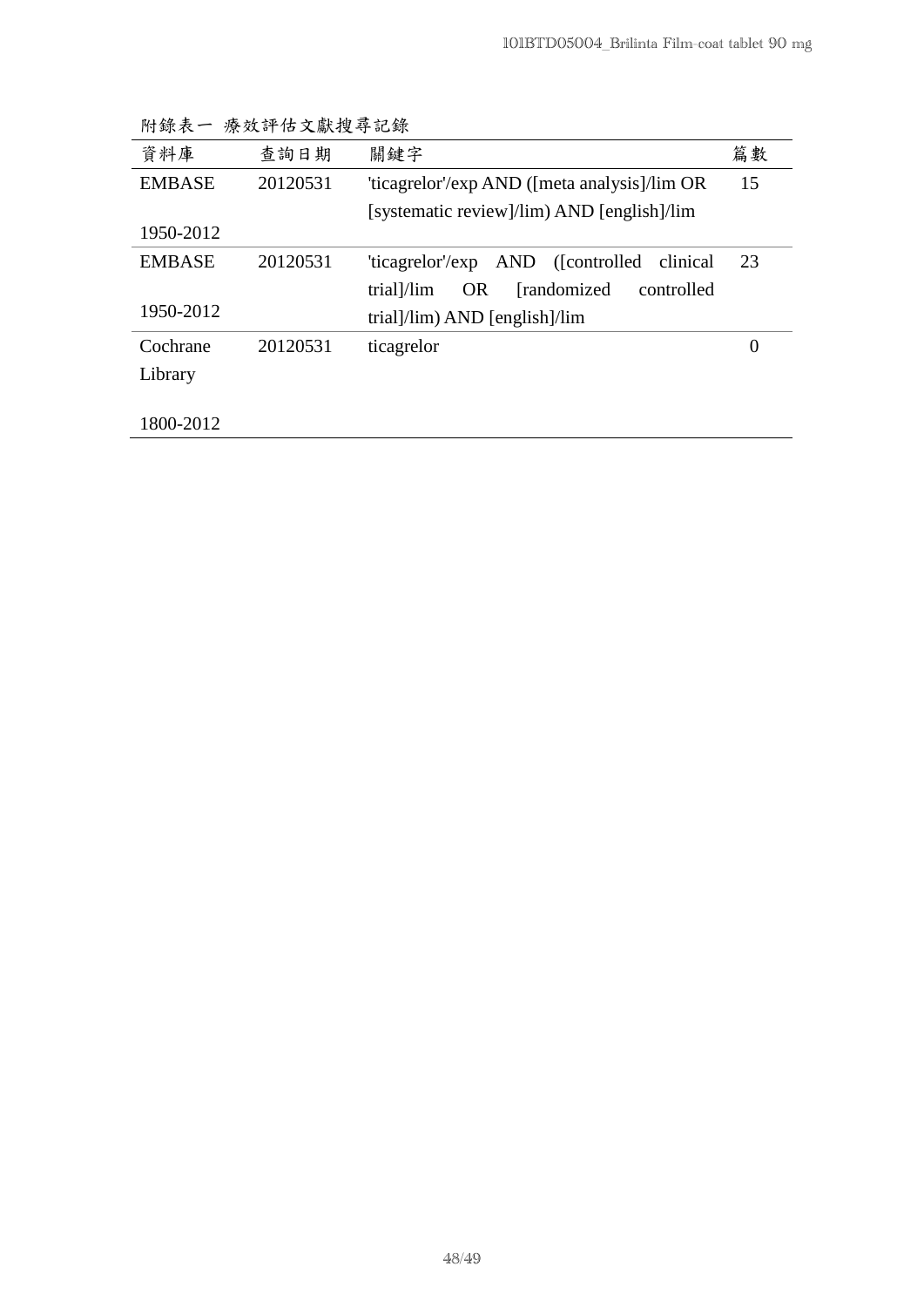附錄表一 療效評估文獻搜尋記錄

| 資料庫 | 查詢日期 | 關鍵字 | 篇數 |
| --- | --- | --- | --- |
| EMBASE 1950-2012 | 20120531 | 'ticagrelor'/exp AND ([meta analysis]/lim OR [systematic review]/lim) AND [english]/lim | 15 |
| EMBASE 1950-2012 | 20120531 | 'ticagrelor'/exp AND ([controlled clinical trial]/lim OR [randomized controlled trial]/lim) AND [english]/lim | 23 |
| Cochrane Library 1800-2012 | 20120531 | ticagrelor | 0 |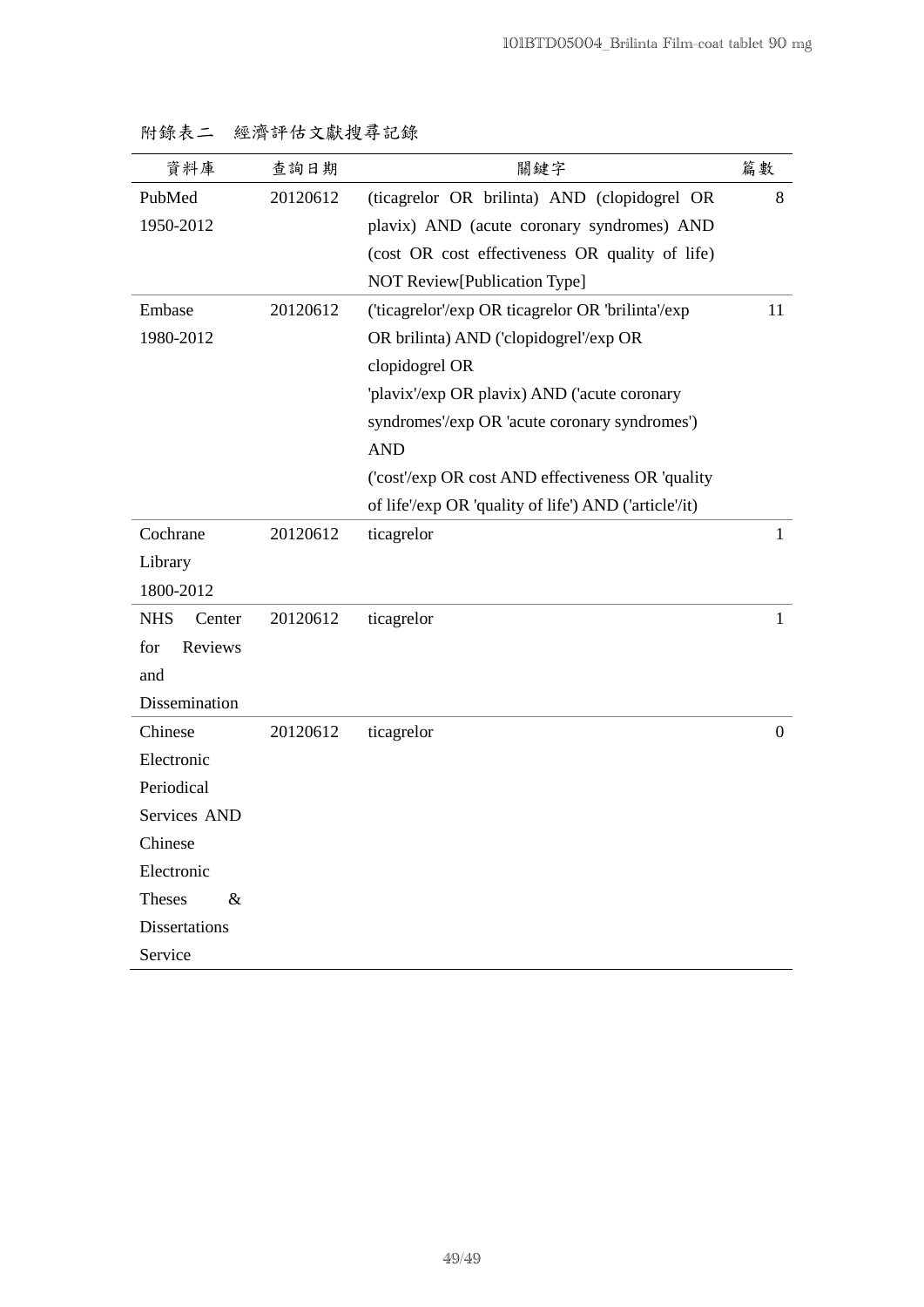附錄表二　經濟評估文獻搜尋記錄

| 資料庫 | 查詢日期 | 關鍵字 | 篇數 |
|---|---|---|---|
| PubMed 1950-2012 | 20120612 | (ticagrelor OR brilinta) AND (clopidogrel OR plavix) AND (acute coronary syndromes) AND (cost OR cost effectiveness OR quality of life) NOT Review[Publication Type] | 8 |
| Embase 1980-2012 | 20120612 | ('ticagrelor'/exp OR ticagrelor OR 'brilinta'/exp OR brilinta) AND ('clopidogrel'/exp OR clopidogrel OR 'plavix'/exp OR plavix) AND ('acute coronary syndromes'/exp OR 'acute coronary syndromes') AND ('cost'/exp OR cost AND effectiveness OR 'quality of life'/exp OR 'quality of life') AND ('article'/it) | 11 |
| Cochrane Library 1800-2012 | 20120612 | ticagrelor | 1 |
| NHS Center for Reviews and Dissemination | 20120612 | ticagrelor | 1 |
| Chinese Electronic Periodical Services AND Chinese Electronic Theses & Dissertations Service | 20120612 | ticagrelor | 0 |